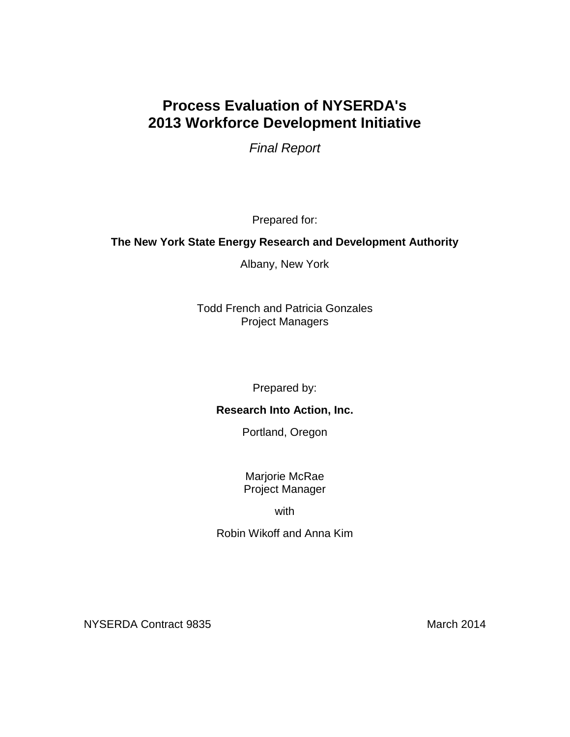# Process Evaluation of NYSERDA's 2013 Workforce Development Initiative

*Final Report*

Prepared for:

**The New York State Energy Research and Development Authority**

Albany, New York

Todd French and Patricia Gonzales
Project Managers

Prepared by:

**Research Into Action, Inc.**

Portland, Oregon

Marjorie McRae
Project Manager

with

Robin Wikoff and Anna Kim

NYSERDA Contract 9835

March 2014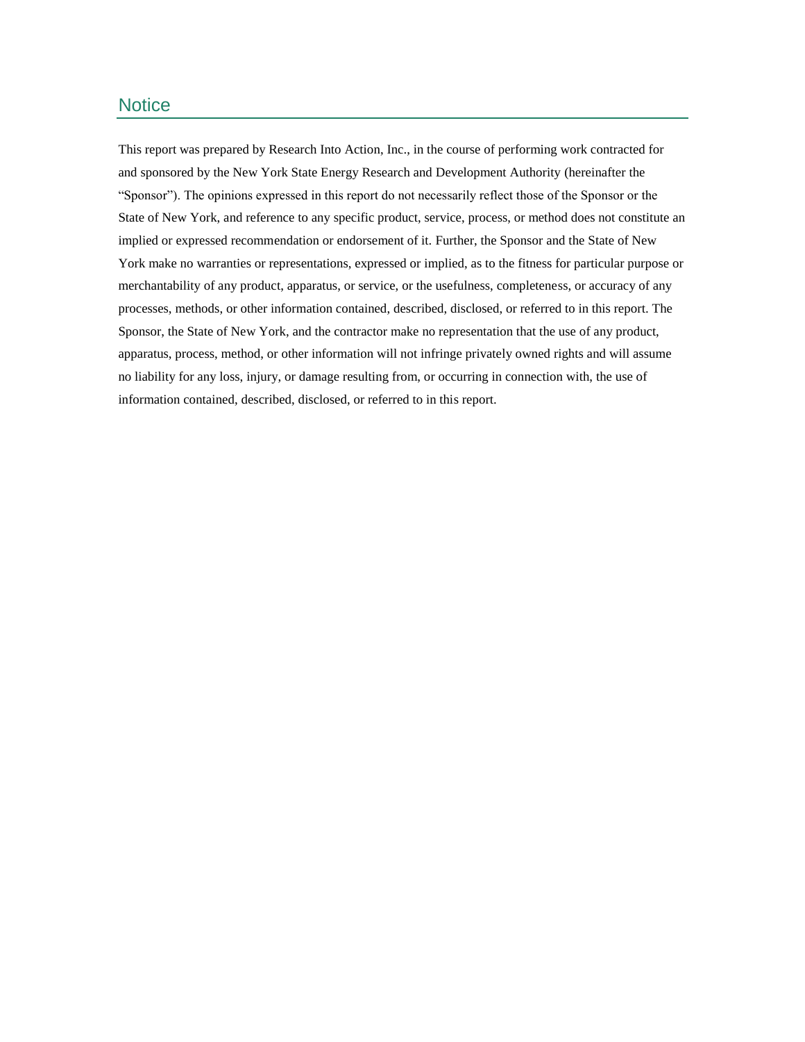# Notice

This report was prepared by Research Into Action, Inc., in the course of performing work contracted for and sponsored by the New York State Energy Research and Development Authority (hereinafter the "Sponsor"). The opinions expressed in this report do not necessarily reflect those of the Sponsor or the State of New York, and reference to any specific product, service, process, or method does not constitute an implied or expressed recommendation or endorsement of it. Further, the Sponsor and the State of New York make no warranties or representations, expressed or implied, as to the fitness for particular purpose or merchantability of any product, apparatus, or service, or the usefulness, completeness, or accuracy of any processes, methods, or other information contained, described, disclosed, or referred to in this report. The Sponsor, the State of New York, and the contractor make no representation that the use of any product, apparatus, process, method, or other information will not infringe privately owned rights and will assume no liability for any loss, injury, or damage resulting from, or occurring in connection with, the use of information contained, described, disclosed, or referred to in this report.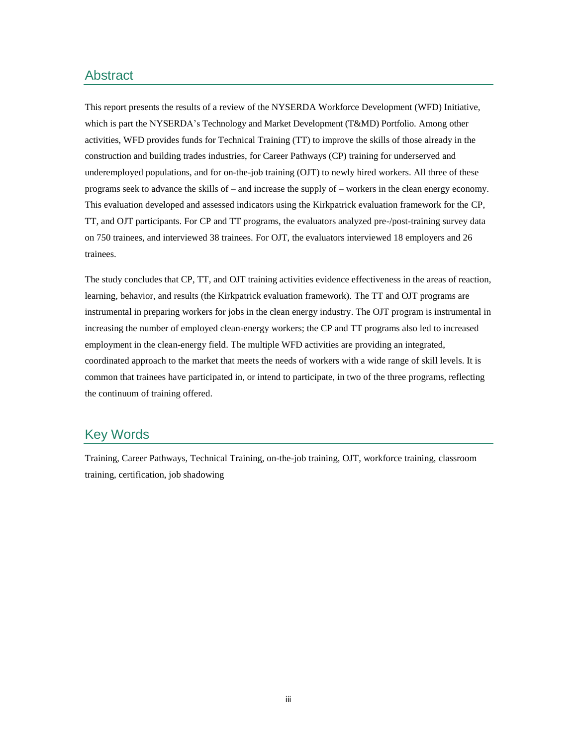## Abstract

This report presents the results of a review of the NYSERDA Workforce Development (WFD) Initiative, which is part the NYSERDA's Technology and Market Development (T&MD) Portfolio. Among other activities, WFD provides funds for Technical Training (TT) to improve the skills of those already in the construction and building trades industries, for Career Pathways (CP) training for underserved and underemployed populations, and for on-the-job training (OJT) to newly hired workers. All three of these programs seek to advance the skills of – and increase the supply of – workers in the clean energy economy. This evaluation developed and assessed indicators using the Kirkpatrick evaluation framework for the CP, TT, and OJT participants. For CP and TT programs, the evaluators analyzed pre-/post-training survey data on 750 trainees, and interviewed 38 trainees. For OJT, the evaluators interviewed 18 employers and 26 trainees.

The study concludes that CP, TT, and OJT training activities evidence effectiveness in the areas of reaction, learning, behavior, and results (the Kirkpatrick evaluation framework). The TT and OJT programs are instrumental in preparing workers for jobs in the clean energy industry. The OJT program is instrumental in increasing the number of employed clean-energy workers; the CP and TT programs also led to increased employment in the clean-energy field. The multiple WFD activities are providing an integrated, coordinated approach to the market that meets the needs of workers with a wide range of skill levels. It is common that trainees have participated in, or intend to participate, in two of the three programs, reflecting the continuum of training offered.

## Key Words

Training, Career Pathways, Technical Training, on-the-job training, OJT, workforce training, classroom training, certification, job shadowing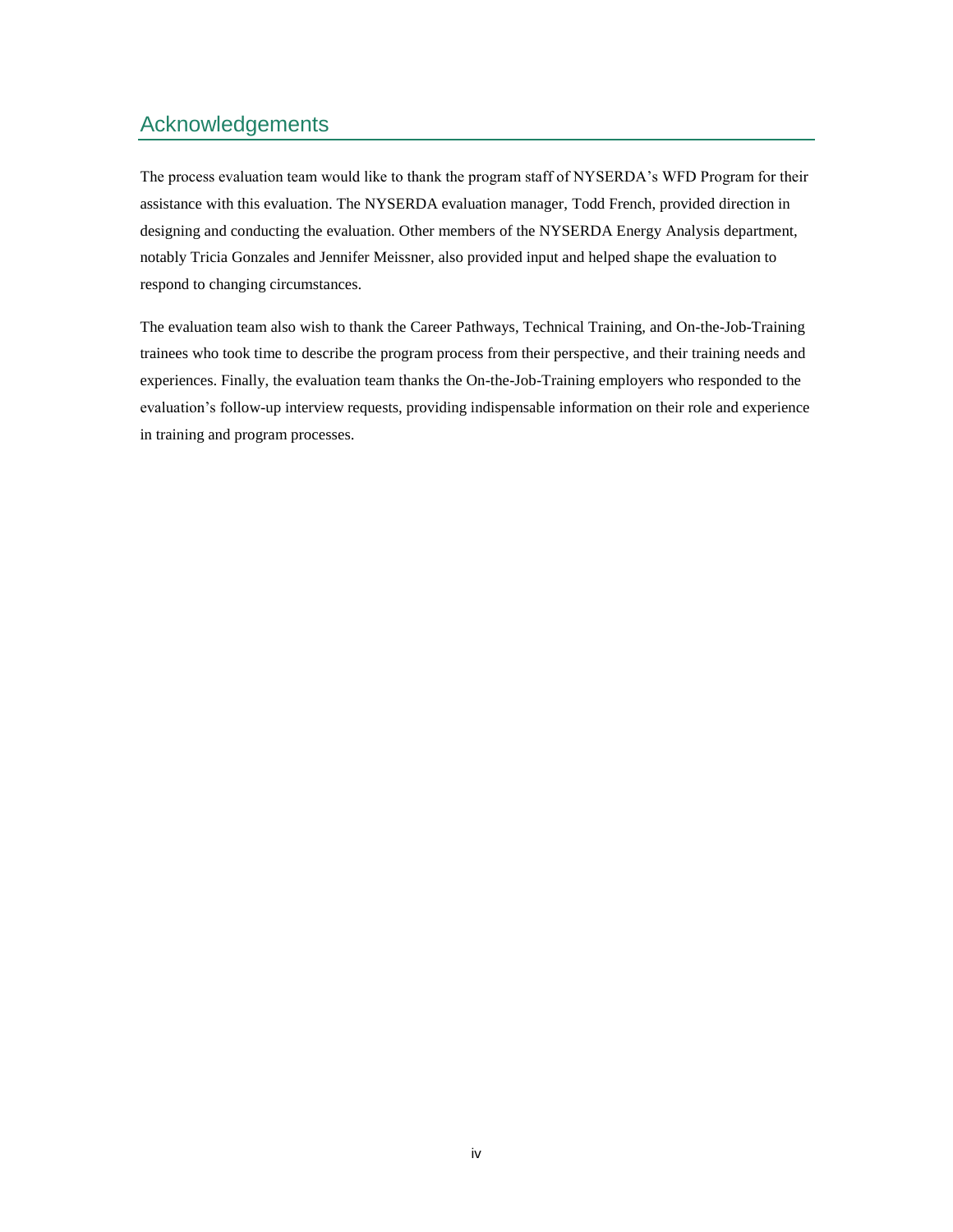## Acknowledgements

The process evaluation team would like to thank the program staff of NYSERDA's WFD Program for their assistance with this evaluation. The NYSERDA evaluation manager, Todd French, provided direction in designing and conducting the evaluation. Other members of the NYSERDA Energy Analysis department, notably Tricia Gonzales and Jennifer Meissner, also provided input and helped shape the evaluation to respond to changing circumstances.

The evaluation team also wish to thank the Career Pathways, Technical Training, and On-the-Job-Training trainees who took time to describe the program process from their perspective, and their training needs and experiences. Finally, the evaluation team thanks the On-the-Job-Training employers who responded to the evaluation's follow-up interview requests, providing indispensable information on their role and experience in training and program processes.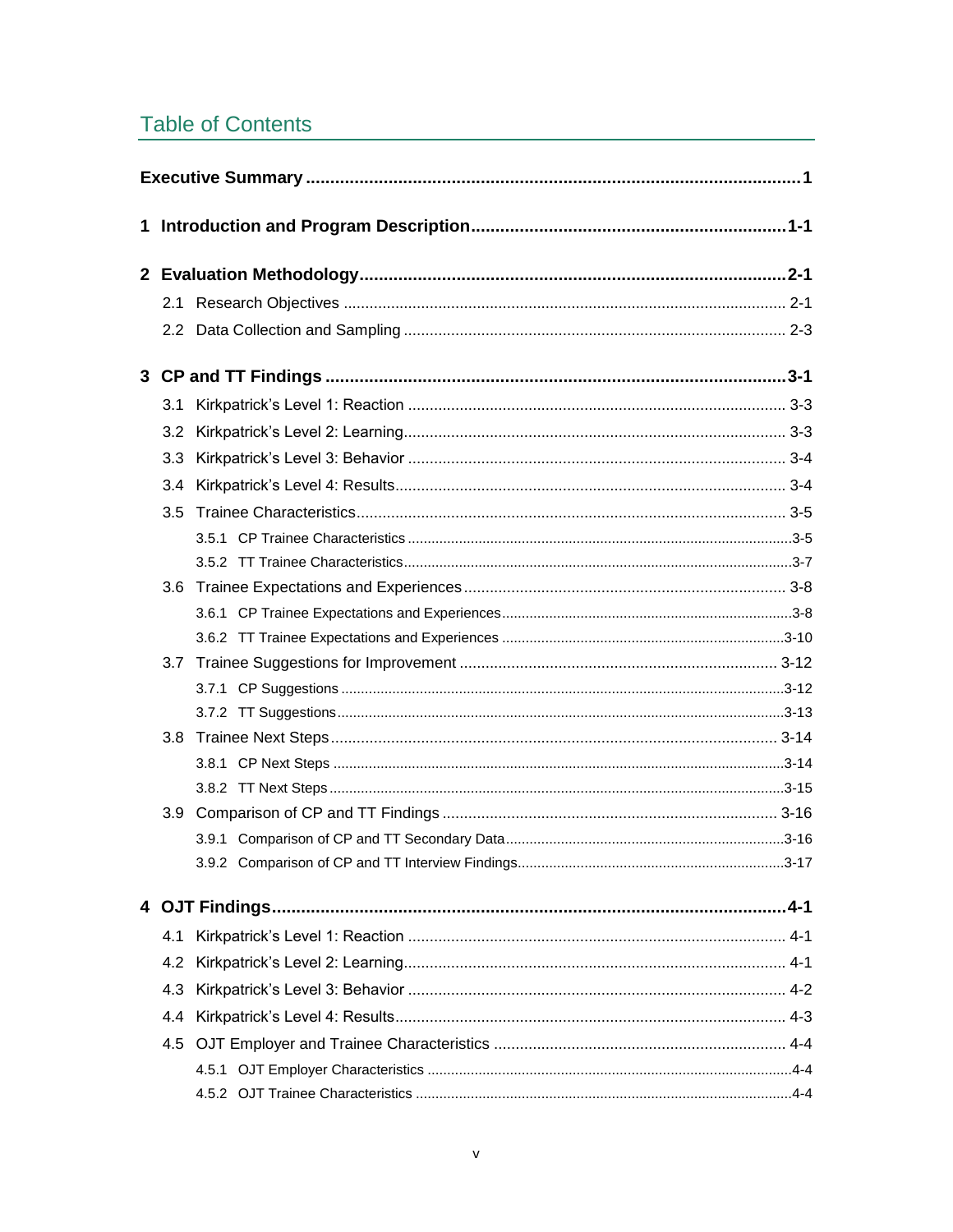# Table of Contents

**Executive Summary** .......... **1**

**1 Introduction and Program Description** .......... **1-1**

**2 Evaluation Methodology** .......... **2-1**

- 2.1 Research Objectives .......... 2-1
- 2.2 Data Collection and Sampling .......... 2-3

**3 CP and TT Findings** .......... **3-1**

- 3.1 Kirkpatrick's Level 1: Reaction .......... 3-3
- 3.2 Kirkpatrick's Level 2: Learning .......... 3-3
- 3.3 Kirkpatrick's Level 3: Behavior .......... 3-4
- 3.4 Kirkpatrick's Level 4: Results .......... 3-4
- 3.5 Trainee Characteristics .......... 3-5
  - 3.5.1 CP Trainee Characteristics .......... 3-5
  - 3.5.2 TT Trainee Characteristics .......... 3-7
- 3.6 Trainee Expectations and Experiences .......... 3-8
  - 3.6.1 CP Trainee Expectations and Experiences .......... 3-8
  - 3.6.2 TT Trainee Expectations and Experiences .......... 3-10
- 3.7 Trainee Suggestions for Improvement .......... 3-12
  - 3.7.1 CP Suggestions .......... 3-12
  - 3.7.2 TT Suggestions .......... 3-13
- 3.8 Trainee Next Steps .......... 3-14
  - 3.8.1 CP Next Steps .......... 3-14
  - 3.8.2 TT Next Steps .......... 3-15
- 3.9 Comparison of CP and TT Findings .......... 3-16
  - 3.9.1 Comparison of CP and TT Secondary Data .......... 3-16
  - 3.9.2 Comparison of CP and TT Interview Findings .......... 3-17

**4 OJT Findings** .......... **4-1**

- 4.1 Kirkpatrick's Level 1: Reaction .......... 4-1
- 4.2 Kirkpatrick's Level 2: Learning .......... 4-1
- 4.3 Kirkpatrick's Level 3: Behavior .......... 4-2
- 4.4 Kirkpatrick's Level 4: Results .......... 4-3
- 4.5 OJT Employer and Trainee Characteristics .......... 4-4
  - 4.5.1 OJT Employer Characteristics .......... 4-4
  - 4.5.2 OJT Trainee Characteristics .......... 4-4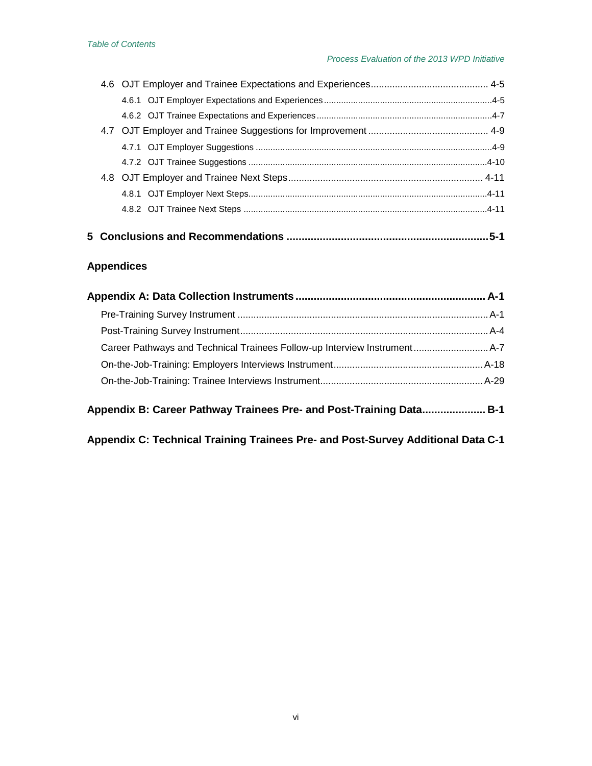- 4.6 OJT Employer and Trainee Expectations and Experiences ........................................... 4-5
  - 4.6.1 OJT Employer Expectations and Experiences ........................................... 4-5
  - 4.6.2 OJT Trainee Expectations and Experiences ........................................... 4-7
- 4.7 OJT Employer and Trainee Suggestions for Improvement ........................................... 4-9
  - 4.7.1 OJT Employer Suggestions ........................................... 4-9
  - 4.7.2 OJT Trainee Suggestions ........................................... 4-10
- 4.8 OJT Employer and Trainee Next Steps ........................................... 4-11
  - 4.8.1 OJT Employer Next Steps ........................................... 4-11
  - 4.8.2 OJT Trainee Next Steps ........................................... 4-11

**5 Conclusions and Recommendations ........................................... 5-1**

## Appendices

**Appendix A: Data Collection Instruments ........................................... A-1**

- Pre-Training Survey Instrument ........................................... A-1
- Post-Training Survey Instrument ........................................... A-4
- Career Pathways and Technical Trainees Follow-up Interview Instrument ........................................... A-7
- On-the-Job-Training: Employers Interviews Instrument ........................................... A-18
- On-the-Job-Training: Trainee Interviews Instrument ........................................... A-29

**Appendix B: Career Pathway Trainees Pre- and Post-Training Data ........................................... B-1**

**Appendix C: Technical Training Trainees Pre- and Post-Survey Additional Data C-1**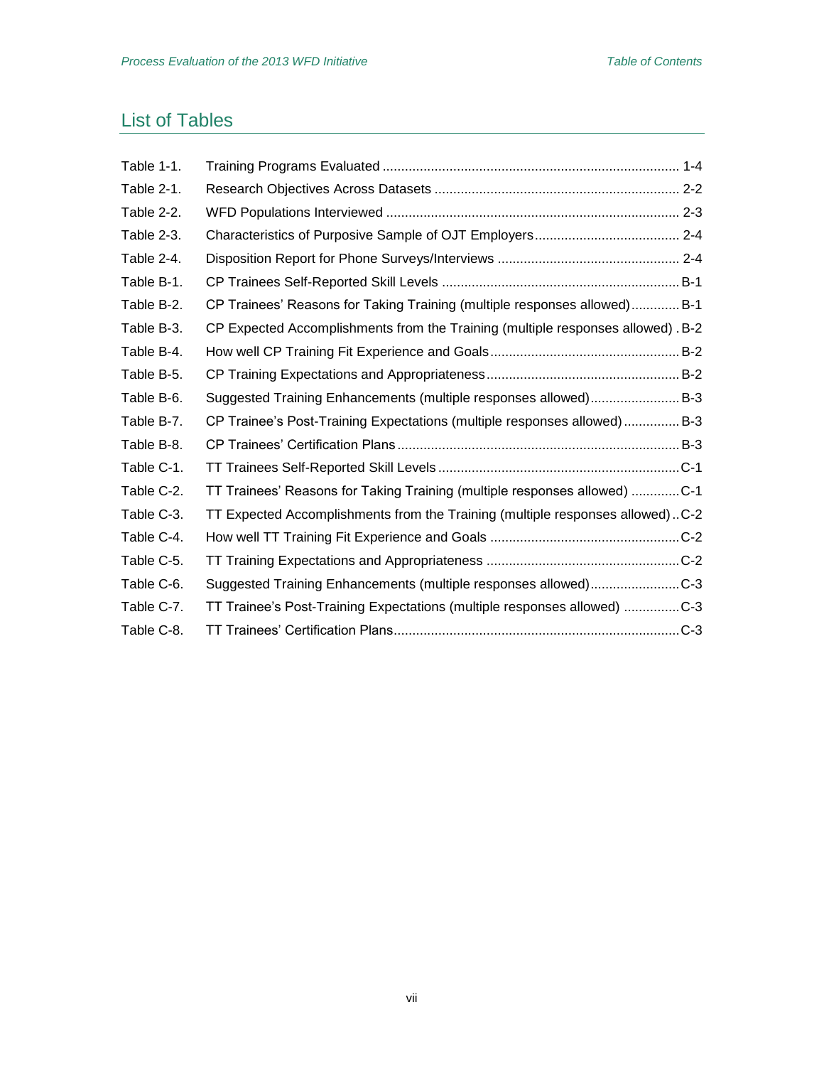## List of Tables

| | | |
|---|---|---|
| Table 1-1. | Training Programs Evaluated | 1-4 |
| Table 2-1. | Research Objectives Across Datasets | 2-2 |
| Table 2-2. | WFD Populations Interviewed | 2-3 |
| Table 2-3. | Characteristics of Purposive Sample of OJT Employers | 2-4 |
| Table 2-4. | Disposition Report for Phone Surveys/Interviews | 2-4 |
| Table B-1. | CP Trainees Self-Reported Skill Levels | B-1 |
| Table B-2. | CP Trainees' Reasons for Taking Training (multiple responses allowed) | B-1 |
| Table B-3. | CP Expected Accomplishments from the Training (multiple responses allowed) | B-2 |
| Table B-4. | How well CP Training Fit Experience and Goals | B-2 |
| Table B-5. | CP Training Expectations and Appropriateness | B-2 |
| Table B-6. | Suggested Training Enhancements (multiple responses allowed) | B-3 |
| Table B-7. | CP Trainee's Post-Training Expectations (multiple responses allowed) | B-3 |
| Table B-8. | CP Trainees' Certification Plans | B-3 |
| Table C-1. | TT Trainees Self-Reported Skill Levels | C-1 |
| Table C-2. | TT Trainees' Reasons for Taking Training (multiple responses allowed) | C-1 |
| Table C-3. | TT Expected Accomplishments from the Training (multiple responses allowed) | C-2 |
| Table C-4. | How well TT Training Fit Experience and Goals | C-2 |
| Table C-5. | TT Training Expectations and Appropriateness | C-2 |
| Table C-6. | Suggested Training Enhancements (multiple responses allowed) | C-3 |
| Table C-7. | TT Trainee's Post-Training Expectations (multiple responses allowed) | C-3 |
| Table C-8. | TT Trainees' Certification Plans | C-3 |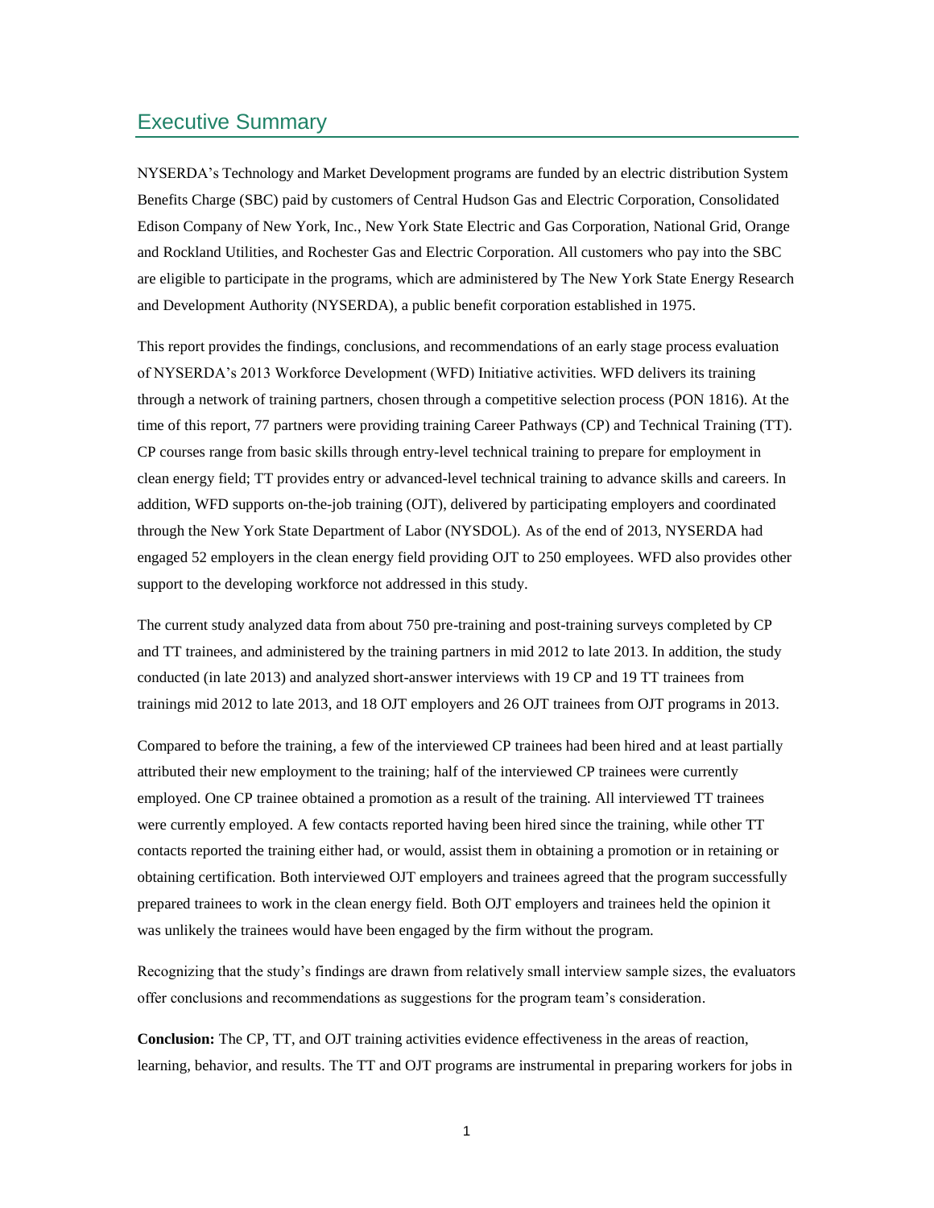## Executive Summary

NYSERDA's Technology and Market Development programs are funded by an electric distribution System Benefits Charge (SBC) paid by customers of Central Hudson Gas and Electric Corporation, Consolidated Edison Company of New York, Inc., New York State Electric and Gas Corporation, National Grid, Orange and Rockland Utilities, and Rochester Gas and Electric Corporation. All customers who pay into the SBC are eligible to participate in the programs, which are administered by The New York State Energy Research and Development Authority (NYSERDA), a public benefit corporation established in 1975.

This report provides the findings, conclusions, and recommendations of an early stage process evaluation of NYSERDA's 2013 Workforce Development (WFD) Initiative activities. WFD delivers its training through a network of training partners, chosen through a competitive selection process (PON 1816). At the time of this report, 77 partners were providing training Career Pathways (CP) and Technical Training (TT). CP courses range from basic skills through entry-level technical training to prepare for employment in clean energy field; TT provides entry or advanced-level technical training to advance skills and careers. In addition, WFD supports on-the-job training (OJT), delivered by participating employers and coordinated through the New York State Department of Labor (NYSDOL). As of the end of 2013, NYSERDA had engaged 52 employers in the clean energy field providing OJT to 250 employees. WFD also provides other support to the developing workforce not addressed in this study.

The current study analyzed data from about 750 pre-training and post-training surveys completed by CP and TT trainees, and administered by the training partners in mid 2012 to late 2013. In addition, the study conducted (in late 2013) and analyzed short-answer interviews with 19 CP and 19 TT trainees from trainings mid 2012 to late 2013, and 18 OJT employers and 26 OJT trainees from OJT programs in 2013.

Compared to before the training, a few of the interviewed CP trainees had been hired and at least partially attributed their new employment to the training; half of the interviewed CP trainees were currently employed. One CP trainee obtained a promotion as a result of the training. All interviewed TT trainees were currently employed. A few contacts reported having been hired since the training, while other TT contacts reported the training either had, or would, assist them in obtaining a promotion or in retaining or obtaining certification. Both interviewed OJT employers and trainees agreed that the program successfully prepared trainees to work in the clean energy field. Both OJT employers and trainees held the opinion it was unlikely the trainees would have been engaged by the firm without the program.

Recognizing that the study's findings are drawn from relatively small interview sample sizes, the evaluators offer conclusions and recommendations as suggestions for the program team's consideration.

**Conclusion:** The CP, TT, and OJT training activities evidence effectiveness in the areas of reaction, learning, behavior, and results. The TT and OJT programs are instrumental in preparing workers for jobs in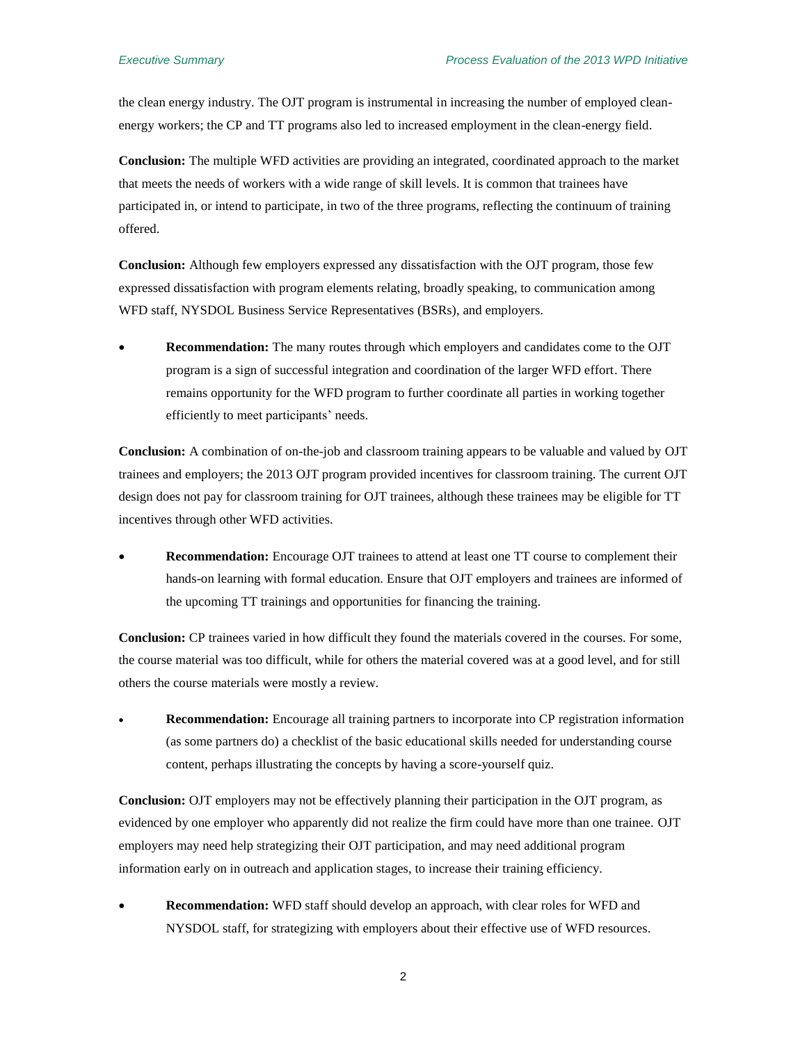the clean energy industry. The OJT program is instrumental in increasing the number of employed clean-energy workers; the CP and TT programs also led to increased employment in the clean-energy field.

**Conclusion:** The multiple WFD activities are providing an integrated, coordinated approach to the market that meets the needs of workers with a wide range of skill levels. It is common that trainees have participated in, or intend to participate, in two of the three programs, reflecting the continuum of training offered.

**Conclusion:** Although few employers expressed any dissatisfaction with the OJT program, those few expressed dissatisfaction with program elements relating, broadly speaking, to communication among WFD staff, NYSDOL Business Service Representatives (BSRs), and employers.

- **Recommendation:** The many routes through which employers and candidates come to the OJT program is a sign of successful integration and coordination of the larger WFD effort. There remains opportunity for the WFD program to further coordinate all parties in working together efficiently to meet participants' needs.

**Conclusion:** A combination of on-the-job and classroom training appears to be valuable and valued by OJT trainees and employers; the 2013 OJT program provided incentives for classroom training. The current OJT design does not pay for classroom training for OJT trainees, although these trainees may be eligible for TT incentives through other WFD activities.

- **Recommendation:** Encourage OJT trainees to attend at least one TT course to complement their hands-on learning with formal education. Ensure that OJT employers and trainees are informed of the upcoming TT trainings and opportunities for financing the training.

**Conclusion:** CP trainees varied in how difficult they found the materials covered in the courses. For some, the course material was too difficult, while for others the material covered was at a good level, and for still others the course materials were mostly a review.

- **Recommendation:** Encourage all training partners to incorporate into CP registration information (as some partners do) a checklist of the basic educational skills needed for understanding course content, perhaps illustrating the concepts by having a score-yourself quiz.

**Conclusion:** OJT employers may not be effectively planning their participation in the OJT program, as evidenced by one employer who apparently did not realize the firm could have more than one trainee. OJT employers may need help strategizing their OJT participation, and may need additional program information early on in outreach and application stages, to increase their training efficiency.

- **Recommendation:** WFD staff should develop an approach, with clear roles for WFD and NYSDOL staff, for strategizing with employers about their effective use of WFD resources.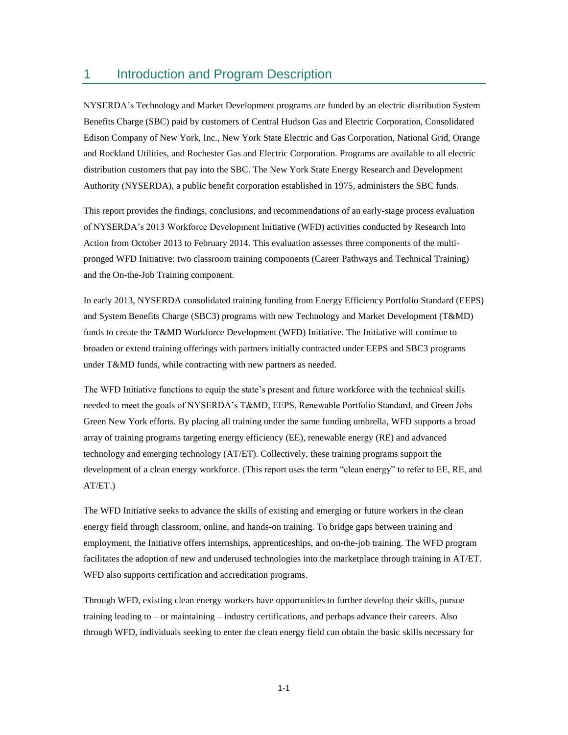# 1 Introduction and Program Description

NYSERDA's Technology and Market Development programs are funded by an electric distribution System Benefits Charge (SBC) paid by customers of Central Hudson Gas and Electric Corporation, Consolidated Edison Company of New York, Inc., New York State Electric and Gas Corporation, National Grid, Orange and Rockland Utilities, and Rochester Gas and Electric Corporation. Programs are available to all electric distribution customers that pay into the SBC. The New York State Energy Research and Development Authority (NYSERDA), a public benefit corporation established in 1975, administers the SBC funds.

This report provides the findings, conclusions, and recommendations of an early-stage process evaluation of NYSERDA's 2013 Workforce Development Initiative (WFD) activities conducted by Research Into Action from October 2013 to February 2014. This evaluation assesses three components of the multi-pronged WFD Initiative: two classroom training components (Career Pathways and Technical Training) and the On-the-Job Training component.

In early 2013, NYSERDA consolidated training funding from Energy Efficiency Portfolio Standard (EEPS) and System Benefits Charge (SBC3) programs with new Technology and Market Development (T&MD) funds to create the T&MD Workforce Development (WFD) Initiative. The Initiative will continue to broaden or extend training offerings with partners initially contracted under EEPS and SBC3 programs under T&MD funds, while contracting with new partners as needed.

The WFD Initiative functions to equip the state's present and future workforce with the technical skills needed to meet the goals of NYSERDA's T&MD, EEPS, Renewable Portfolio Standard, and Green Jobs Green New York efforts. By placing all training under the same funding umbrella, WFD supports a broad array of training programs targeting energy efficiency (EE), renewable energy (RE) and advanced technology and emerging technology (AT/ET). Collectively, these training programs support the development of a clean energy workforce. (This report uses the term "clean energy" to refer to EE, RE, and AT/ET.)

The WFD Initiative seeks to advance the skills of existing and emerging or future workers in the clean energy field through classroom, online, and hands-on training. To bridge gaps between training and employment, the Initiative offers internships, apprenticeships, and on-the-job training. The WFD program facilitates the adoption of new and underused technologies into the marketplace through training in AT/ET. WFD also supports certification and accreditation programs.

Through WFD, existing clean energy workers have opportunities to further develop their skills, pursue training leading to – or maintaining – industry certifications, and perhaps advance their careers. Also through WFD, individuals seeking to enter the clean energy field can obtain the basic skills necessary for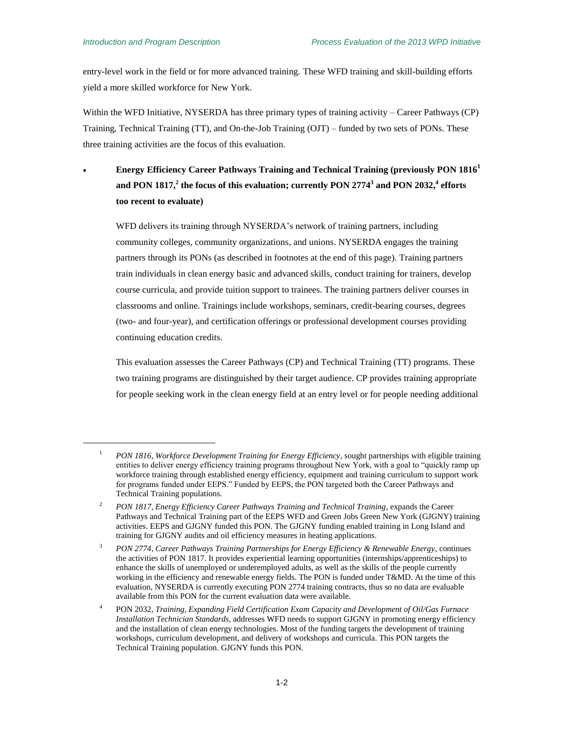entry-level work in the field or for more advanced training. These WFD training and skill-building efforts yield a more skilled workforce for New York.

Within the WFD Initiative, NYSERDA has three primary types of training activity – Career Pathways (CP) Training, Technical Training (TT), and On-the-Job Training (OJT) – funded by two sets of PONs. These three training activities are the focus of this evaluation.

- **Energy Efficiency Career Pathways Training and Technical Training (previously PON 1816[1] and PON 1817,[2] the focus of this evaluation; currently PON 2774[3] and PON 2032,[4] efforts too recent to evaluate)**

  WFD delivers its training through NYSERDA's network of training partners, including community colleges, community organizations, and unions. NYSERDA engages the training partners through its PONs (as described in footnotes at the end of this page). Training partners train individuals in clean energy basic and advanced skills, conduct training for trainers, develop course curricula, and provide tuition support to trainees. The training partners deliver courses in classrooms and online. Trainings include workshops, seminars, credit-bearing courses, degrees (two- and four-year), and certification offerings or professional development courses providing continuing education credits.

  This evaluation assesses the Career Pathways (CP) and Technical Training (TT) programs. These two training programs are distinguished by their target audience. CP provides training appropriate for people seeking work in the clean energy field at an entry level or for people needing additional

---

[1] *PON 1816, Workforce Development Training for Energy Efficiency*, sought partnerships with eligible training entities to deliver energy efficiency training programs throughout New York, with a goal to "quickly ramp up workforce training through established energy efficiency, equipment and training curriculum to support work for programs funded under EEPS." Funded by EEPS, the PON targeted both the Career Pathways and Technical Training populations.

[2] *PON 1817, Energy Efficiency Career Pathways Training and Technical Training*, expands the Career Pathways and Technical Training part of the EEPS WFD and Green Jobs Green New York (GJGNY) training activities. EEPS and GJGNY funded this PON. The GJGNY funding enabled training in Long Island and training for GJGNY audits and oil efficiency measures in heating applications.

[3] *PON 2774, Career Pathways Training Partnerships for Energy Efficiency & Renewable Energy*, continues the activities of PON 1817. It provides experiential learning opportunities (internships/apprenticeships) to enhance the skills of unemployed or underemployed adults, as well as the skills of the people currently working in the efficiency and renewable energy fields. The PON is funded under T&MD. At the time of this evaluation, NYSERDA is currently executing PON 2774 training contracts, thus so no data are evaluable available from this PON for the current evaluation data were available.

[4] PON 2032, *Training, Expanding Field Certification Exam Capacity and Development of Oil/Gas Furnace Installation Technician Standards*, addresses WFD needs to support GJGNY in promoting energy efficiency and the installation of clean energy technologies. Most of the funding targets the development of training workshops, curriculum development, and delivery of workshops and curricula. This PON targets the Technical Training population. GJGNY funds this PON.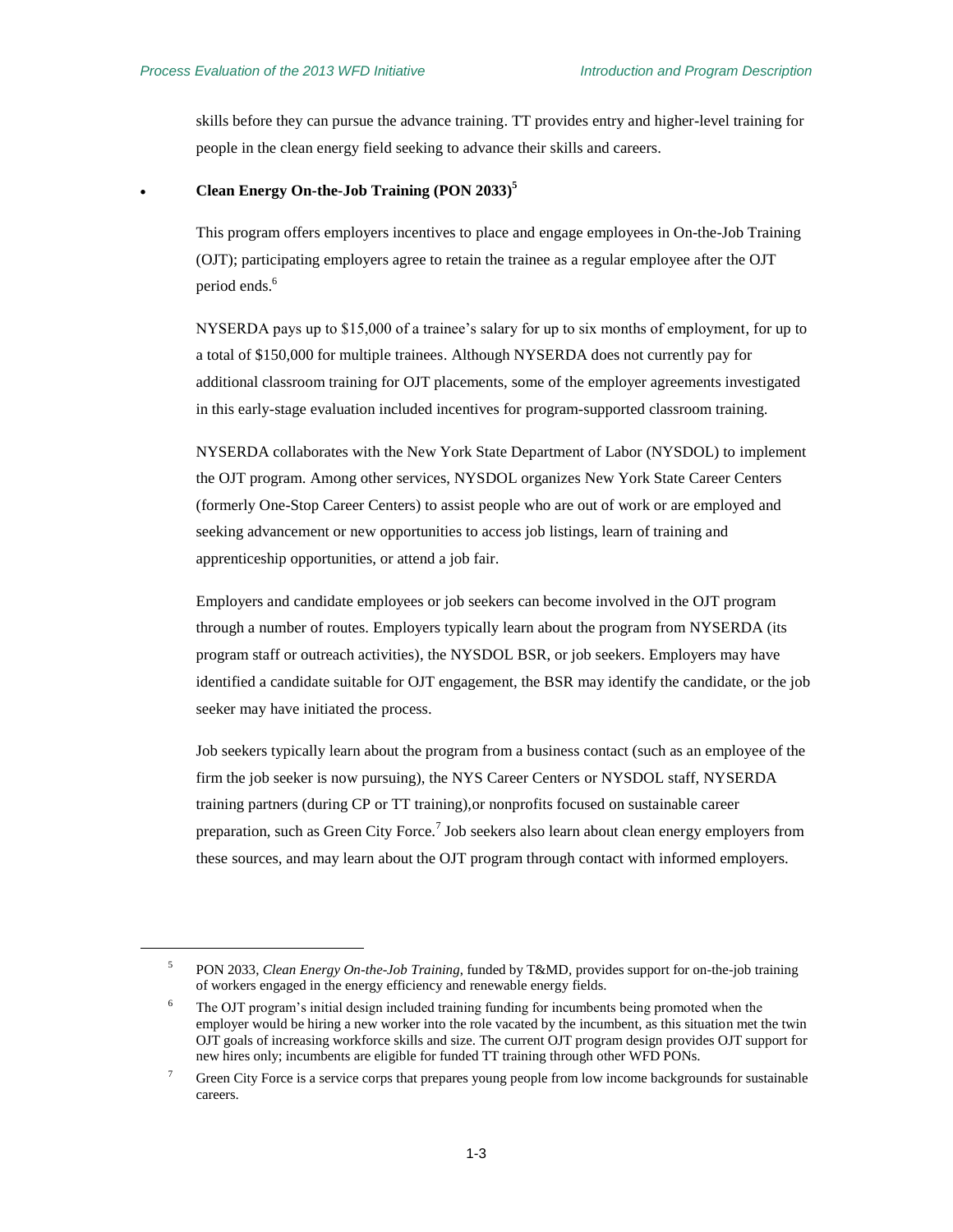skills before they can pursue the advance training. TT provides entry and higher-level training for people in the clean energy field seeking to advance their skills and careers.

- **Clean Energy On-the-Job Training (PON 2033)**[5]

This program offers employers incentives to place and engage employees in On-the-Job Training (OJT); participating employers agree to retain the trainee as a regular employee after the OJT period ends.[6]

NYSERDA pays up to $15,000 of a trainee's salary for up to six months of employment, for up to a total of $150,000 for multiple trainees. Although NYSERDA does not currently pay for additional classroom training for OJT placements, some of the employer agreements investigated in this early-stage evaluation included incentives for program-supported classroom training.

NYSERDA collaborates with the New York State Department of Labor (NYSDOL) to implement the OJT program. Among other services, NYSDOL organizes New York State Career Centers (formerly One-Stop Career Centers) to assist people who are out of work or are employed and seeking advancement or new opportunities to access job listings, learn of training and apprenticeship opportunities, or attend a job fair.

Employers and candidate employees or job seekers can become involved in the OJT program through a number of routes. Employers typically learn about the program from NYSERDA (its program staff or outreach activities), the NYSDOL BSR, or job seekers. Employers may have identified a candidate suitable for OJT engagement, the BSR may identify the candidate, or the job seeker may have initiated the process.

Job seekers typically learn about the program from a business contact (such as an employee of the firm the job seeker is now pursuing), the NYS Career Centers or NYSDOL staff, NYSERDA training partners (during CP or TT training),or nonprofits focused on sustainable career preparation, such as Green City Force.[7] Job seekers also learn about clean energy employers from these sources, and may learn about the OJT program through contact with informed employers.

---

[5] PON 2033, *Clean Energy On-the-Job Training*, funded by T&MD, provides support for on-the-job training of workers engaged in the energy efficiency and renewable energy fields.

[6] The OJT program's initial design included training funding for incumbents being promoted when the employer would be hiring a new worker into the role vacated by the incumbent, as this situation met the twin OJT goals of increasing workforce skills and size. The current OJT program design provides OJT support for new hires only; incumbents are eligible for funded TT training through other WFD PONs.

[7] Green City Force is a service corps that prepares young people from low income backgrounds for sustainable careers.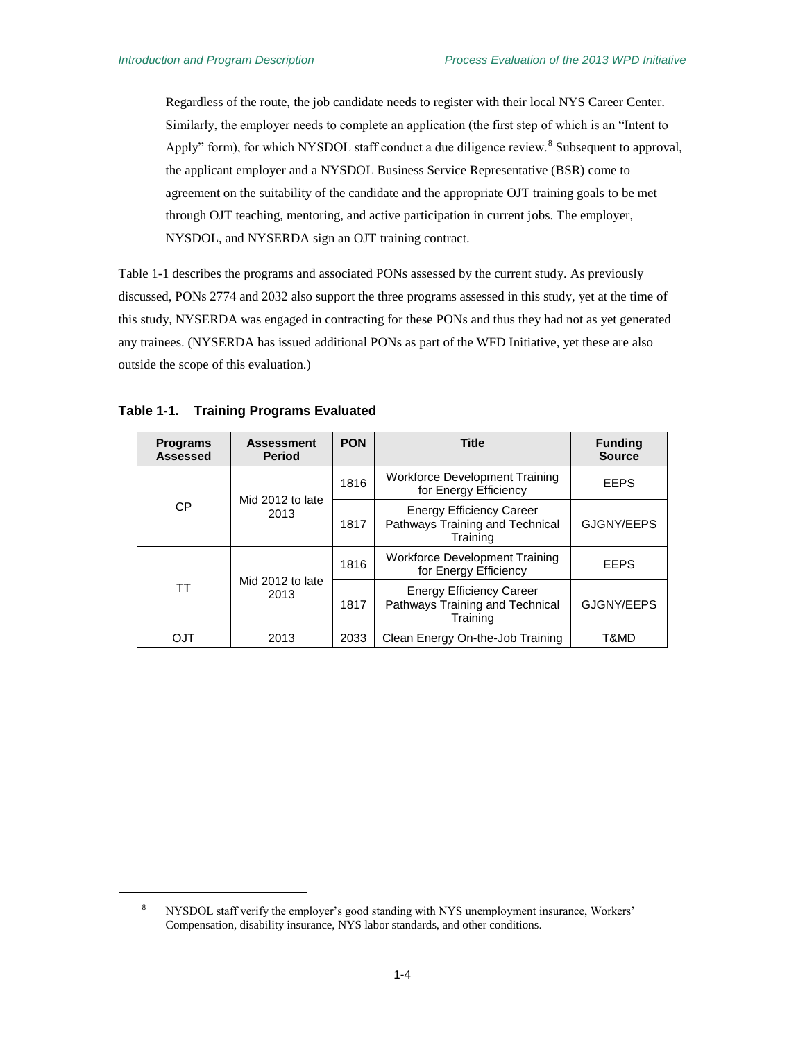Regardless of the route, the job candidate needs to register with their local NYS Career Center. Similarly, the employer needs to complete an application (the first step of which is an "Intent to Apply" form), for which NYSDOL staff conduct a due diligence review.[8] Subsequent to approval, the applicant employer and a NYSDOL Business Service Representative (BSR) come to agreement on the suitability of the candidate and the appropriate OJT training goals to be met through OJT teaching, mentoring, and active participation in current jobs. The employer, NYSDOL, and NYSERDA sign an OJT training contract.

Table 1-1 describes the programs and associated PONs assessed by the current study. As previously discussed, PONs 2774 and 2032 also support the three programs assessed in this study, yet at the time of this study, NYSERDA was engaged in contracting for these PONs and thus they had not as yet generated any trainees. (NYSERDA has issued additional PONs as part of the WFD Initiative, yet these are also outside the scope of this evaluation.)

**Table 1-1. Training Programs Evaluated**

| Programs Assessed | Assessment Period | PON | Title | Funding Source |
|---|---|---|---|---|
| CP | Mid 2012 to late 2013 | 1816 | Workforce Development Training for Energy Efficiency | EEPS |
| | | 1817 | Energy Efficiency Career Pathways Training and Technical Training | GJGNY/EEPS |
| TT | Mid 2012 to late 2013 | 1816 | Workforce Development Training for Energy Efficiency | EEPS |
| | | 1817 | Energy Efficiency Career Pathways Training and Technical Training | GJGNY/EEPS |
| OJT | 2013 | 2033 | Clean Energy On-the-Job Training | T&MD |

[8] NYSDOL staff verify the employer's good standing with NYS unemployment insurance, Workers' Compensation, disability insurance, NYS labor standards, and other conditions.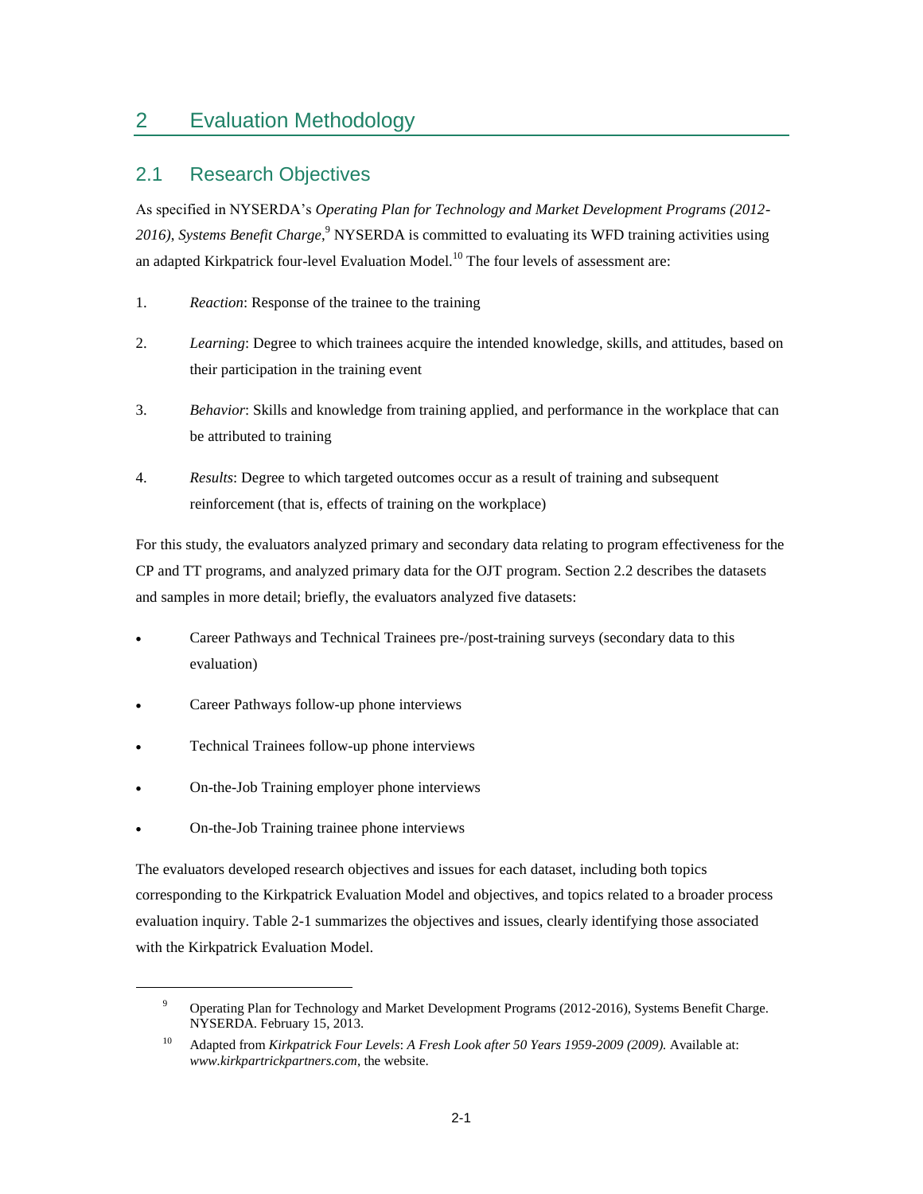# 2 Evaluation Methodology

## 2.1 Research Objectives

As specified in NYSERDA's *Operating Plan for Technology and Market Development Programs (2012-2016), Systems Benefit Charge*,[9] NYSERDA is committed to evaluating its WFD training activities using an adapted Kirkpatrick four-level Evaluation Model.[10] The four levels of assessment are:

1. *Reaction*: Response of the trainee to the training
2. *Learning*: Degree to which trainees acquire the intended knowledge, skills, and attitudes, based on their participation in the training event
3. *Behavior*: Skills and knowledge from training applied, and performance in the workplace that can be attributed to training
4. *Results*: Degree to which targeted outcomes occur as a result of training and subsequent reinforcement (that is, effects of training on the workplace)

For this study, the evaluators analyzed primary and secondary data relating to program effectiveness for the CP and TT programs, and analyzed primary data for the OJT program. Section 2.2 describes the datasets and samples in more detail; briefly, the evaluators analyzed five datasets:

- Career Pathways and Technical Trainees pre-/post-training surveys (secondary data to this evaluation)
- Career Pathways follow-up phone interviews
- Technical Trainees follow-up phone interviews
- On-the-Job Training employer phone interviews
- On-the-Job Training trainee phone interviews

The evaluators developed research objectives and issues for each dataset, including both topics corresponding to the Kirkpatrick Evaluation Model and objectives, and topics related to a broader process evaluation inquiry. Table 2-1 summarizes the objectives and issues, clearly identifying those associated with the Kirkpatrick Evaluation Model.

---

[9] Operating Plan for Technology and Market Development Programs (2012-2016), Systems Benefit Charge. NYSERDA. February 15, 2013.

[10] Adapted from *Kirkpatrick Four Levels*: *A Fresh Look after 50 Years 1959-2009 (2009).* Available at: *www.kirkpartrickpartners.com*, the website.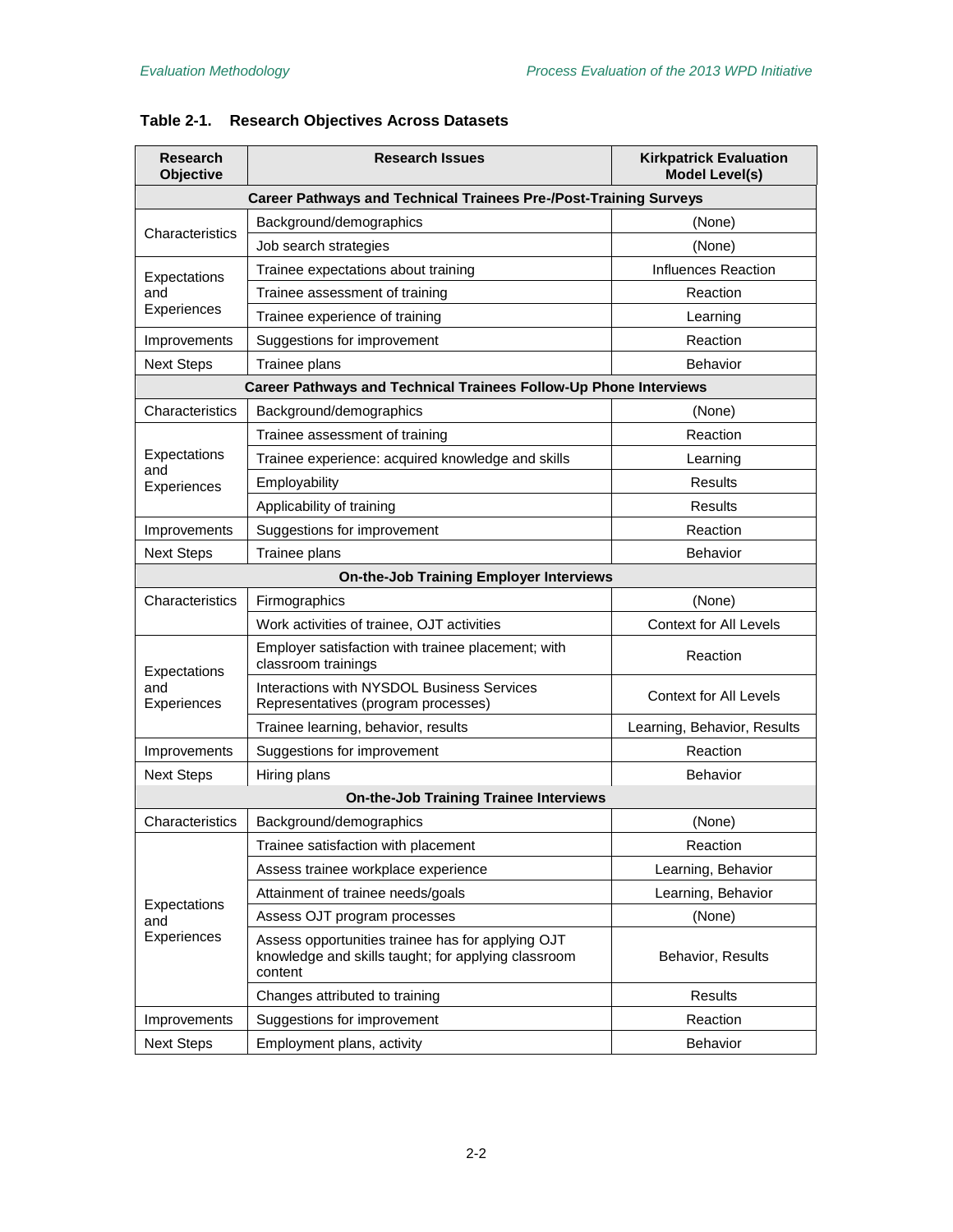**Table 2-1. Research Objectives Across Datasets**

| Research Objective | Research Issues | Kirkpatrick Evaluation Model Level(s) |
|---|---|---|
| **Career Pathways and Technical Trainees Pre-/Post-Training Surveys** | | |
| Characteristics | Background/demographics | (None) |
| | Job search strategies | (None) |
| Expectations and Experiences | Trainee expectations about training | Influences Reaction |
| | Trainee assessment of training | Reaction |
| | Trainee experience of training | Learning |
| Improvements | Suggestions for improvement | Reaction |
| Next Steps | Trainee plans | Behavior |
| **Career Pathways and Technical Trainees Follow-Up Phone Interviews** | | |
| Characteristics | Background/demographics | (None) |
| Expectations and Experiences | Trainee assessment of training | Reaction |
| | Trainee experience: acquired knowledge and skills | Learning |
| | Employability | Results |
| | Applicability of training | Results |
| Improvements | Suggestions for improvement | Reaction |
| Next Steps | Trainee plans | Behavior |
| **On-the-Job Training Employer Interviews** | | |
| Characteristics | Firmographics | (None) |
| Expectations and Experiences | Work activities of trainee, OJT activities | Context for All Levels |
| | Employer satisfaction with trainee placement; with classroom trainings | Reaction |
| | Interactions with NYSDOL Business Services Representatives (program processes) | Context for All Levels |
| | Trainee learning, behavior, results | Learning, Behavior, Results |
| Improvements | Suggestions for improvement | Reaction |
| Next Steps | Hiring plans | Behavior |
| **On-the-Job Training Trainee Interviews** | | |
| Characteristics | Background/demographics | (None) |
| Expectations and Experiences | Trainee satisfaction with placement | Reaction |
| | Assess trainee workplace experience | Learning, Behavior |
| | Attainment of trainee needs/goals | Learning, Behavior |
| | Assess OJT program processes | (None) |
| | Assess opportunities trainee has for applying OJT knowledge and skills taught; for applying classroom content | Behavior, Results |
| | Changes attributed to training | Results |
| Improvements | Suggestions for improvement | Reaction |
| Next Steps | Employment plans, activity | Behavior |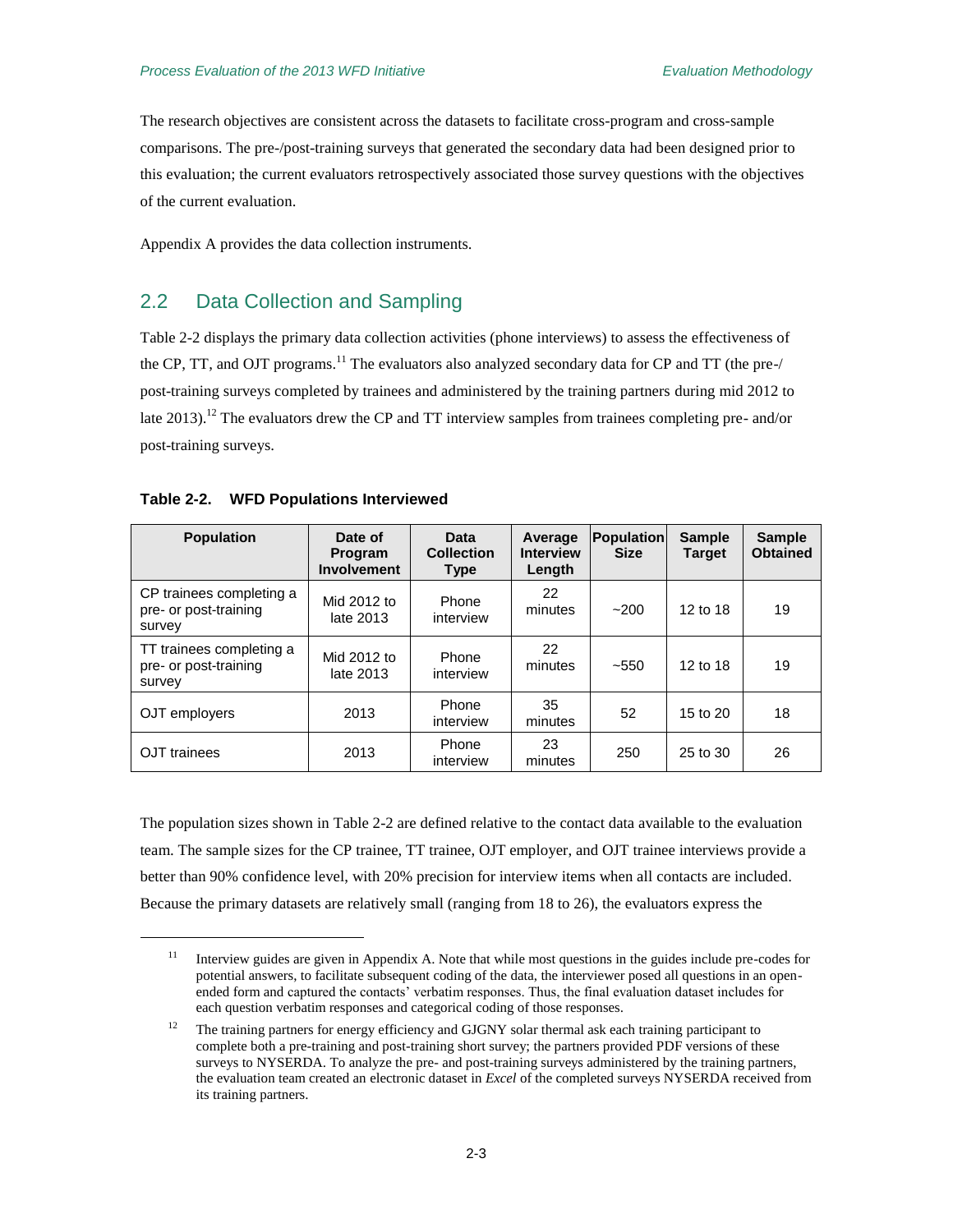The research objectives are consistent across the datasets to facilitate cross-program and cross-sample comparisons. The pre-/post-training surveys that generated the secondary data had been designed prior to this evaluation; the current evaluators retrospectively associated those survey questions with the objectives of the current evaluation.

Appendix A provides the data collection instruments.

## 2.2 Data Collection and Sampling

Table 2-2 displays the primary data collection activities (phone interviews) to assess the effectiveness of the CP, TT, and OJT programs.[11] The evaluators also analyzed secondary data for CP and TT (the pre-/post-training surveys completed by trainees and administered by the training partners during mid 2012 to late 2013).[12] The evaluators drew the CP and TT interview samples from trainees completing pre- and/or post-training surveys.

**Table 2-2. WFD Populations Interviewed**

| Population | Date of Program Involvement | Data Collection Type | Average Interview Length | Population Size | Sample Target | Sample Obtained |
|---|---|---|---|---|---|---|
| CP trainees completing a pre- or post-training survey | Mid 2012 to late 2013 | Phone interview | 22 minutes | ~200 | 12 to 18 | 19 |
| TT trainees completing a pre- or post-training survey | Mid 2012 to late 2013 | Phone interview | 22 minutes | ~550 | 12 to 18 | 19 |
| OJT employers | 2013 | Phone interview | 35 minutes | 52 | 15 to 20 | 18 |
| OJT trainees | 2013 | Phone interview | 23 minutes | 250 | 25 to 30 | 26 |

The population sizes shown in Table 2-2 are defined relative to the contact data available to the evaluation team. The sample sizes for the CP trainee, TT trainee, OJT employer, and OJT trainee interviews provide a better than 90% confidence level, with 20% precision for interview items when all contacts are included. Because the primary datasets are relatively small (ranging from 18 to 26), the evaluators express the

---

[11] Interview guides are given in Appendix A. Note that while most questions in the guides include pre-codes for potential answers, to facilitate subsequent coding of the data, the interviewer posed all questions in an open-ended form and captured the contacts' verbatim responses. Thus, the final evaluation dataset includes for each question verbatim responses and categorical coding of those responses.

[12] The training partners for energy efficiency and GJGNY solar thermal ask each training participant to complete both a pre-training and post-training short survey; the partners provided PDF versions of these surveys to NYSERDA. To analyze the pre- and post-training surveys administered by the training partners, the evaluation team created an electronic dataset in *Excel* of the completed surveys NYSERDA received from its training partners.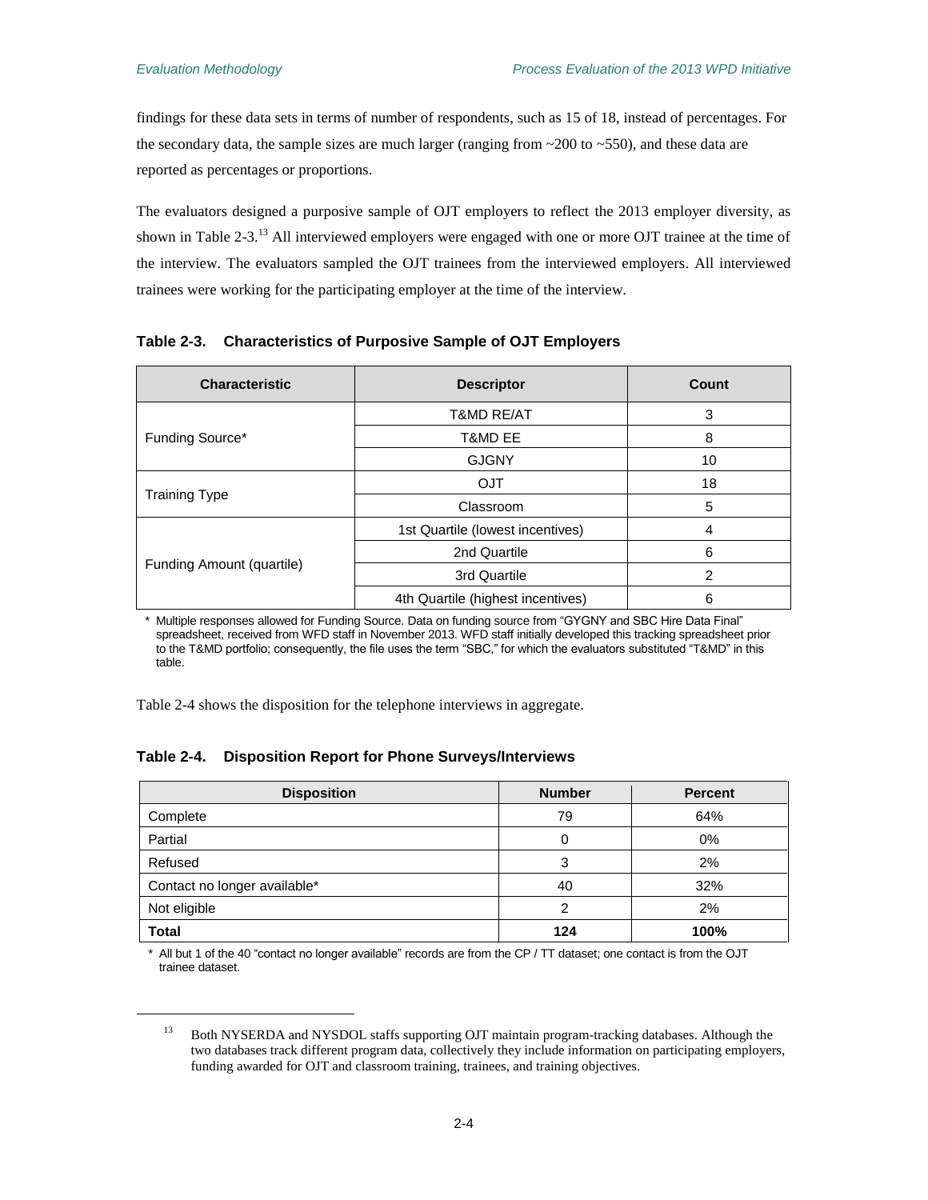findings for these data sets in terms of number of respondents, such as 15 of 18, instead of percentages. For the secondary data, the sample sizes are much larger (ranging from ~200 to ~550), and these data are reported as percentages or proportions.

The evaluators designed a purposive sample of OJT employers to reflect the 2013 employer diversity, as shown in Table 2-3.[13] All interviewed employers were engaged with one or more OJT trainee at the time of the interview. The evaluators sampled the OJT trainees from the interviewed employers. All interviewed trainees were working for the participating employer at the time of the interview.

**Table 2-3. Characteristics of Purposive Sample of OJT Employers**

| Characteristic | Descriptor | Count |
|---|---|---|
| Funding Source* | T&MD RE/AT | 3 |
| | T&MD EE | 8 |
| | GJGNY | 10 |
| Training Type | OJT | 18 |
| | Classroom | 5 |
| Funding Amount (quartile) | 1st Quartile (lowest incentives) | 4 |
| | 2nd Quartile | 6 |
| | 3rd Quartile | 2 |
| | 4th Quartile (highest incentives) | 6 |

\* Multiple responses allowed for Funding Source. Data on funding source from "GYGNY and SBC Hire Data Final" spreadsheet, received from WFD staff in November 2013. WFD staff initially developed this tracking spreadsheet prior to the T&MD portfolio; consequently, the file uses the term "SBC," for which the evaluators substituted "T&MD" in this table.

Table 2-4 shows the disposition for the telephone interviews in aggregate.

**Table 2-4. Disposition Report for Phone Surveys/Interviews**

| Disposition | Number | Percent |
|---|---|---|
| Complete | 79 | 64% |
| Partial | 0 | 0% |
| Refused | 3 | 2% |
| Contact no longer available* | 40 | 32% |
| Not eligible | 2 | 2% |
| **Total** | **124** | **100%** |

\* All but 1 of the 40 "contact no longer available" records are from the CP / TT dataset; one contact is from the OJT trainee dataset.

[13] Both NYSERDA and NYSDOL staffs supporting OJT maintain program-tracking databases. Although the two databases track different program data, collectively they include information on participating employers, funding awarded for OJT and classroom training, trainees, and training objectives.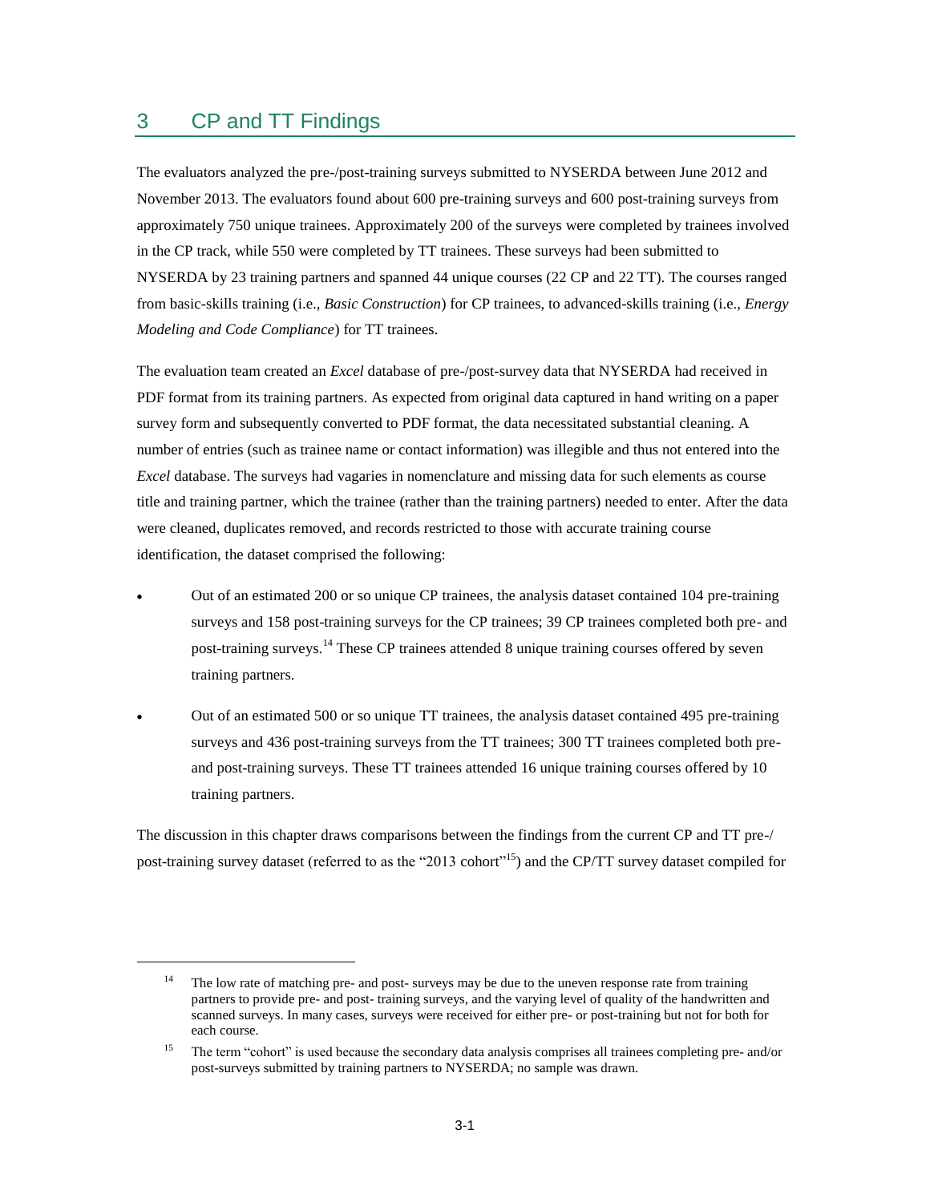# 3 CP and TT Findings

The evaluators analyzed the pre-/post-training surveys submitted to NYSERDA between June 2012 and November 2013. The evaluators found about 600 pre-training surveys and 600 post-training surveys from approximately 750 unique trainees. Approximately 200 of the surveys were completed by trainees involved in the CP track, while 550 were completed by TT trainees. These surveys had been submitted to NYSERDA by 23 training partners and spanned 44 unique courses (22 CP and 22 TT). The courses ranged from basic-skills training (i.e., *Basic Construction*) for CP trainees, to advanced-skills training (i.e., *Energy Modeling and Code Compliance*) for TT trainees.

The evaluation team created an *Excel* database of pre-/post-survey data that NYSERDA had received in PDF format from its training partners. As expected from original data captured in hand writing on a paper survey form and subsequently converted to PDF format, the data necessitated substantial cleaning. A number of entries (such as trainee name or contact information) was illegible and thus not entered into the *Excel* database. The surveys had vagaries in nomenclature and missing data for such elements as course title and training partner, which the trainee (rather than the training partners) needed to enter. After the data were cleaned, duplicates removed, and records restricted to those with accurate training course identification, the dataset comprised the following:

- Out of an estimated 200 or so unique CP trainees, the analysis dataset contained 104 pre-training surveys and 158 post-training surveys for the CP trainees; 39 CP trainees completed both pre- and post-training surveys.[14] These CP trainees attended 8 unique training courses offered by seven training partners.
- Out of an estimated 500 or so unique TT trainees, the analysis dataset contained 495 pre-training surveys and 436 post-training surveys from the TT trainees; 300 TT trainees completed both pre- and post-training surveys. These TT trainees attended 16 unique training courses offered by 10 training partners.

The discussion in this chapter draws comparisons between the findings from the current CP and TT pre-/ post-training survey dataset (referred to as the "2013 cohort"[15]) and the CP/TT survey dataset compiled for

[14] The low rate of matching pre- and post- surveys may be due to the uneven response rate from training partners to provide pre- and post- training surveys, and the varying level of quality of the handwritten and scanned surveys. In many cases, surveys were received for either pre- or post-training but not for both for each course.

[15] The term "cohort" is used because the secondary data analysis comprises all trainees completing pre- and/or post-surveys submitted by training partners to NYSERDA; no sample was drawn.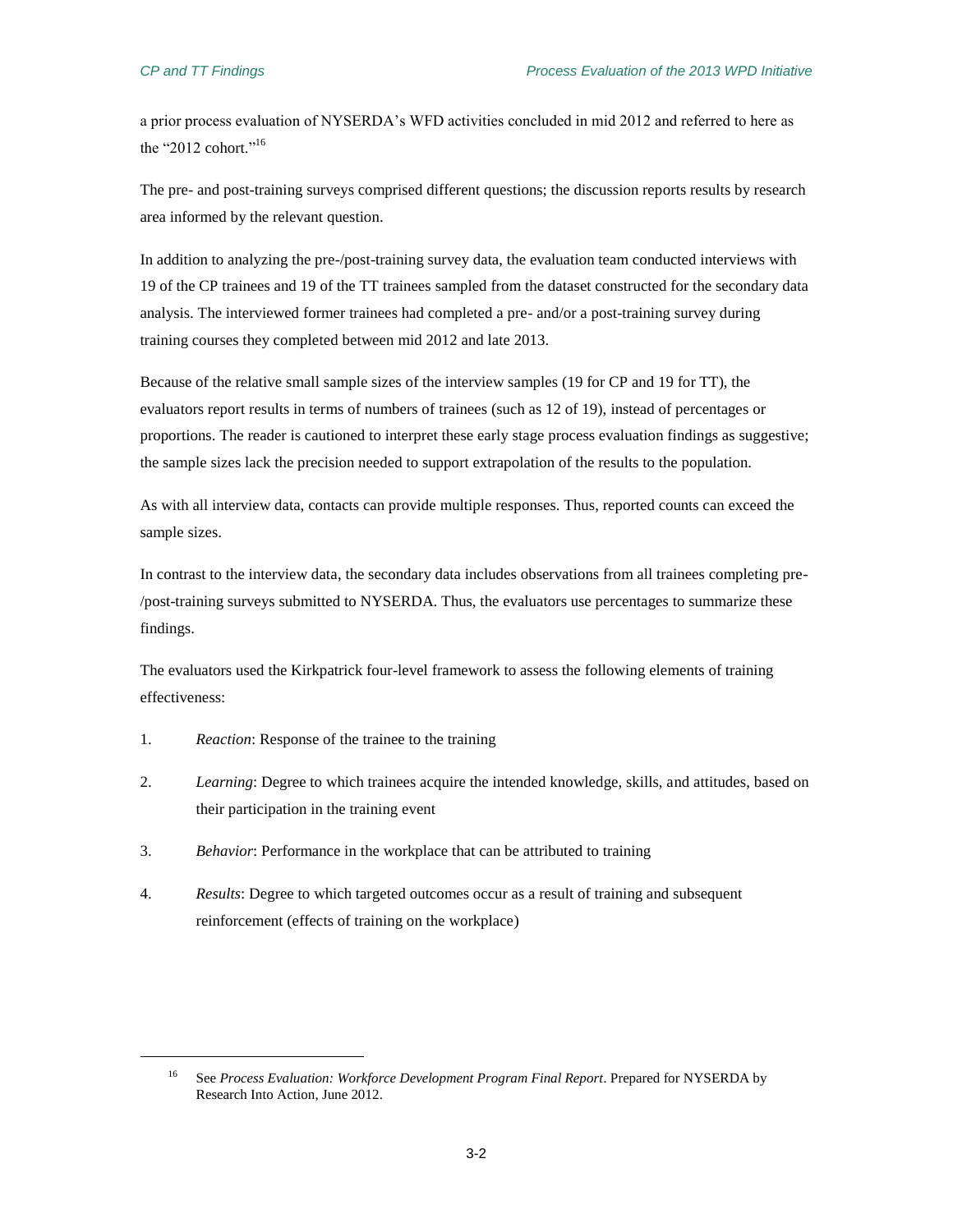a prior process evaluation of NYSERDA's WFD activities concluded in mid 2012 and referred to here as the "2012 cohort."[16]

The pre- and post-training surveys comprised different questions; the discussion reports results by research area informed by the relevant question.

In addition to analyzing the pre-/post-training survey data, the evaluation team conducted interviews with 19 of the CP trainees and 19 of the TT trainees sampled from the dataset constructed for the secondary data analysis. The interviewed former trainees had completed a pre- and/or a post-training survey during training courses they completed between mid 2012 and late 2013.

Because of the relative small sample sizes of the interview samples (19 for CP and 19 for TT), the evaluators report results in terms of numbers of trainees (such as 12 of 19), instead of percentages or proportions. The reader is cautioned to interpret these early stage process evaluation findings as suggestive; the sample sizes lack the precision needed to support extrapolation of the results to the population.

As with all interview data, contacts can provide multiple responses. Thus, reported counts can exceed the sample sizes.

In contrast to the interview data, the secondary data includes observations from all trainees completing pre-/post-training surveys submitted to NYSERDA. Thus, the evaluators use percentages to summarize these findings.

The evaluators used the Kirkpatrick four-level framework to assess the following elements of training effectiveness:

1. *Reaction*: Response of the trainee to the training
2. *Learning*: Degree to which trainees acquire the intended knowledge, skills, and attitudes, based on their participation in the training event
3. *Behavior*: Performance in the workplace that can be attributed to training
4. *Results*: Degree to which targeted outcomes occur as a result of training and subsequent reinforcement (effects of training on the workplace)

[16] See *Process Evaluation: Workforce Development Program Final Report*. Prepared for NYSERDA by Research Into Action, June 2012.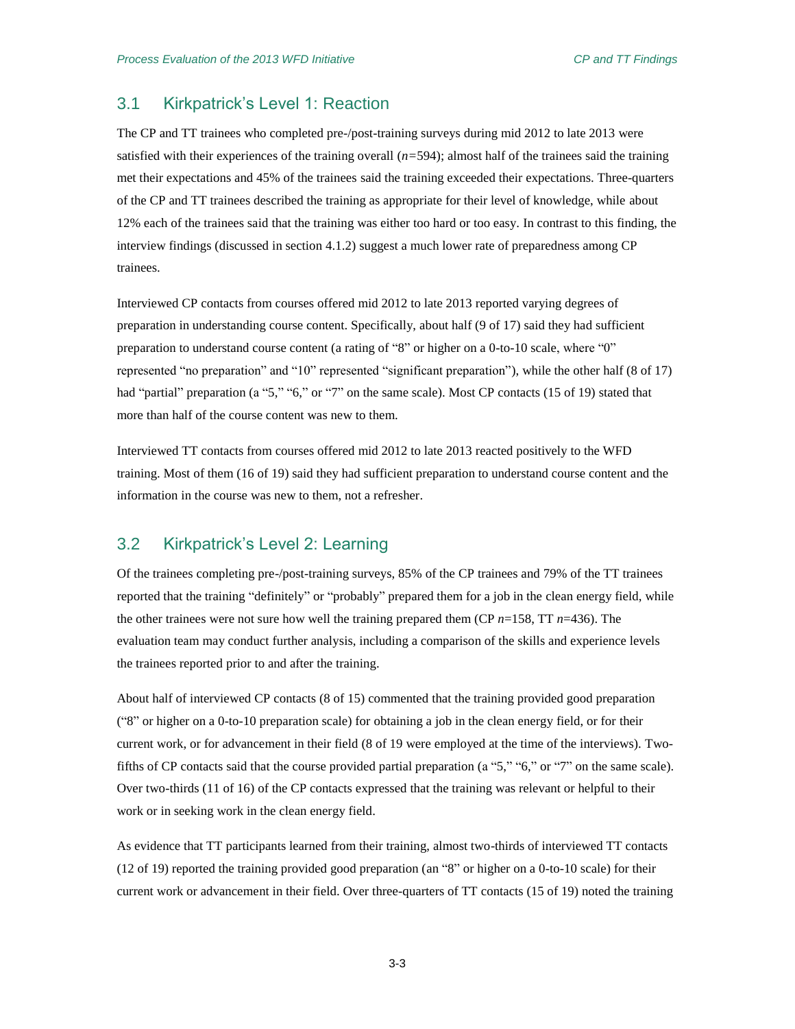## 3.1 Kirkpatrick's Level 1: Reaction

The CP and TT trainees who completed pre-/post-training surveys during mid 2012 to late 2013 were satisfied with their experiences of the training overall (*n*=594); almost half of the trainees said the training met their expectations and 45% of the trainees said the training exceeded their expectations. Three-quarters of the CP and TT trainees described the training as appropriate for their level of knowledge, while about 12% each of the trainees said that the training was either too hard or too easy. In contrast to this finding, the interview findings (discussed in section 4.1.2) suggest a much lower rate of preparedness among CP trainees.

Interviewed CP contacts from courses offered mid 2012 to late 2013 reported varying degrees of preparation in understanding course content. Specifically, about half (9 of 17) said they had sufficient preparation to understand course content (a rating of "8" or higher on a 0-to-10 scale, where "0" represented "no preparation" and "10" represented "significant preparation"), while the other half (8 of 17) had "partial" preparation (a "5," "6," or "7" on the same scale). Most CP contacts (15 of 19) stated that more than half of the course content was new to them.

Interviewed TT contacts from courses offered mid 2012 to late 2013 reacted positively to the WFD training. Most of them (16 of 19) said they had sufficient preparation to understand course content and the information in the course was new to them, not a refresher.

## 3.2 Kirkpatrick's Level 2: Learning

Of the trainees completing pre-/post-training surveys, 85% of the CP trainees and 79% of the TT trainees reported that the training "definitely" or "probably" prepared them for a job in the clean energy field, while the other trainees were not sure how well the training prepared them (CP *n*=158, TT *n*=436). The evaluation team may conduct further analysis, including a comparison of the skills and experience levels the trainees reported prior to and after the training.

About half of interviewed CP contacts (8 of 15) commented that the training provided good preparation ("8" or higher on a 0-to-10 preparation scale) for obtaining a job in the clean energy field, or for their current work, or for advancement in their field (8 of 19 were employed at the time of the interviews). Two-fifths of CP contacts said that the course provided partial preparation (a "5," "6," or "7" on the same scale). Over two-thirds (11 of 16) of the CP contacts expressed that the training was relevant or helpful to their work or in seeking work in the clean energy field.

As evidence that TT participants learned from their training, almost two-thirds of interviewed TT contacts (12 of 19) reported the training provided good preparation (an "8" or higher on a 0-to-10 scale) for their current work or advancement in their field. Over three-quarters of TT contacts (15 of 19) noted the training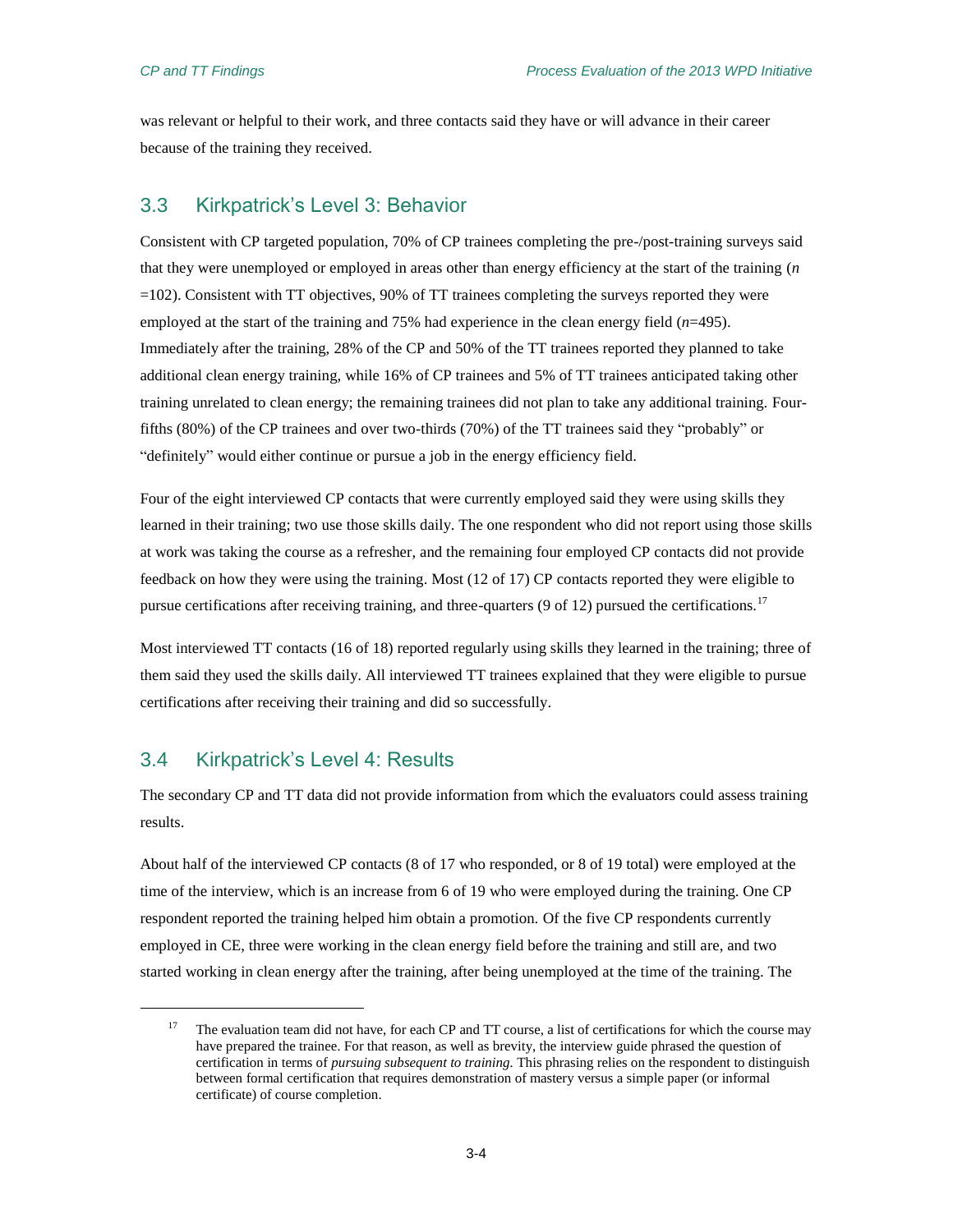was relevant or helpful to their work, and three contacts said they have or will advance in their career because of the training they received.

## 3.3 Kirkpatrick's Level 3: Behavior

Consistent with CP targeted population, 70% of CP trainees completing the pre-/post-training surveys said that they were unemployed or employed in areas other than energy efficiency at the start of the training (*n* =102). Consistent with TT objectives, 90% of TT trainees completing the surveys reported they were employed at the start of the training and 75% had experience in the clean energy field (*n*=495). Immediately after the training, 28% of the CP and 50% of the TT trainees reported they planned to take additional clean energy training, while 16% of CP trainees and 5% of TT trainees anticipated taking other training unrelated to clean energy; the remaining trainees did not plan to take any additional training. Four-fifths (80%) of the CP trainees and over two-thirds (70%) of the TT trainees said they "probably" or "definitely" would either continue or pursue a job in the energy efficiency field.

Four of the eight interviewed CP contacts that were currently employed said they were using skills they learned in their training; two use those skills daily. The one respondent who did not report using those skills at work was taking the course as a refresher, and the remaining four employed CP contacts did not provide feedback on how they were using the training. Most (12 of 17) CP contacts reported they were eligible to pursue certifications after receiving training, and three-quarters (9 of 12) pursued the certifications.[17]

Most interviewed TT contacts (16 of 18) reported regularly using skills they learned in the training; three of them said they used the skills daily. All interviewed TT trainees explained that they were eligible to pursue certifications after receiving their training and did so successfully.

## 3.4 Kirkpatrick's Level 4: Results

The secondary CP and TT data did not provide information from which the evaluators could assess training results.

About half of the interviewed CP contacts (8 of 17 who responded, or 8 of 19 total) were employed at the time of the interview, which is an increase from 6 of 19 who were employed during the training. One CP respondent reported the training helped him obtain a promotion. Of the five CP respondents currently employed in CE, three were working in the clean energy field before the training and still are, and two started working in clean energy after the training, after being unemployed at the time of the training. The

[17] The evaluation team did not have, for each CP and TT course, a list of certifications for which the course may have prepared the trainee. For that reason, as well as brevity, the interview guide phrased the question of certification in terms of *pursuing subsequent to training*. This phrasing relies on the respondent to distinguish between formal certification that requires demonstration of mastery versus a simple paper (or informal certificate) of course completion.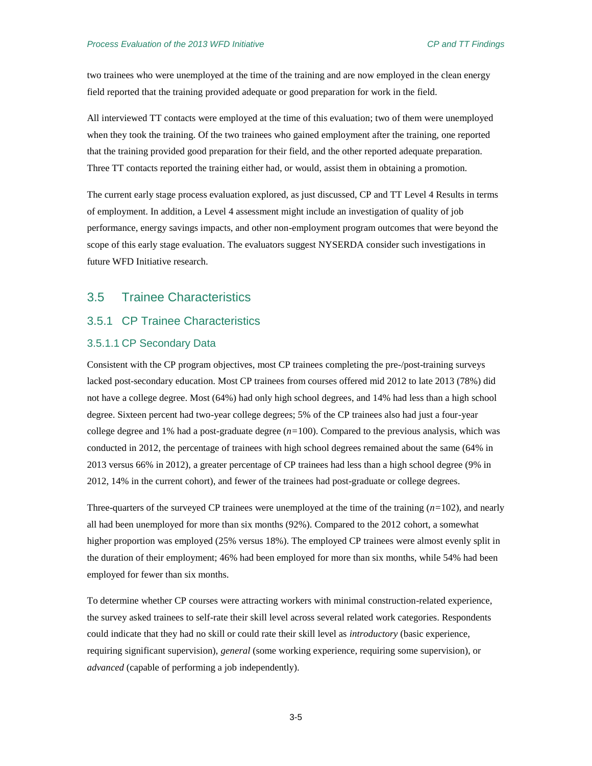two trainees who were unemployed at the time of the training and are now employed in the clean energy field reported that the training provided adequate or good preparation for work in the field.

All interviewed TT contacts were employed at the time of this evaluation; two of them were unemployed when they took the training. Of the two trainees who gained employment after the training, one reported that the training provided good preparation for their field, and the other reported adequate preparation. Three TT contacts reported the training either had, or would, assist them in obtaining a promotion.

The current early stage process evaluation explored, as just discussed, CP and TT Level 4 Results in terms of employment. In addition, a Level 4 assessment might include an investigation of quality of job performance, energy savings impacts, and other non-employment program outcomes that were beyond the scope of this early stage evaluation. The evaluators suggest NYSERDA consider such investigations in future WFD Initiative research.

## 3.5 Trainee Characteristics

### 3.5.1 CP Trainee Characteristics

#### 3.5.1.1 CP Secondary Data

Consistent with the CP program objectives, most CP trainees completing the pre-/post-training surveys lacked post-secondary education. Most CP trainees from courses offered mid 2012 to late 2013 (78%) did not have a college degree. Most (64%) had only high school degrees, and 14% had less than a high school degree. Sixteen percent had two-year college degrees; 5% of the CP trainees also had just a four-year college degree and 1% had a post-graduate degree (*n*=100). Compared to the previous analysis, which was conducted in 2012, the percentage of trainees with high school degrees remained about the same (64% in 2013 versus 66% in 2012), a greater percentage of CP trainees had less than a high school degree (9% in 2012, 14% in the current cohort), and fewer of the trainees had post-graduate or college degrees.

Three-quarters of the surveyed CP trainees were unemployed at the time of the training (*n*=102), and nearly all had been unemployed for more than six months (92%). Compared to the 2012 cohort, a somewhat higher proportion was employed (25% versus 18%). The employed CP trainees were almost evenly split in the duration of their employment; 46% had been employed for more than six months, while 54% had been employed for fewer than six months.

To determine whether CP courses were attracting workers with minimal construction-related experience, the survey asked trainees to self-rate their skill level across several related work categories. Respondents could indicate that they had no skill or could rate their skill level as *introductory* (basic experience, requiring significant supervision), *general* (some working experience, requiring some supervision), or *advanced* (capable of performing a job independently).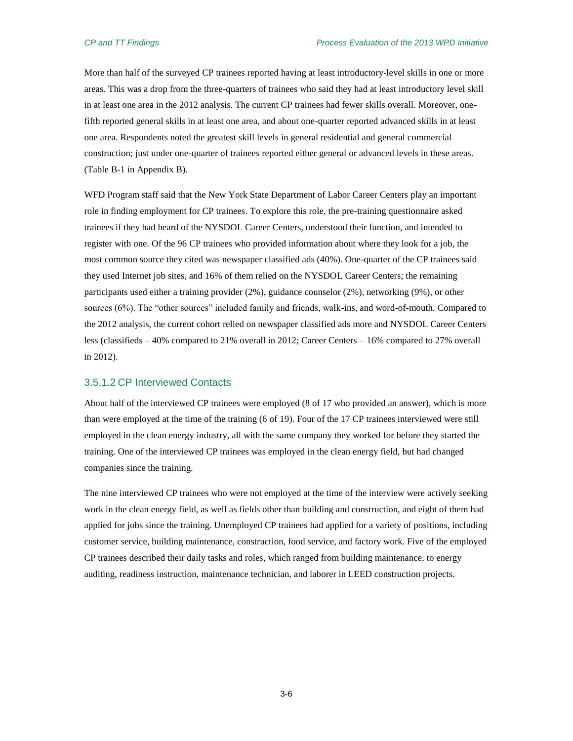More than half of the surveyed CP trainees reported having at least introductory-level skills in one or more areas. This was a drop from the three-quarters of trainees who said they had at least introductory level skill in at least one area in the 2012 analysis. The current CP trainees had fewer skills overall. Moreover, one-fifth reported general skills in at least one area, and about one-quarter reported advanced skills in at least one area. Respondents noted the greatest skill levels in general residential and general commercial construction; just under one-quarter of trainees reported either general or advanced levels in these areas. (Table B-1 in Appendix B).

WFD Program staff said that the New York State Department of Labor Career Centers play an important role in finding employment for CP trainees. To explore this role, the pre-training questionnaire asked trainees if they had heard of the NYSDOL Career Centers, understood their function, and intended to register with one. Of the 96 CP trainees who provided information about where they look for a job, the most common source they cited was newspaper classified ads (40%). One-quarter of the CP trainees said they used Internet job sites, and 16% of them relied on the NYSDOL Career Centers; the remaining participants used either a training provider (2%), guidance counselor (2%), networking (9%), or other sources (6%). The "other sources" included family and friends, walk-ins, and word-of-mouth. Compared to the 2012 analysis, the current cohort relied on newspaper classified ads more and NYSDOL Career Centers less (classifieds – 40% compared to 21% overall in 2012; Career Centers – 16% compared to 27% overall in 2012).

### 3.5.1.2 CP Interviewed Contacts

About half of the interviewed CP trainees were employed (8 of 17 who provided an answer), which is more than were employed at the time of the training (6 of 19). Four of the 17 CP trainees interviewed were still employed in the clean energy industry, all with the same company they worked for before they started the training. One of the interviewed CP trainees was employed in the clean energy field, but had changed companies since the training.

The nine interviewed CP trainees who were not employed at the time of the interview were actively seeking work in the clean energy field, as well as fields other than building and construction, and eight of them had applied for jobs since the training. Unemployed CP trainees had applied for a variety of positions, including customer service, building maintenance, construction, food service, and factory work. Five of the employed CP trainees described their daily tasks and roles, which ranged from building maintenance, to energy auditing, readiness instruction, maintenance technician, and laborer in LEED construction projects.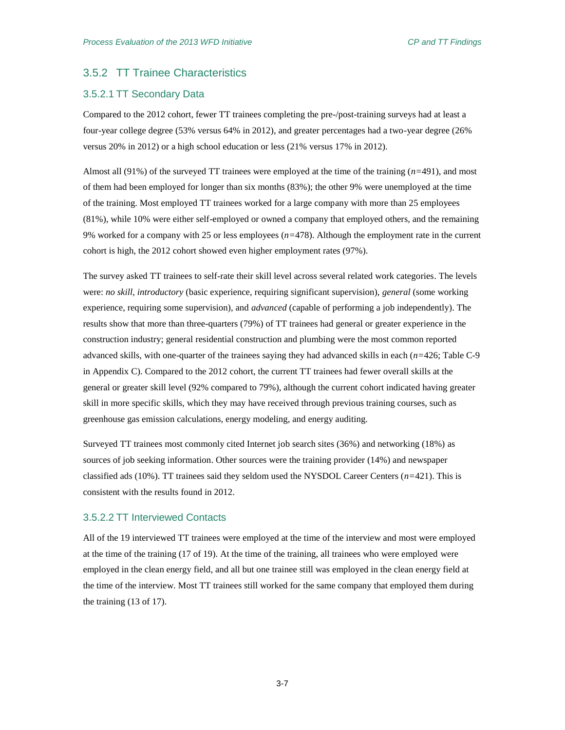### 3.5.2 TT Trainee Characteristics

#### 3.5.2.1 TT Secondary Data

Compared to the 2012 cohort, fewer TT trainees completing the pre-/post-training surveys had at least a four-year college degree (53% versus 64% in 2012), and greater percentages had a two-year degree (26% versus 20% in 2012) or a high school education or less (21% versus 17% in 2012).

Almost all (91%) of the surveyed TT trainees were employed at the time of the training (*n*=491), and most of them had been employed for longer than six months (83%); the other 9% were unemployed at the time of the training. Most employed TT trainees worked for a large company with more than 25 employees (81%), while 10% were either self-employed or owned a company that employed others, and the remaining 9% worked for a company with 25 or less employees (*n*=478). Although the employment rate in the current cohort is high, the 2012 cohort showed even higher employment rates (97%).

The survey asked TT trainees to self-rate their skill level across several related work categories. The levels were: *no skill*, *introductory* (basic experience, requiring significant supervision), *general* (some working experience, requiring some supervision), and *advanced* (capable of performing a job independently). The results show that more than three-quarters (79%) of TT trainees had general or greater experience in the construction industry; general residential construction and plumbing were the most common reported advanced skills, with one-quarter of the trainees saying they had advanced skills in each (*n*=426; Table C-9 in Appendix C). Compared to the 2012 cohort, the current TT trainees had fewer overall skills at the general or greater skill level (92% compared to 79%), although the current cohort indicated having greater skill in more specific skills, which they may have received through previous training courses, such as greenhouse gas emission calculations, energy modeling, and energy auditing.

Surveyed TT trainees most commonly cited Internet job search sites (36%) and networking (18%) as sources of job seeking information. Other sources were the training provider (14%) and newspaper classified ads (10%). TT trainees said they seldom used the NYSDOL Career Centers (*n*=421). This is consistent with the results found in 2012.

#### 3.5.2.2 TT Interviewed Contacts

All of the 19 interviewed TT trainees were employed at the time of the interview and most were employed at the time of the training (17 of 19). At the time of the training, all trainees who were employed were employed in the clean energy field, and all but one trainee still was employed in the clean energy field at the time of the interview. Most TT trainees still worked for the same company that employed them during the training (13 of 17).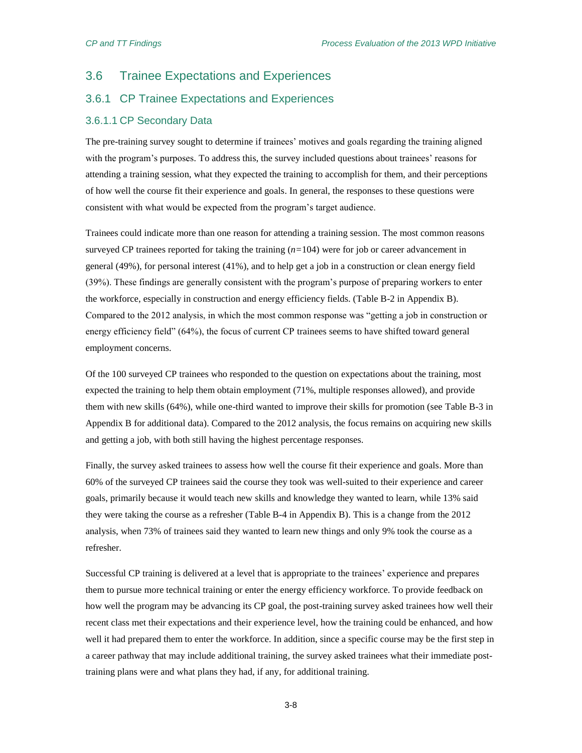## 3.6 Trainee Expectations and Experiences

### 3.6.1 CP Trainee Expectations and Experiences

#### 3.6.1.1 CP Secondary Data

The pre-training survey sought to determine if trainees' motives and goals regarding the training aligned with the program's purposes. To address this, the survey included questions about trainees' reasons for attending a training session, what they expected the training to accomplish for them, and their perceptions of how well the course fit their experience and goals. In general, the responses to these questions were consistent with what would be expected from the program's target audience.

Trainees could indicate more than one reason for attending a training session. The most common reasons surveyed CP trainees reported for taking the training ($n$=104) were for job or career advancement in general (49%), for personal interest (41%), and to help get a job in a construction or clean energy field (39%). These findings are generally consistent with the program's purpose of preparing workers to enter the workforce, especially in construction and energy efficiency fields. (Table B-2 in Appendix B). Compared to the 2012 analysis, in which the most common response was "getting a job in construction or energy efficiency field" (64%), the focus of current CP trainees seems to have shifted toward general employment concerns.

Of the 100 surveyed CP trainees who responded to the question on expectations about the training, most expected the training to help them obtain employment (71%, multiple responses allowed), and provide them with new skills (64%), while one-third wanted to improve their skills for promotion (see Table B-3 in Appendix B for additional data). Compared to the 2012 analysis, the focus remains on acquiring new skills and getting a job, with both still having the highest percentage responses.

Finally, the survey asked trainees to assess how well the course fit their experience and goals. More than 60% of the surveyed CP trainees said the course they took was well-suited to their experience and career goals, primarily because it would teach new skills and knowledge they wanted to learn, while 13% said they were taking the course as a refresher (Table B-4 in Appendix B). This is a change from the 2012 analysis, when 73% of trainees said they wanted to learn new things and only 9% took the course as a refresher.

Successful CP training is delivered at a level that is appropriate to the trainees' experience and prepares them to pursue more technical training or enter the energy efficiency workforce. To provide feedback on how well the program may be advancing its CP goal, the post-training survey asked trainees how well their recent class met their expectations and their experience level, how the training could be enhanced, and how well it had prepared them to enter the workforce. In addition, since a specific course may be the first step in a career pathway that may include additional training, the survey asked trainees what their immediate post-training plans were and what plans they had, if any, for additional training.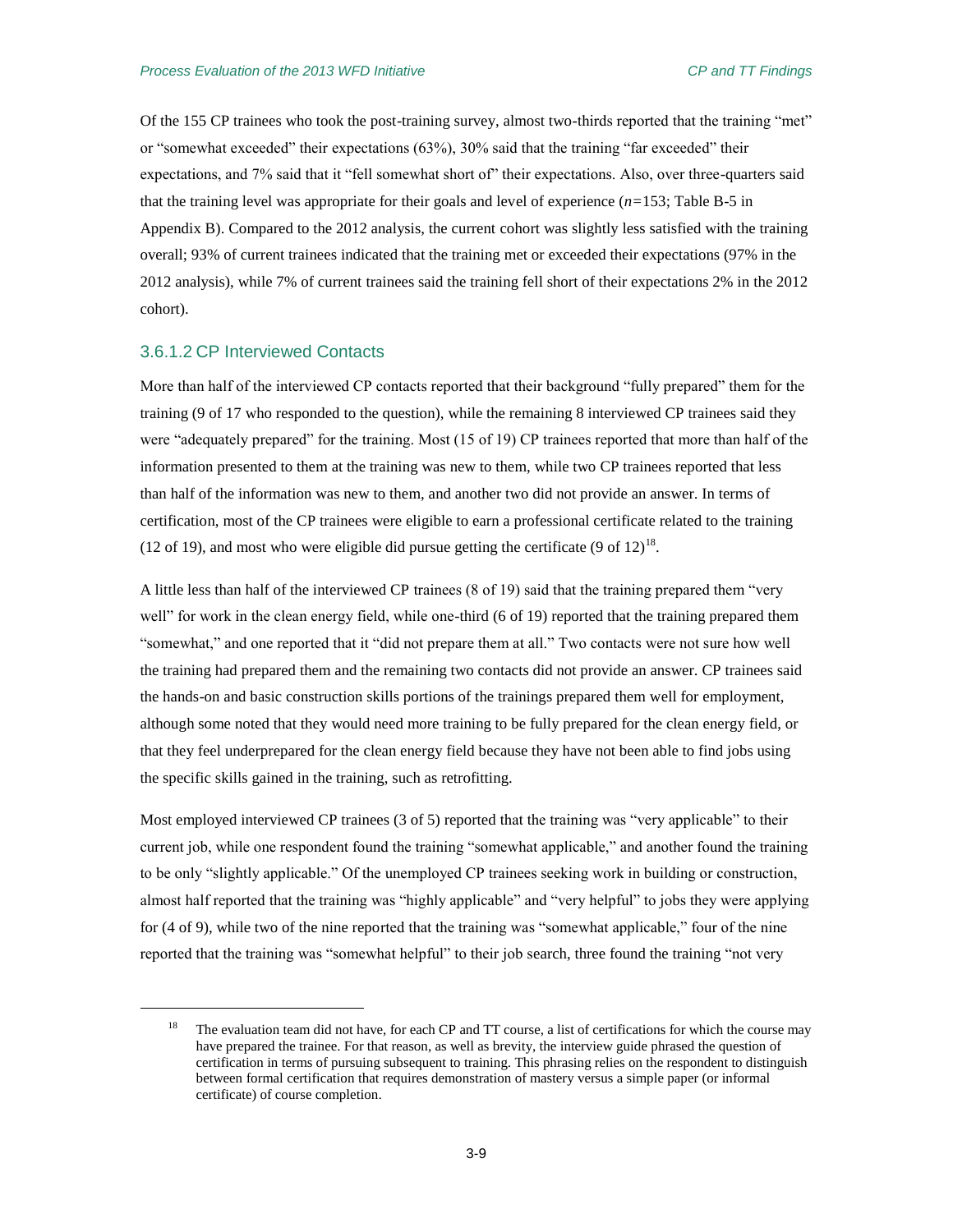Of the 155 CP trainees who took the post-training survey, almost two-thirds reported that the training "met" or "somewhat exceeded" their expectations (63%), 30% said that the training "far exceeded" their expectations, and 7% said that it "fell somewhat short of" their expectations. Also, over three-quarters said that the training level was appropriate for their goals and level of experience ($n$=153; Table B-5 in Appendix B). Compared to the 2012 analysis, the current cohort was slightly less satisfied with the training overall; 93% of current trainees indicated that the training met or exceeded their expectations (97% in the 2012 analysis), while 7% of current trainees said the training fell short of their expectations 2% in the 2012 cohort).

### 3.6.1.2 CP Interviewed Contacts

More than half of the interviewed CP contacts reported that their background "fully prepared" them for the training (9 of 17 who responded to the question), while the remaining 8 interviewed CP trainees said they were "adequately prepared" for the training. Most (15 of 19) CP trainees reported that more than half of the information presented to them at the training was new to them, while two CP trainees reported that less than half of the information was new to them, and another two did not provide an answer. In terms of certification, most of the CP trainees were eligible to earn a professional certificate related to the training (12 of 19), and most who were eligible did pursue getting the certificate (9 of 12)[18].

A little less than half of the interviewed CP trainees (8 of 19) said that the training prepared them "very well" for work in the clean energy field, while one-third (6 of 19) reported that the training prepared them "somewhat," and one reported that it "did not prepare them at all." Two contacts were not sure how well the training had prepared them and the remaining two contacts did not provide an answer. CP trainees said the hands-on and basic construction skills portions of the trainings prepared them well for employment, although some noted that they would need more training to be fully prepared for the clean energy field, or that they feel underprepared for the clean energy field because they have not been able to find jobs using the specific skills gained in the training, such as retrofitting.

Most employed interviewed CP trainees (3 of 5) reported that the training was "very applicable" to their current job, while one respondent found the training "somewhat applicable," and another found the training to be only "slightly applicable." Of the unemployed CP trainees seeking work in building or construction, almost half reported that the training was "highly applicable" and "very helpful" to jobs they were applying for (4 of 9), while two of the nine reported that the training was "somewhat applicable," four of the nine reported that the training was "somewhat helpful" to their job search, three found the training "not very

---

[18] The evaluation team did not have, for each CP and TT course, a list of certifications for which the course may have prepared the trainee. For that reason, as well as brevity, the interview guide phrased the question of certification in terms of pursuing subsequent to training. This phrasing relies on the respondent to distinguish between formal certification that requires demonstration of mastery versus a simple paper (or informal certificate) of course completion.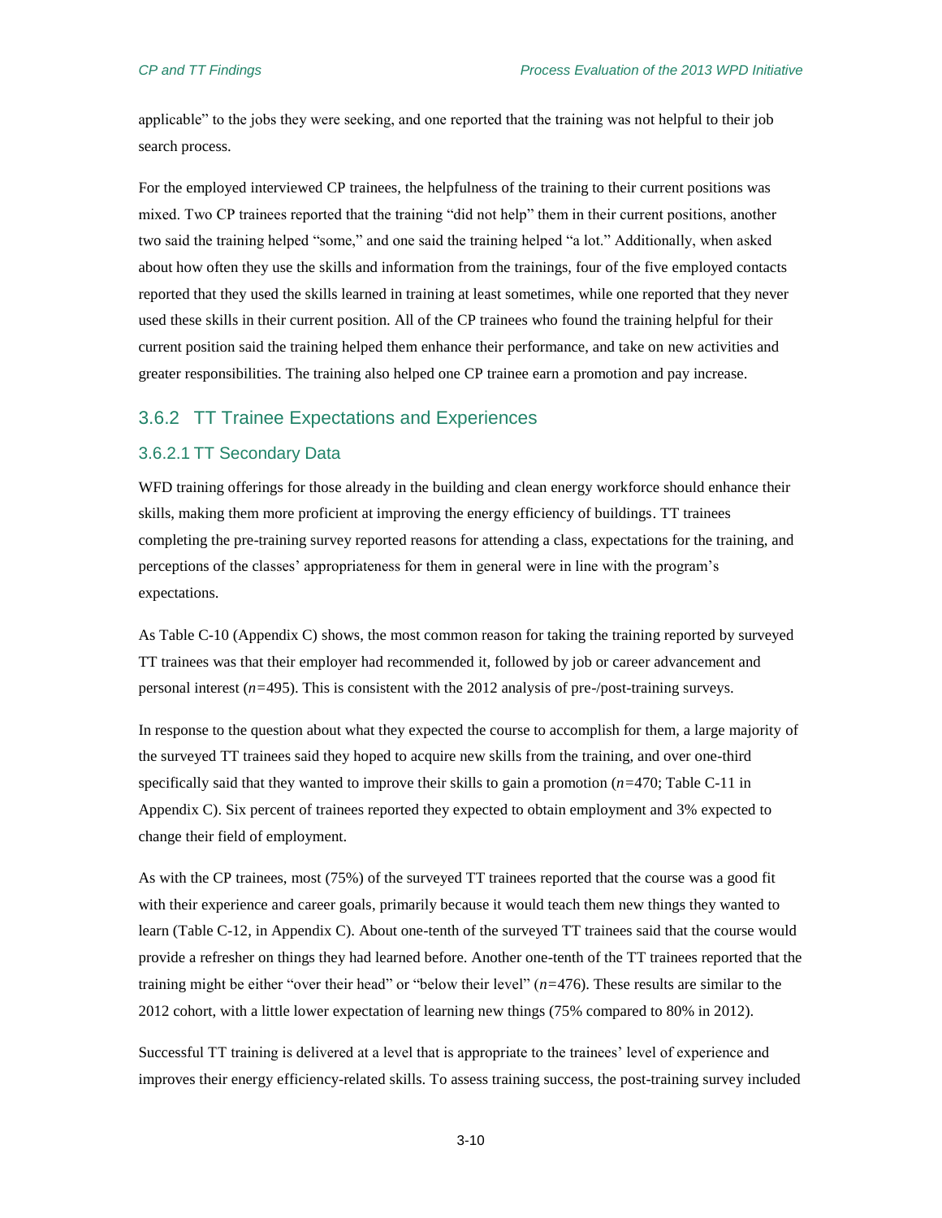applicable" to the jobs they were seeking, and one reported that the training was not helpful to their job search process.

For the employed interviewed CP trainees, the helpfulness of the training to their current positions was mixed. Two CP trainees reported that the training "did not help" them in their current positions, another two said the training helped "some," and one said the training helped "a lot." Additionally, when asked about how often they use the skills and information from the trainings, four of the five employed contacts reported that they used the skills learned in training at least sometimes, while one reported that they never used these skills in their current position. All of the CP trainees who found the training helpful for their current position said the training helped them enhance their performance, and take on new activities and greater responsibilities. The training also helped one CP trainee earn a promotion and pay increase.

### 3.6.2 TT Trainee Expectations and Experiences

#### 3.6.2.1 TT Secondary Data

WFD training offerings for those already in the building and clean energy workforce should enhance their skills, making them more proficient at improving the energy efficiency of buildings. TT trainees completing the pre-training survey reported reasons for attending a class, expectations for the training, and perceptions of the classes' appropriateness for them in general were in line with the program's expectations.

As Table C-10 (Appendix C) shows, the most common reason for taking the training reported by surveyed TT trainees was that their employer had recommended it, followed by job or career advancement and personal interest (*n*=495). This is consistent with the 2012 analysis of pre-/post-training surveys.

In response to the question about what they expected the course to accomplish for them, a large majority of the surveyed TT trainees said they hoped to acquire new skills from the training, and over one-third specifically said that they wanted to improve their skills to gain a promotion (*n*=470; Table C-11 in Appendix C). Six percent of trainees reported they expected to obtain employment and 3% expected to change their field of employment.

As with the CP trainees, most (75%) of the surveyed TT trainees reported that the course was a good fit with their experience and career goals, primarily because it would teach them new things they wanted to learn (Table C-12, in Appendix C). About one-tenth of the surveyed TT trainees said that the course would provide a refresher on things they had learned before. Another one-tenth of the TT trainees reported that the training might be either "over their head" or "below their level" (*n*=476). These results are similar to the 2012 cohort, with a little lower expectation of learning new things (75% compared to 80% in 2012).

Successful TT training is delivered at a level that is appropriate to the trainees' level of experience and improves their energy efficiency-related skills. To assess training success, the post-training survey included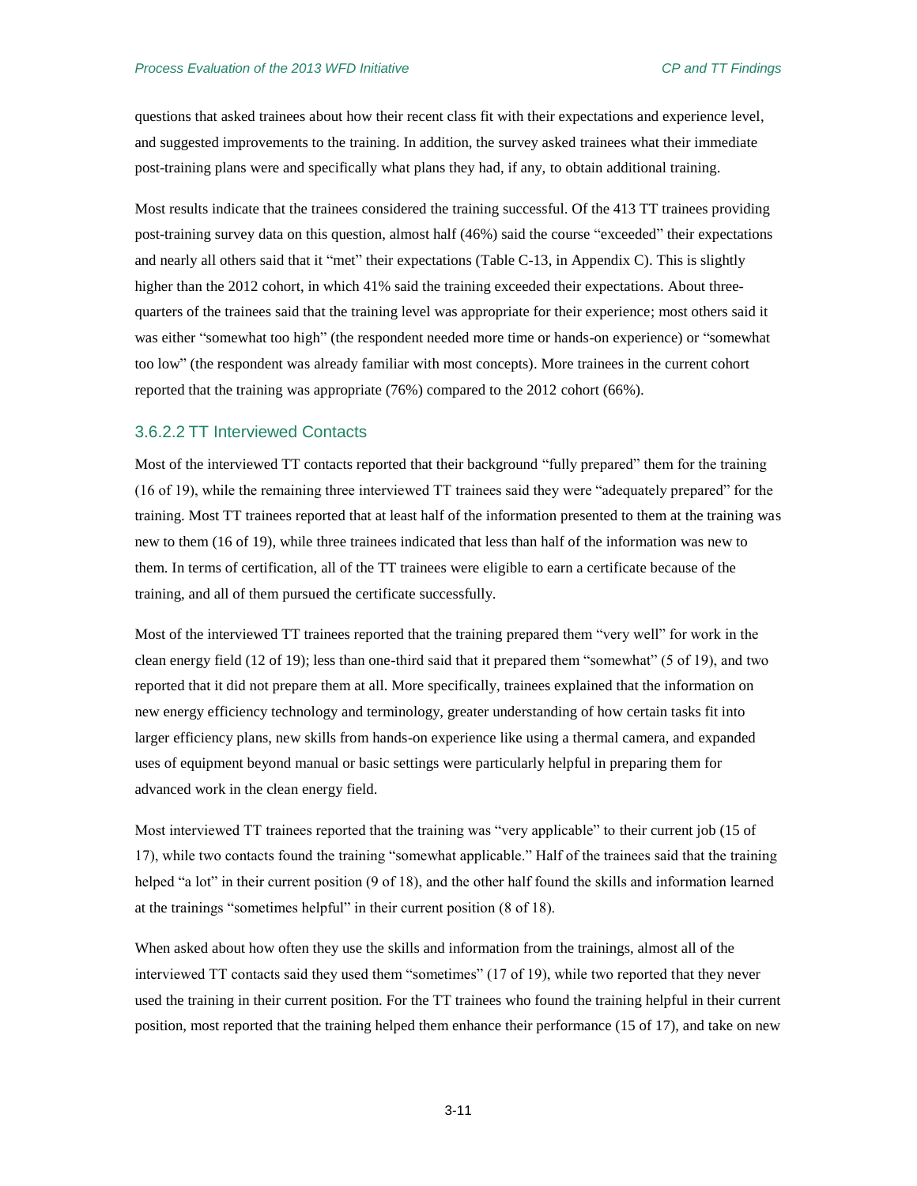questions that asked trainees about how their recent class fit with their expectations and experience level, and suggested improvements to the training. In addition, the survey asked trainees what their immediate post-training plans were and specifically what plans they had, if any, to obtain additional training.

Most results indicate that the trainees considered the training successful. Of the 413 TT trainees providing post-training survey data on this question, almost half (46%) said the course "exceeded" their expectations and nearly all others said that it "met" their expectations (Table C-13, in Appendix C). This is slightly higher than the 2012 cohort, in which 41% said the training exceeded their expectations. About three-quarters of the trainees said that the training level was appropriate for their experience; most others said it was either "somewhat too high" (the respondent needed more time or hands-on experience) or "somewhat too low" (the respondent was already familiar with most concepts). More trainees in the current cohort reported that the training was appropriate (76%) compared to the 2012 cohort (66%).

#### 3.6.2.2 TT Interviewed Contacts

Most of the interviewed TT contacts reported that their background "fully prepared" them for the training (16 of 19), while the remaining three interviewed TT trainees said they were "adequately prepared" for the training. Most TT trainees reported that at least half of the information presented to them at the training was new to them (16 of 19), while three trainees indicated that less than half of the information was new to them. In terms of certification, all of the TT trainees were eligible to earn a certificate because of the training, and all of them pursued the certificate successfully.

Most of the interviewed TT trainees reported that the training prepared them "very well" for work in the clean energy field (12 of 19); less than one-third said that it prepared them "somewhat" (5 of 19), and two reported that it did not prepare them at all. More specifically, trainees explained that the information on new energy efficiency technology and terminology, greater understanding of how certain tasks fit into larger efficiency plans, new skills from hands-on experience like using a thermal camera, and expanded uses of equipment beyond manual or basic settings were particularly helpful in preparing them for advanced work in the clean energy field.

Most interviewed TT trainees reported that the training was "very applicable" to their current job (15 of 17), while two contacts found the training "somewhat applicable." Half of the trainees said that the training helped "a lot" in their current position (9 of 18), and the other half found the skills and information learned at the trainings "sometimes helpful" in their current position (8 of 18).

When asked about how often they use the skills and information from the trainings, almost all of the interviewed TT contacts said they used them "sometimes" (17 of 19), while two reported that they never used the training in their current position. For the TT trainees who found the training helpful in their current position, most reported that the training helped them enhance their performance (15 of 17), and take on new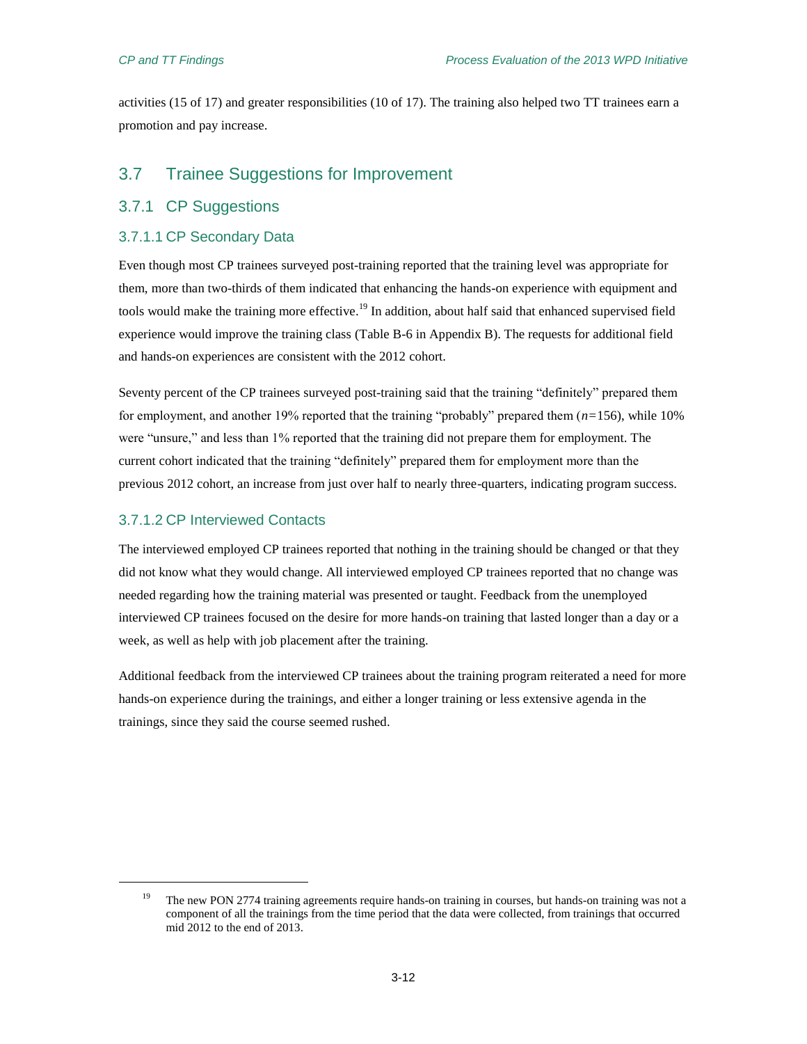activities (15 of 17) and greater responsibilities (10 of 17). The training also helped two TT trainees earn a promotion and pay increase.

## 3.7 Trainee Suggestions for Improvement

### 3.7.1 CP Suggestions

#### 3.7.1.1 CP Secondary Data

Even though most CP trainees surveyed post-training reported that the training level was appropriate for them, more than two-thirds of them indicated that enhancing the hands-on experience with equipment and tools would make the training more effective.[19] In addition, about half said that enhanced supervised field experience would improve the training class (Table B-6 in Appendix B). The requests for additional field and hands-on experiences are consistent with the 2012 cohort.

Seventy percent of the CP trainees surveyed post-training said that the training "definitely" prepared them for employment, and another 19% reported that the training "probably" prepared them ($n$=156), while 10% were "unsure," and less than 1% reported that the training did not prepare them for employment. The current cohort indicated that the training "definitely" prepared them for employment more than the previous 2012 cohort, an increase from just over half to nearly three-quarters, indicating program success.

#### 3.7.1.2 CP Interviewed Contacts

The interviewed employed CP trainees reported that nothing in the training should be changed or that they did not know what they would change. All interviewed employed CP trainees reported that no change was needed regarding how the training material was presented or taught. Feedback from the unemployed interviewed CP trainees focused on the desire for more hands-on training that lasted longer than a day or a week, as well as help with job placement after the training.

Additional feedback from the interviewed CP trainees about the training program reiterated a need for more hands-on experience during the trainings, and either a longer training or less extensive agenda in the trainings, since they said the course seemed rushed.

---

[19] The new PON 2774 training agreements require hands-on training in courses, but hands-on training was not a component of all the trainings from the time period that the data were collected, from trainings that occurred mid 2012 to the end of 2013.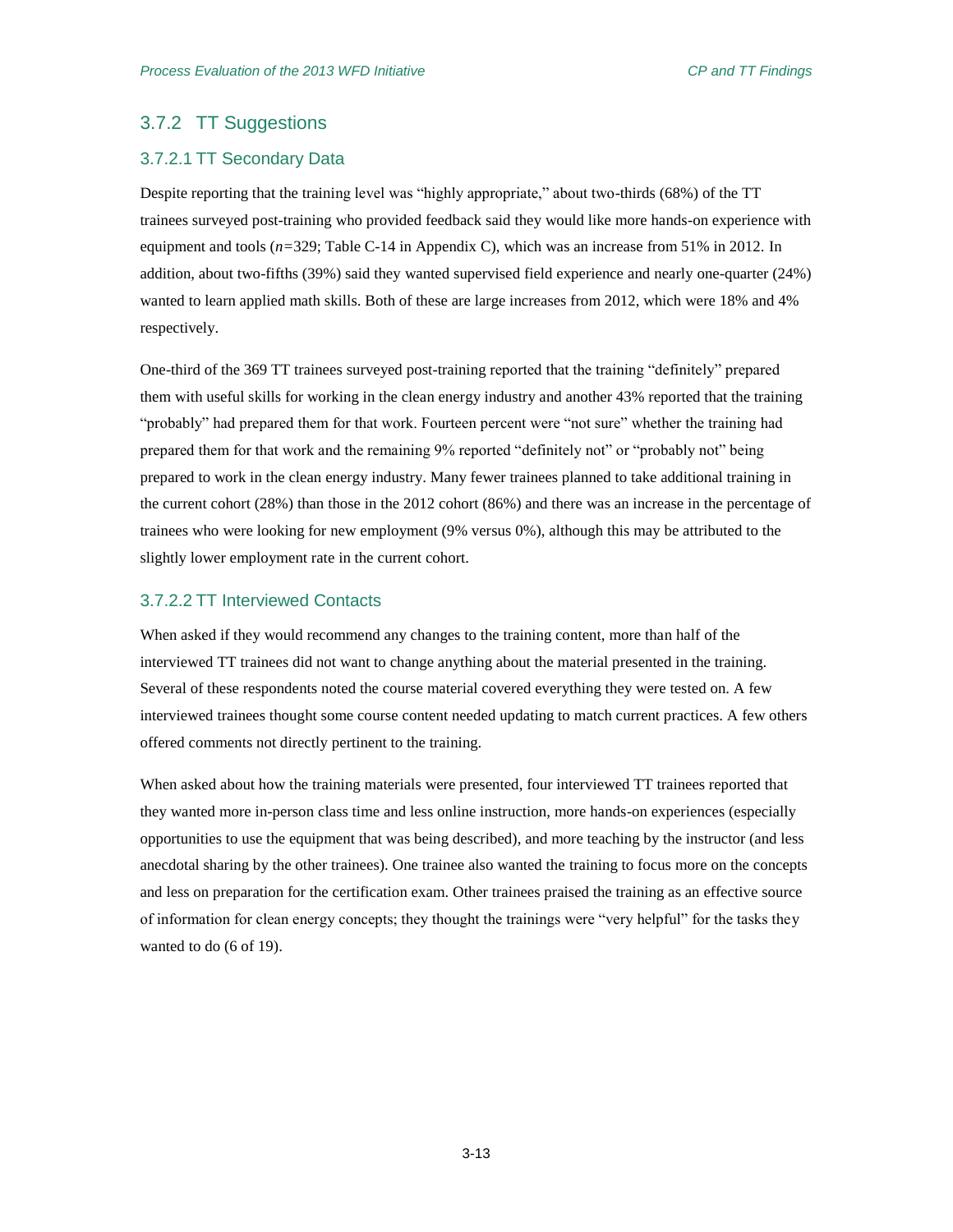### 3.7.2 TT Suggestions

#### 3.7.2.1 TT Secondary Data

Despite reporting that the training level was "highly appropriate," about two-thirds (68%) of the TT trainees surveyed post-training who provided feedback said they would like more hands-on experience with equipment and tools (*n*=329; Table C-14 in Appendix C), which was an increase from 51% in 2012. In addition, about two-fifths (39%) said they wanted supervised field experience and nearly one-quarter (24%) wanted to learn applied math skills. Both of these are large increases from 2012, which were 18% and 4% respectively.

One-third of the 369 TT trainees surveyed post-training reported that the training "definitely" prepared them with useful skills for working in the clean energy industry and another 43% reported that the training "probably" had prepared them for that work. Fourteen percent were "not sure" whether the training had prepared them for that work and the remaining 9% reported "definitely not" or "probably not" being prepared to work in the clean energy industry. Many fewer trainees planned to take additional training in the current cohort (28%) than those in the 2012 cohort (86%) and there was an increase in the percentage of trainees who were looking for new employment (9% versus 0%), although this may be attributed to the slightly lower employment rate in the current cohort.

#### 3.7.2.2 TT Interviewed Contacts

When asked if they would recommend any changes to the training content, more than half of the interviewed TT trainees did not want to change anything about the material presented in the training. Several of these respondents noted the course material covered everything they were tested on. A few interviewed trainees thought some course content needed updating to match current practices. A few others offered comments not directly pertinent to the training.

When asked about how the training materials were presented, four interviewed TT trainees reported that they wanted more in-person class time and less online instruction, more hands-on experiences (especially opportunities to use the equipment that was being described), and more teaching by the instructor (and less anecdotal sharing by the other trainees). One trainee also wanted the training to focus more on the concepts and less on preparation for the certification exam. Other trainees praised the training as an effective source of information for clean energy concepts; they thought the trainings were "very helpful" for the tasks they wanted to do (6 of 19).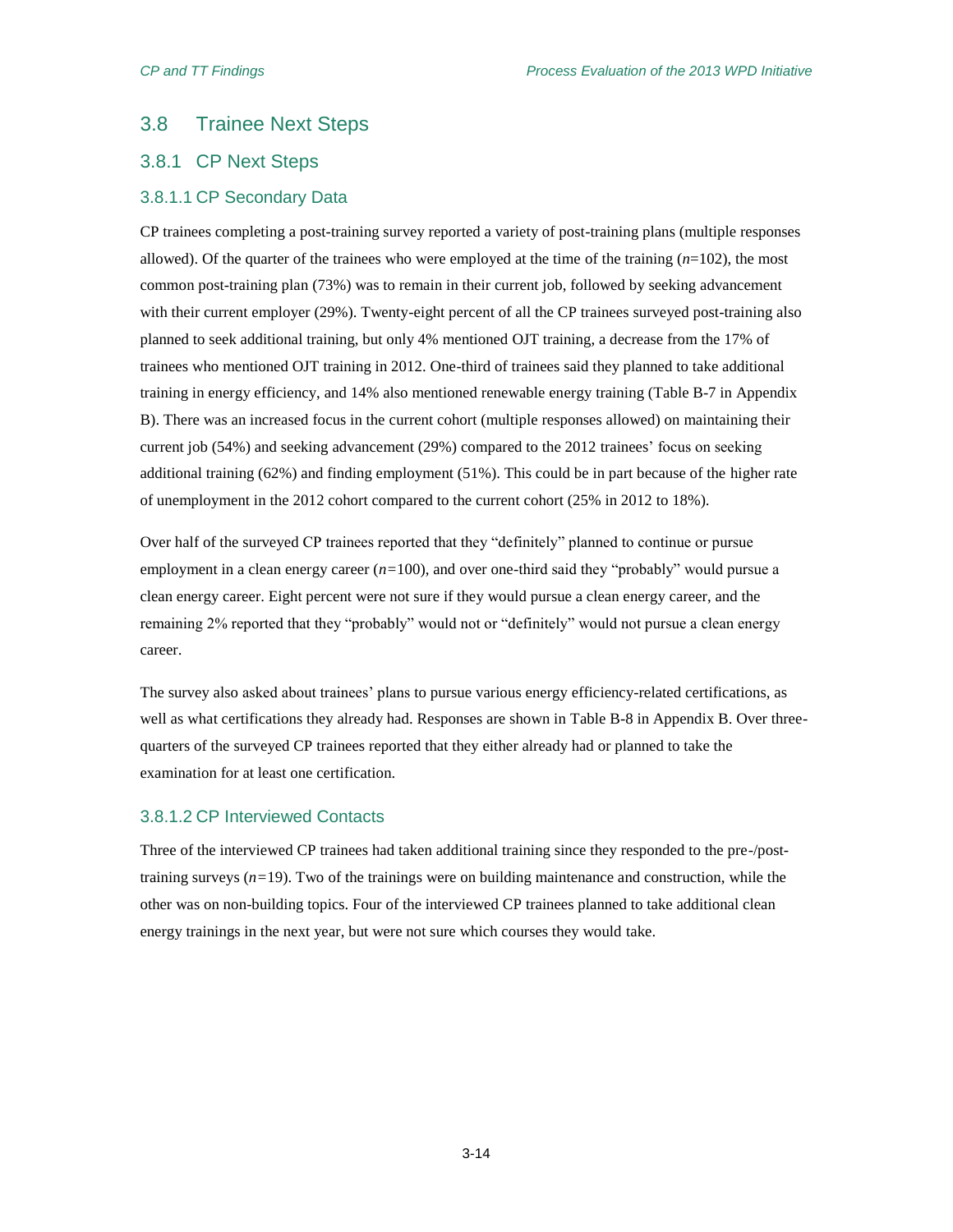## 3.8 Trainee Next Steps

### 3.8.1 CP Next Steps

#### 3.8.1.1 CP Secondary Data

CP trainees completing a post-training survey reported a variety of post-training plans (multiple responses allowed). Of the quarter of the trainees who were employed at the time of the training (*n*=102), the most common post-training plan (73%) was to remain in their current job, followed by seeking advancement with their current employer (29%). Twenty-eight percent of all the CP trainees surveyed post-training also planned to seek additional training, but only 4% mentioned OJT training, a decrease from the 17% of trainees who mentioned OJT training in 2012. One-third of trainees said they planned to take additional training in energy efficiency, and 14% also mentioned renewable energy training (Table B-7 in Appendix B). There was an increased focus in the current cohort (multiple responses allowed) on maintaining their current job (54%) and seeking advancement (29%) compared to the 2012 trainees' focus on seeking additional training (62%) and finding employment (51%). This could be in part because of the higher rate of unemployment in the 2012 cohort compared to the current cohort (25% in 2012 to 18%).

Over half of the surveyed CP trainees reported that they "definitely" planned to continue or pursue employment in a clean energy career (*n*=100), and over one-third said they "probably" would pursue a clean energy career. Eight percent were not sure if they would pursue a clean energy career, and the remaining 2% reported that they "probably" would not or "definitely" would not pursue a clean energy career.

The survey also asked about trainees' plans to pursue various energy efficiency-related certifications, as well as what certifications they already had. Responses are shown in Table B-8 in Appendix B. Over three-quarters of the surveyed CP trainees reported that they either already had or planned to take the examination for at least one certification.

#### 3.8.1.2 CP Interviewed Contacts

Three of the interviewed CP trainees had taken additional training since they responded to the pre-/post-training surveys (*n*=19). Two of the trainings were on building maintenance and construction, while the other was on non-building topics. Four of the interviewed CP trainees planned to take additional clean energy trainings in the next year, but were not sure which courses they would take.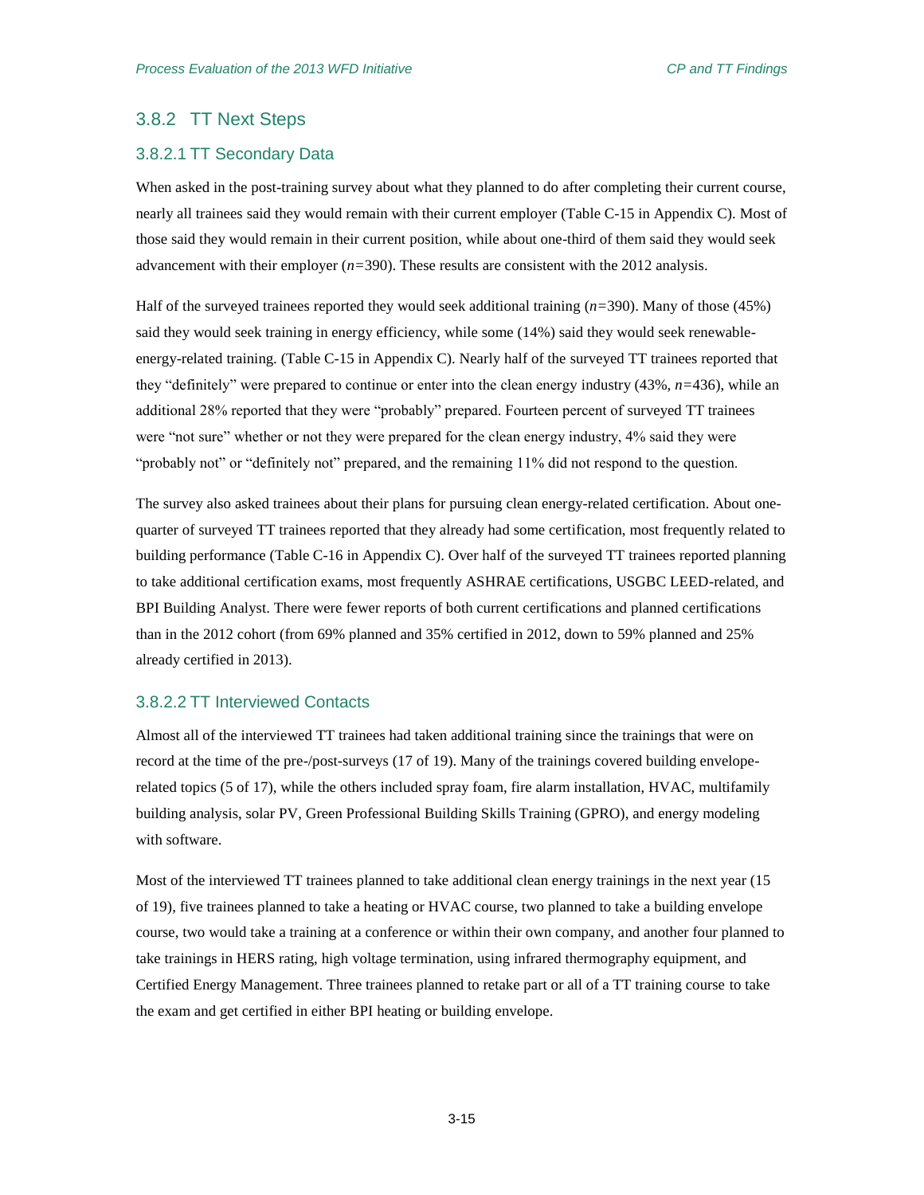### 3.8.2 TT Next Steps

#### 3.8.2.1 TT Secondary Data

When asked in the post-training survey about what they planned to do after completing their current course, nearly all trainees said they would remain with their current employer (Table C-15 in Appendix C). Most of those said they would remain in their current position, while about one-third of them said they would seek advancement with their employer (*n*=390). These results are consistent with the 2012 analysis.

Half of the surveyed trainees reported they would seek additional training (*n*=390). Many of those (45%) said they would seek training in energy efficiency, while some (14%) said they would seek renewable-energy-related training. (Table C-15 in Appendix C). Nearly half of the surveyed TT trainees reported that they "definitely" were prepared to continue or enter into the clean energy industry (43%, *n*=436), while an additional 28% reported that they were "probably" prepared. Fourteen percent of surveyed TT trainees were "not sure" whether or not they were prepared for the clean energy industry, 4% said they were "probably not" or "definitely not" prepared, and the remaining 11% did not respond to the question.

The survey also asked trainees about their plans for pursuing clean energy-related certification. About one-quarter of surveyed TT trainees reported that they already had some certification, most frequently related to building performance (Table C-16 in Appendix C). Over half of the surveyed TT trainees reported planning to take additional certification exams, most frequently ASHRAE certifications, USGBC LEED-related, and BPI Building Analyst. There were fewer reports of both current certifications and planned certifications than in the 2012 cohort (from 69% planned and 35% certified in 2012, down to 59% planned and 25% already certified in 2013).

#### 3.8.2.2 TT Interviewed Contacts

Almost all of the interviewed TT trainees had taken additional training since the trainings that were on record at the time of the pre-/post-surveys (17 of 19). Many of the trainings covered building envelope-related topics (5 of 17), while the others included spray foam, fire alarm installation, HVAC, multifamily building analysis, solar PV, Green Professional Building Skills Training (GPRO), and energy modeling with software.

Most of the interviewed TT trainees planned to take additional clean energy trainings in the next year (15 of 19), five trainees planned to take a heating or HVAC course, two planned to take a building envelope course, two would take a training at a conference or within their own company, and another four planned to take trainings in HERS rating, high voltage termination, using infrared thermography equipment, and Certified Energy Management. Three trainees planned to retake part or all of a TT training course to take the exam and get certified in either BPI heating or building envelope.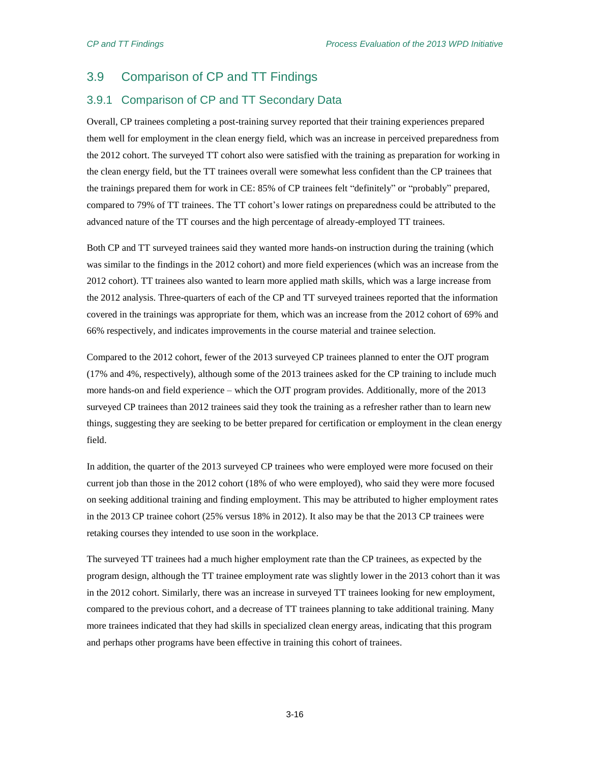## 3.9 Comparison of CP and TT Findings

### 3.9.1 Comparison of CP and TT Secondary Data

Overall, CP trainees completing a post-training survey reported that their training experiences prepared them well for employment in the clean energy field, which was an increase in perceived preparedness from the 2012 cohort. The surveyed TT cohort also were satisfied with the training as preparation for working in the clean energy field, but the TT trainees overall were somewhat less confident than the CP trainees that the trainings prepared them for work in CE: 85% of CP trainees felt "definitely" or "probably" prepared, compared to 79% of TT trainees. The TT cohort's lower ratings on preparedness could be attributed to the advanced nature of the TT courses and the high percentage of already-employed TT trainees.

Both CP and TT surveyed trainees said they wanted more hands-on instruction during the training (which was similar to the findings in the 2012 cohort) and more field experiences (which was an increase from the 2012 cohort). TT trainees also wanted to learn more applied math skills, which was a large increase from the 2012 analysis. Three-quarters of each of the CP and TT surveyed trainees reported that the information covered in the trainings was appropriate for them, which was an increase from the 2012 cohort of 69% and 66% respectively, and indicates improvements in the course material and trainee selection.

Compared to the 2012 cohort, fewer of the 2013 surveyed CP trainees planned to enter the OJT program (17% and 4%, respectively), although some of the 2013 trainees asked for the CP training to include much more hands-on and field experience – which the OJT program provides. Additionally, more of the 2013 surveyed CP trainees than 2012 trainees said they took the training as a refresher rather than to learn new things, suggesting they are seeking to be better prepared for certification or employment in the clean energy field.

In addition, the quarter of the 2013 surveyed CP trainees who were employed were more focused on their current job than those in the 2012 cohort (18% of who were employed), who said they were more focused on seeking additional training and finding employment. This may be attributed to higher employment rates in the 2013 CP trainee cohort (25% versus 18% in 2012). It also may be that the 2013 CP trainees were retaking courses they intended to use soon in the workplace.

The surveyed TT trainees had a much higher employment rate than the CP trainees, as expected by the program design, although the TT trainee employment rate was slightly lower in the 2013 cohort than it was in the 2012 cohort. Similarly, there was an increase in surveyed TT trainees looking for new employment, compared to the previous cohort, and a decrease of TT trainees planning to take additional training. Many more trainees indicated that they had skills in specialized clean energy areas, indicating that this program and perhaps other programs have been effective in training this cohort of trainees.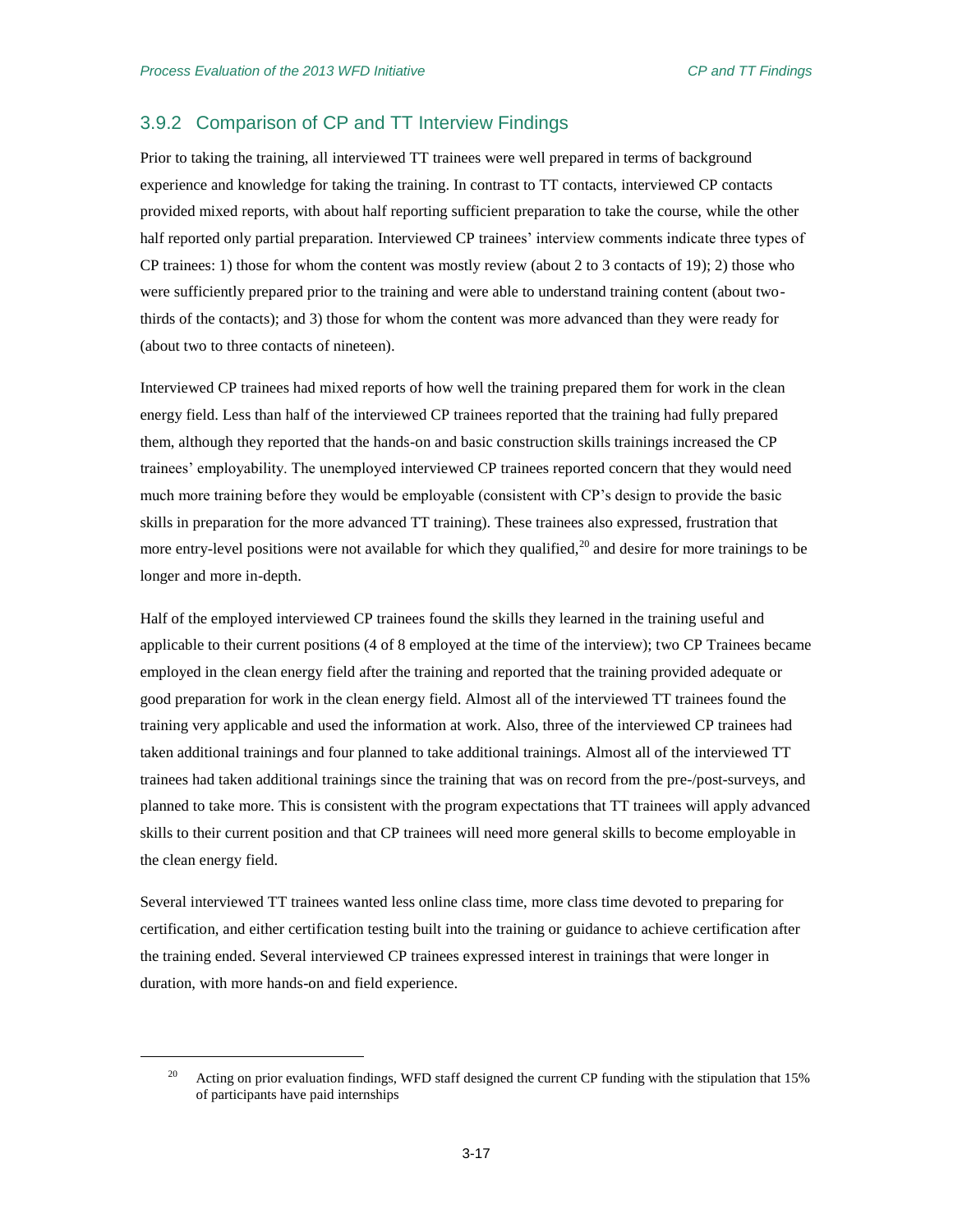### 3.9.2 Comparison of CP and TT Interview Findings

Prior to taking the training, all interviewed TT trainees were well prepared in terms of background experience and knowledge for taking the training. In contrast to TT contacts, interviewed CP contacts provided mixed reports, with about half reporting sufficient preparation to take the course, while the other half reported only partial preparation. Interviewed CP trainees' interview comments indicate three types of CP trainees: 1) those for whom the content was mostly review (about 2 to 3 contacts of 19); 2) those who were sufficiently prepared prior to the training and were able to understand training content (about two-thirds of the contacts); and 3) those for whom the content was more advanced than they were ready for (about two to three contacts of nineteen).

Interviewed CP trainees had mixed reports of how well the training prepared them for work in the clean energy field. Less than half of the interviewed CP trainees reported that the training had fully prepared them, although they reported that the hands-on and basic construction skills trainings increased the CP trainees' employability. The unemployed interviewed CP trainees reported concern that they would need much more training before they would be employable (consistent with CP's design to provide the basic skills in preparation for the more advanced TT training). These trainees also expressed, frustration that more entry-level positions were not available for which they qualified,[20] and desire for more trainings to be longer and more in-depth.

Half of the employed interviewed CP trainees found the skills they learned in the training useful and applicable to their current positions (4 of 8 employed at the time of the interview); two CP Trainees became employed in the clean energy field after the training and reported that the training provided adequate or good preparation for work in the clean energy field. Almost all of the interviewed TT trainees found the training very applicable and used the information at work. Also, three of the interviewed CP trainees had taken additional trainings and four planned to take additional trainings. Almost all of the interviewed TT trainees had taken additional trainings since the training that was on record from the pre-/post-surveys, and planned to take more. This is consistent with the program expectations that TT trainees will apply advanced skills to their current position and that CP trainees will need more general skills to become employable in the clean energy field.

Several interviewed TT trainees wanted less online class time, more class time devoted to preparing for certification, and either certification testing built into the training or guidance to achieve certification after the training ended. Several interviewed CP trainees expressed interest in trainings that were longer in duration, with more hands-on and field experience.

---

[20] Acting on prior evaluation findings, WFD staff designed the current CP funding with the stipulation that 15% of participants have paid internships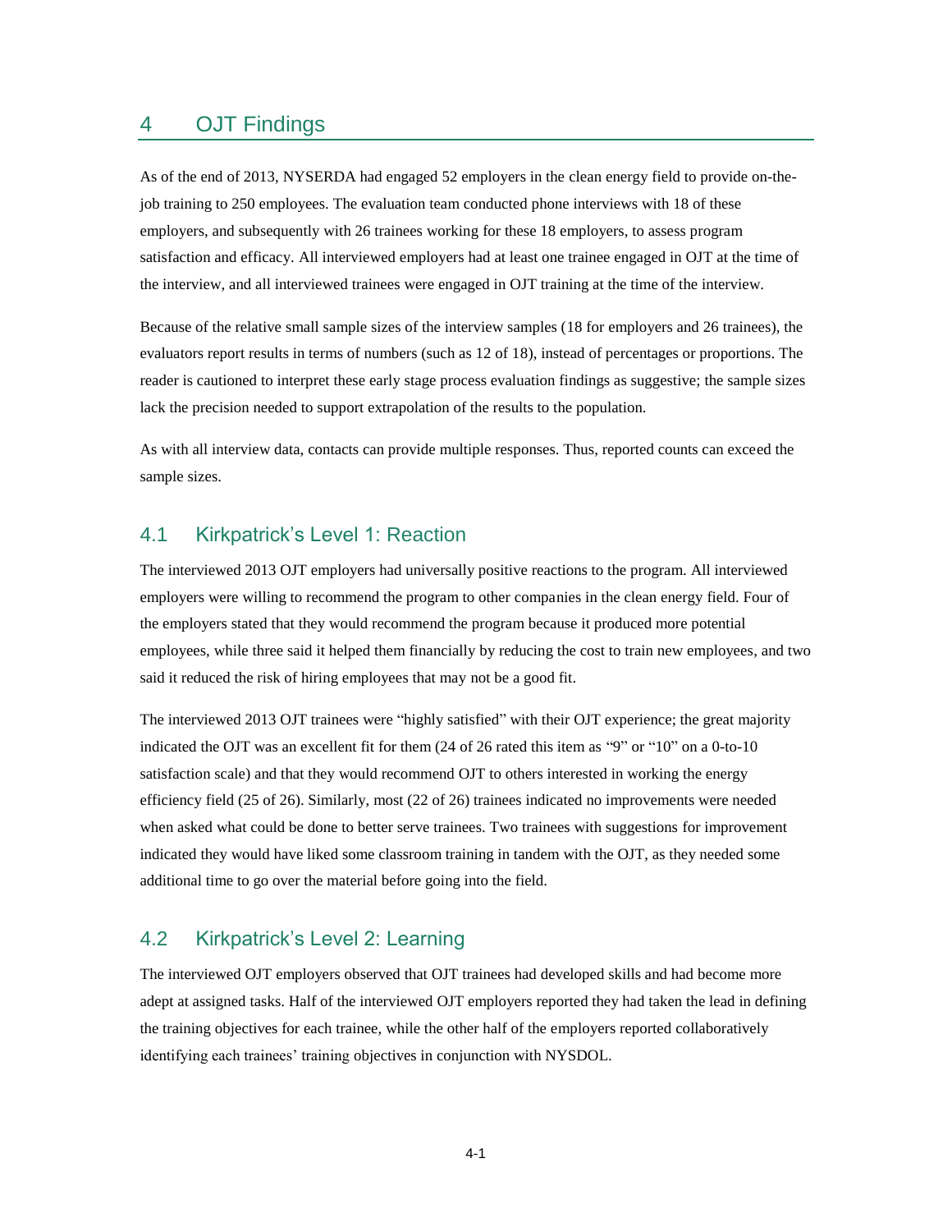# 4 OJT Findings

As of the end of 2013, NYSERDA had engaged 52 employers in the clean energy field to provide on-the-job training to 250 employees. The evaluation team conducted phone interviews with 18 of these employers, and subsequently with 26 trainees working for these 18 employers, to assess program satisfaction and efficacy. All interviewed employers had at least one trainee engaged in OJT at the time of the interview, and all interviewed trainees were engaged in OJT training at the time of the interview.

Because of the relative small sample sizes of the interview samples (18 for employers and 26 trainees), the evaluators report results in terms of numbers (such as 12 of 18), instead of percentages or proportions. The reader is cautioned to interpret these early stage process evaluation findings as suggestive; the sample sizes lack the precision needed to support extrapolation of the results to the population.

As with all interview data, contacts can provide multiple responses. Thus, reported counts can exceed the sample sizes.

## 4.1 Kirkpatrick's Level 1: Reaction

The interviewed 2013 OJT employers had universally positive reactions to the program. All interviewed employers were willing to recommend the program to other companies in the clean energy field. Four of the employers stated that they would recommend the program because it produced more potential employees, while three said it helped them financially by reducing the cost to train new employees, and two said it reduced the risk of hiring employees that may not be a good fit.

The interviewed 2013 OJT trainees were "highly satisfied" with their OJT experience; the great majority indicated the OJT was an excellent fit for them (24 of 26 rated this item as "9" or "10" on a 0-to-10 satisfaction scale) and that they would recommend OJT to others interested in working the energy efficiency field (25 of 26). Similarly, most (22 of 26) trainees indicated no improvements were needed when asked what could be done to better serve trainees. Two trainees with suggestions for improvement indicated they would have liked some classroom training in tandem with the OJT, as they needed some additional time to go over the material before going into the field.

## 4.2 Kirkpatrick's Level 2: Learning

The interviewed OJT employers observed that OJT trainees had developed skills and had become more adept at assigned tasks. Half of the interviewed OJT employers reported they had taken the lead in defining the training objectives for each trainee, while the other half of the employers reported collaboratively identifying each trainees' training objectives in conjunction with NYSDOL.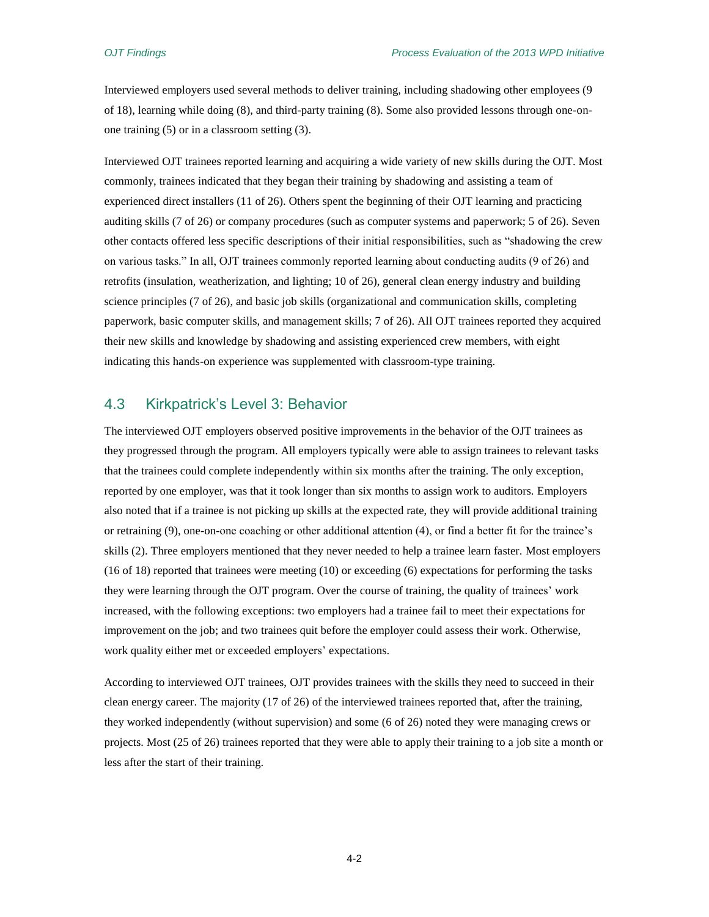Interviewed employers used several methods to deliver training, including shadowing other employees (9 of 18), learning while doing (8), and third-party training (8). Some also provided lessons through one-on-one training (5) or in a classroom setting (3).

Interviewed OJT trainees reported learning and acquiring a wide variety of new skills during the OJT. Most commonly, trainees indicated that they began their training by shadowing and assisting a team of experienced direct installers (11 of 26). Others spent the beginning of their OJT learning and practicing auditing skills (7 of 26) or company procedures (such as computer systems and paperwork; 5 of 26). Seven other contacts offered less specific descriptions of their initial responsibilities, such as "shadowing the crew on various tasks." In all, OJT trainees commonly reported learning about conducting audits (9 of 26) and retrofits (insulation, weatherization, and lighting; 10 of 26), general clean energy industry and building science principles (7 of 26), and basic job skills (organizational and communication skills, completing paperwork, basic computer skills, and management skills; 7 of 26). All OJT trainees reported they acquired their new skills and knowledge by shadowing and assisting experienced crew members, with eight indicating this hands-on experience was supplemented with classroom-type training.

## 4.3 Kirkpatrick's Level 3: Behavior

The interviewed OJT employers observed positive improvements in the behavior of the OJT trainees as they progressed through the program. All employers typically were able to assign trainees to relevant tasks that the trainees could complete independently within six months after the training. The only exception, reported by one employer, was that it took longer than six months to assign work to auditors. Employers also noted that if a trainee is not picking up skills at the expected rate, they will provide additional training or retraining (9), one-on-one coaching or other additional attention (4), or find a better fit for the trainee's skills (2). Three employers mentioned that they never needed to help a trainee learn faster. Most employers (16 of 18) reported that trainees were meeting (10) or exceeding (6) expectations for performing the tasks they were learning through the OJT program. Over the course of training, the quality of trainees' work increased, with the following exceptions: two employers had a trainee fail to meet their expectations for improvement on the job; and two trainees quit before the employer could assess their work. Otherwise, work quality either met or exceeded employers' expectations.

According to interviewed OJT trainees, OJT provides trainees with the skills they need to succeed in their clean energy career. The majority (17 of 26) of the interviewed trainees reported that, after the training, they worked independently (without supervision) and some (6 of 26) noted they were managing crews or projects. Most (25 of 26) trainees reported that they were able to apply their training to a job site a month or less after the start of their training.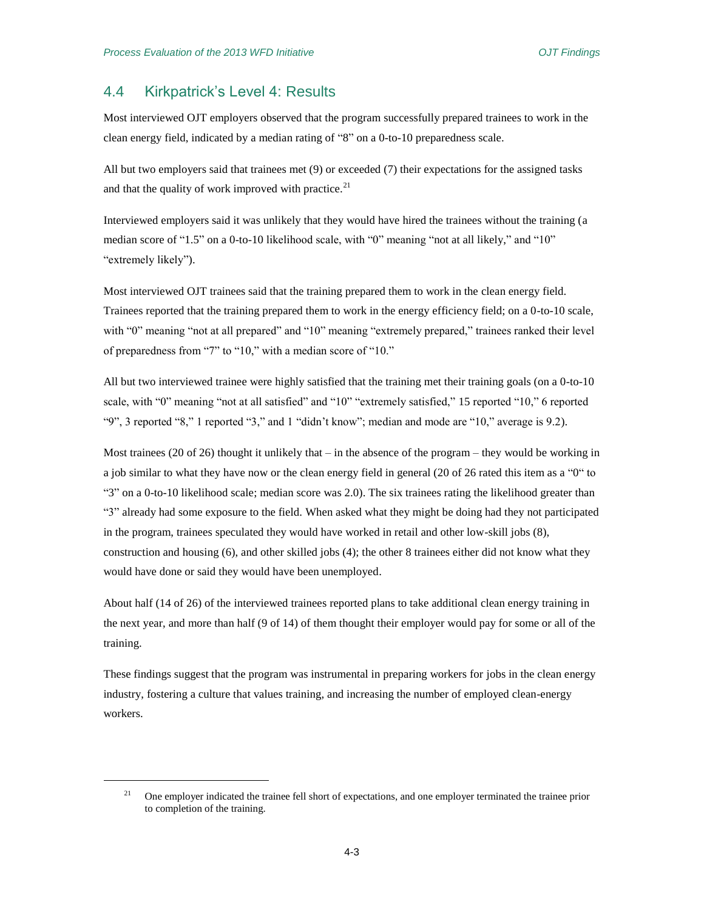## 4.4 Kirkpatrick's Level 4: Results

Most interviewed OJT employers observed that the program successfully prepared trainees to work in the clean energy field, indicated by a median rating of "8" on a 0-to-10 preparedness scale.

All but two employers said that trainees met (9) or exceeded (7) their expectations for the assigned tasks and that the quality of work improved with practice.[21]

Interviewed employers said it was unlikely that they would have hired the trainees without the training (a median score of "1.5" on a 0-to-10 likelihood scale, with "0" meaning "not at all likely," and "10" "extremely likely").

Most interviewed OJT trainees said that the training prepared them to work in the clean energy field. Trainees reported that the training prepared them to work in the energy efficiency field; on a 0-to-10 scale, with "0" meaning "not at all prepared" and "10" meaning "extremely prepared," trainees ranked their level of preparedness from "7" to "10," with a median score of "10."

All but two interviewed trainee were highly satisfied that the training met their training goals (on a 0-to-10 scale, with "0" meaning "not at all satisfied" and "10" "extremely satisfied," 15 reported "10," 6 reported "9", 3 reported "8," 1 reported "3," and 1 "didn't know"; median and mode are "10," average is 9.2).

Most trainees (20 of 26) thought it unlikely that – in the absence of the program – they would be working in a job similar to what they have now or the clean energy field in general (20 of 26 rated this item as a "0" to "3" on a 0-to-10 likelihood scale; median score was 2.0). The six trainees rating the likelihood greater than "3" already had some exposure to the field. When asked what they might be doing had they not participated in the program, trainees speculated they would have worked in retail and other low-skill jobs (8), construction and housing (6), and other skilled jobs (4); the other 8 trainees either did not know what they would have done or said they would have been unemployed.

About half (14 of 26) of the interviewed trainees reported plans to take additional clean energy training in the next year, and more than half (9 of 14) of them thought their employer would pay for some or all of the training.

These findings suggest that the program was instrumental in preparing workers for jobs in the clean energy industry, fostering a culture that values training, and increasing the number of employed clean-energy workers.

[21] One employer indicated the trainee fell short of expectations, and one employer terminated the trainee prior to completion of the training.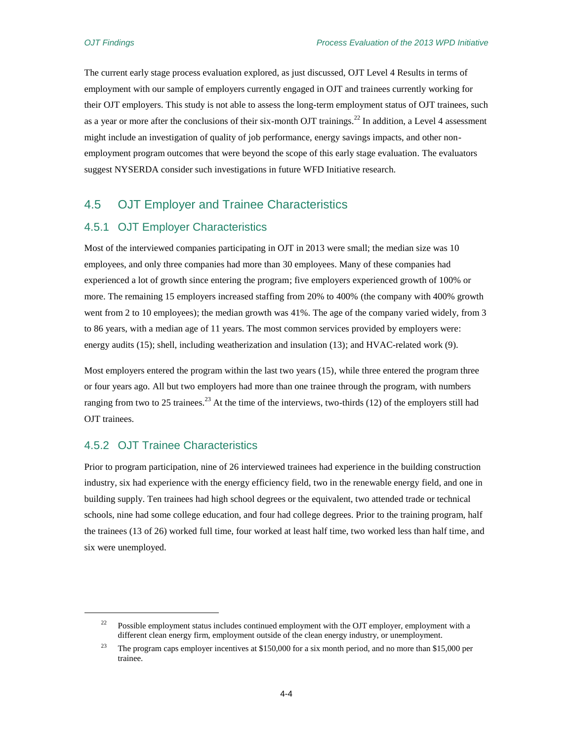The current early stage process evaluation explored, as just discussed, OJT Level 4 Results in terms of employment with our sample of employers currently engaged in OJT and trainees currently working for their OJT employers. This study is not able to assess the long-term employment status of OJT trainees, such as a year or more after the conclusions of their six-month OJT trainings.[22] In addition, a Level 4 assessment might include an investigation of quality of job performance, energy savings impacts, and other non-employment program outcomes that were beyond the scope of this early stage evaluation. The evaluators suggest NYSERDA consider such investigations in future WFD Initiative research.

## 4.5 OJT Employer and Trainee Characteristics

### 4.5.1 OJT Employer Characteristics

Most of the interviewed companies participating in OJT in 2013 were small; the median size was 10 employees, and only three companies had more than 30 employees. Many of these companies had experienced a lot of growth since entering the program; five employers experienced growth of 100% or more. The remaining 15 employers increased staffing from 20% to 400% (the company with 400% growth went from 2 to 10 employees); the median growth was 41%. The age of the company varied widely, from 3 to 86 years, with a median age of 11 years. The most common services provided by employers were: energy audits (15); shell, including weatherization and insulation (13); and HVAC-related work (9).

Most employers entered the program within the last two years (15), while three entered the program three or four years ago. All but two employers had more than one trainee through the program, with numbers ranging from two to 25 trainees.[23] At the time of the interviews, two-thirds (12) of the employers still had OJT trainees.

### 4.5.2 OJT Trainee Characteristics

Prior to program participation, nine of 26 interviewed trainees had experience in the building construction industry, six had experience with the energy efficiency field, two in the renewable energy field, and one in building supply. Ten trainees had high school degrees or the equivalent, two attended trade or technical schools, nine had some college education, and four had college degrees. Prior to the training program, half the trainees (13 of 26) worked full time, four worked at least half time, two worked less than half time, and six were unemployed.

---

[22] Possible employment status includes continued employment with the OJT employer, employment with a different clean energy firm, employment outside of the clean energy industry, or unemployment.

[23] The program caps employer incentives at $150,000 for a six month period, and no more than $15,000 per trainee.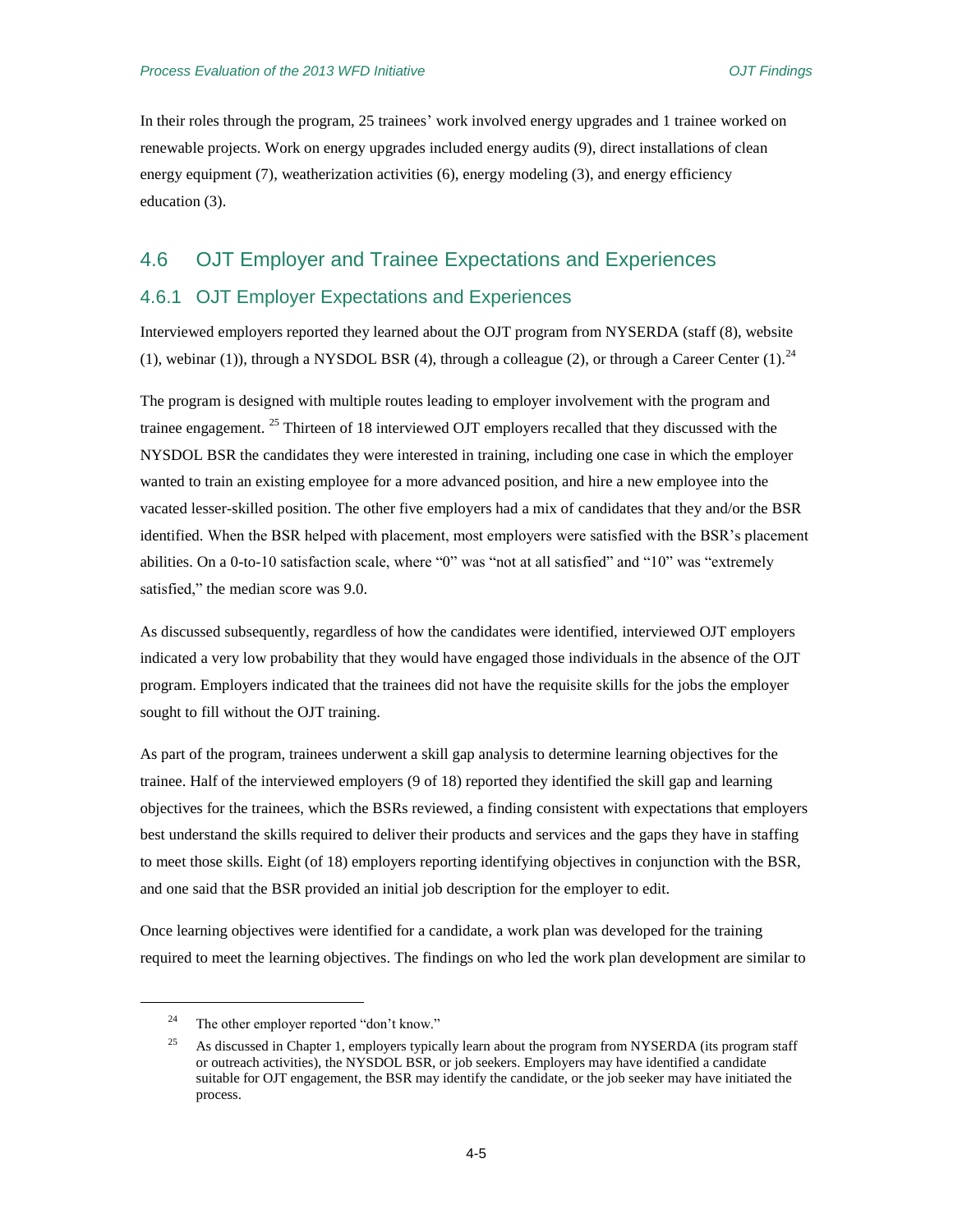In their roles through the program, 25 trainees' work involved energy upgrades and 1 trainee worked on renewable projects. Work on energy upgrades included energy audits (9), direct installations of clean energy equipment (7), weatherization activities (6), energy modeling (3), and energy efficiency education (3).

## 4.6 OJT Employer and Trainee Expectations and Experiences

### 4.6.1 OJT Employer Expectations and Experiences

Interviewed employers reported they learned about the OJT program from NYSERDA (staff (8), website (1), webinar (1)), through a NYSDOL BSR (4), through a colleague (2), or through a Career Center (1).[24]

The program is designed with multiple routes leading to employer involvement with the program and trainee engagement.[25] Thirteen of 18 interviewed OJT employers recalled that they discussed with the NYSDOL BSR the candidates they were interested in training, including one case in which the employer wanted to train an existing employee for a more advanced position, and hire a new employee into the vacated lesser-skilled position. The other five employers had a mix of candidates that they and/or the BSR identified. When the BSR helped with placement, most employers were satisfied with the BSR's placement abilities. On a 0-to-10 satisfaction scale, where "0" was "not at all satisfied" and "10" was "extremely satisfied," the median score was 9.0.

As discussed subsequently, regardless of how the candidates were identified, interviewed OJT employers indicated a very low probability that they would have engaged those individuals in the absence of the OJT program. Employers indicated that the trainees did not have the requisite skills for the jobs the employer sought to fill without the OJT training.

As part of the program, trainees underwent a skill gap analysis to determine learning objectives for the trainee. Half of the interviewed employers (9 of 18) reported they identified the skill gap and learning objectives for the trainees, which the BSRs reviewed, a finding consistent with expectations that employers best understand the skills required to deliver their products and services and the gaps they have in staffing to meet those skills. Eight (of 18) employers reporting identifying objectives in conjunction with the BSR, and one said that the BSR provided an initial job description for the employer to edit.

Once learning objectives were identified for a candidate, a work plan was developed for the training required to meet the learning objectives. The findings on who led the work plan development are similar to

[24] The other employer reported "don't know."

[25] As discussed in Chapter 1, employers typically learn about the program from NYSERDA (its program staff or outreach activities), the NYSDOL BSR, or job seekers. Employers may have identified a candidate suitable for OJT engagement, the BSR may identify the candidate, or the job seeker may have initiated the process.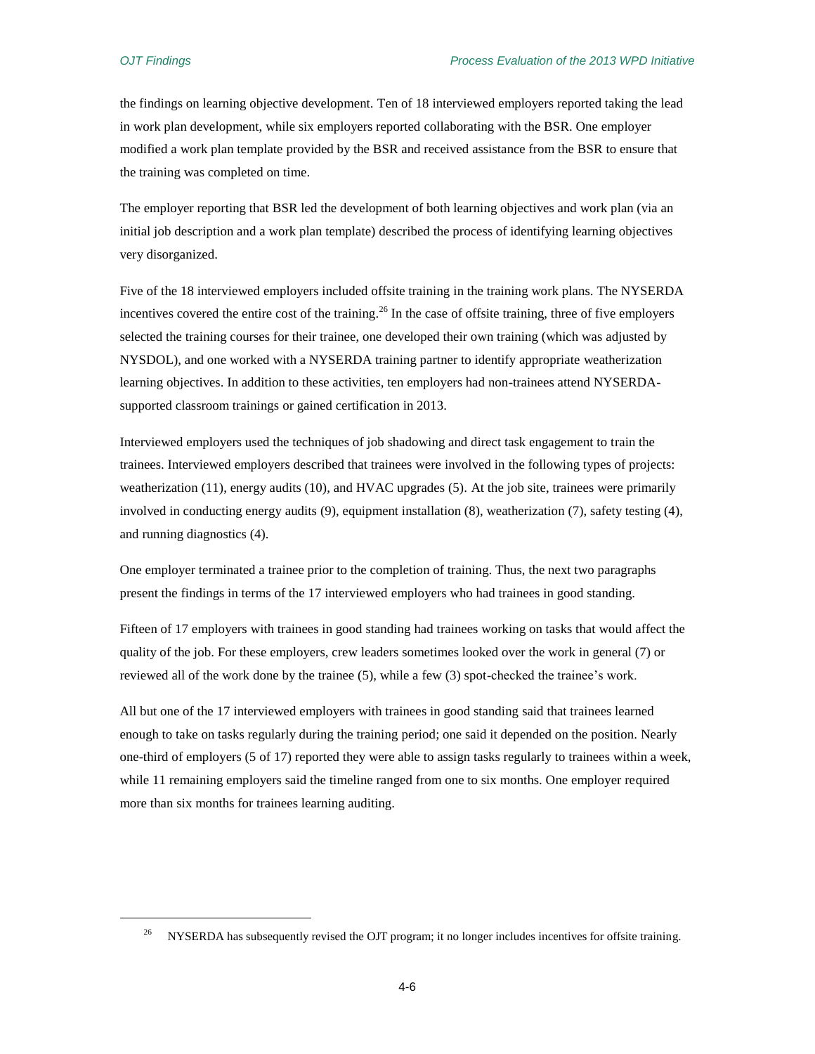the findings on learning objective development. Ten of 18 interviewed employers reported taking the lead in work plan development, while six employers reported collaborating with the BSR. One employer modified a work plan template provided by the BSR and received assistance from the BSR to ensure that the training was completed on time.

The employer reporting that BSR led the development of both learning objectives and work plan (via an initial job description and a work plan template) described the process of identifying learning objectives very disorganized.

Five of the 18 interviewed employers included offsite training in the training work plans. The NYSERDA incentives covered the entire cost of the training.[26] In the case of offsite training, three of five employers selected the training courses for their trainee, one developed their own training (which was adjusted by NYSDOL), and one worked with a NYSERDA training partner to identify appropriate weatherization learning objectives. In addition to these activities, ten employers had non-trainees attend NYSERDA-supported classroom trainings or gained certification in 2013.

Interviewed employers used the techniques of job shadowing and direct task engagement to train the trainees. Interviewed employers described that trainees were involved in the following types of projects: weatherization (11), energy audits (10), and HVAC upgrades (5). At the job site, trainees were primarily involved in conducting energy audits (9), equipment installation (8), weatherization (7), safety testing (4), and running diagnostics (4).

One employer terminated a trainee prior to the completion of training. Thus, the next two paragraphs present the findings in terms of the 17 interviewed employers who had trainees in good standing.

Fifteen of 17 employers with trainees in good standing had trainees working on tasks that would affect the quality of the job. For these employers, crew leaders sometimes looked over the work in general (7) or reviewed all of the work done by the trainee (5), while a few (3) spot-checked the trainee's work.

All but one of the 17 interviewed employers with trainees in good standing said that trainees learned enough to take on tasks regularly during the training period; one said it depended on the position. Nearly one-third of employers (5 of 17) reported they were able to assign tasks regularly to trainees within a week, while 11 remaining employers said the timeline ranged from one to six months. One employer required more than six months for trainees learning auditing.

---

[26] NYSERDA has subsequently revised the OJT program; it no longer includes incentives for offsite training.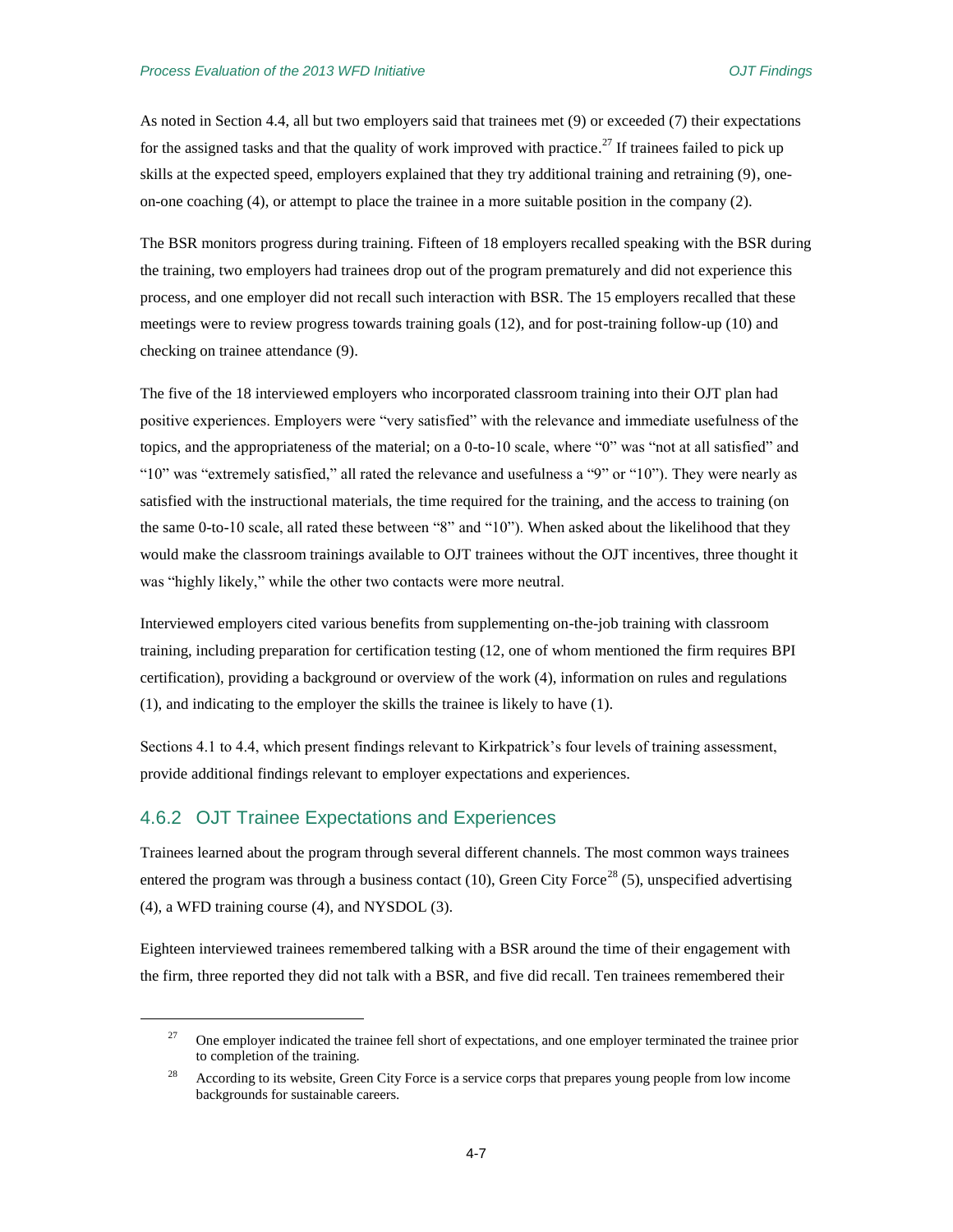As noted in Section 4.4, all but two employers said that trainees met (9) or exceeded (7) their expectations for the assigned tasks and that the quality of work improved with practice.[27] If trainees failed to pick up skills at the expected speed, employers explained that they try additional training and retraining (9), one-on-one coaching (4), or attempt to place the trainee in a more suitable position in the company (2).

The BSR monitors progress during training. Fifteen of 18 employers recalled speaking with the BSR during the training, two employers had trainees drop out of the program prematurely and did not experience this process, and one employer did not recall such interaction with BSR. The 15 employers recalled that these meetings were to review progress towards training goals (12), and for post-training follow-up (10) and checking on trainee attendance (9).

The five of the 18 interviewed employers who incorporated classroom training into their OJT plan had positive experiences. Employers were "very satisfied" with the relevance and immediate usefulness of the topics, and the appropriateness of the material; on a 0-to-10 scale, where "0" was "not at all satisfied" and "10" was "extremely satisfied," all rated the relevance and usefulness a "9" or "10"). They were nearly as satisfied with the instructional materials, the time required for the training, and the access to training (on the same 0-to-10 scale, all rated these between "8" and "10"). When asked about the likelihood that they would make the classroom trainings available to OJT trainees without the OJT incentives, three thought it was "highly likely," while the other two contacts were more neutral.

Interviewed employers cited various benefits from supplementing on-the-job training with classroom training, including preparation for certification testing (12, one of whom mentioned the firm requires BPI certification), providing a background or overview of the work (4), information on rules and regulations (1), and indicating to the employer the skills the trainee is likely to have (1).

Sections 4.1 to 4.4, which present findings relevant to Kirkpatrick's four levels of training assessment, provide additional findings relevant to employer expectations and experiences.

### 4.6.2 OJT Trainee Expectations and Experiences

Trainees learned about the program through several different channels. The most common ways trainees entered the program was through a business contact (10), Green City Force[28] (5), unspecified advertising (4), a WFD training course (4), and NYSDOL (3).

Eighteen interviewed trainees remembered talking with a BSR around the time of their engagement with the firm, three reported they did not talk with a BSR, and five did recall. Ten trainees remembered their

[27] One employer indicated the trainee fell short of expectations, and one employer terminated the trainee prior to completion of the training.

[28] According to its website, Green City Force is a service corps that prepares young people from low income backgrounds for sustainable careers.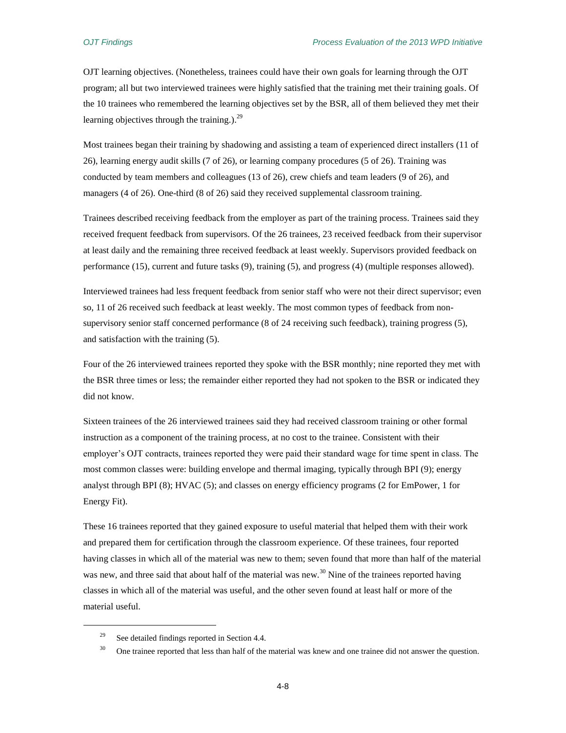OJT learning objectives. (Nonetheless, trainees could have their own goals for learning through the OJT program; all but two interviewed trainees were highly satisfied that the training met their training goals. Of the 10 trainees who remembered the learning objectives set by the BSR, all of them believed they met their learning objectives through the training.).[29]

Most trainees began their training by shadowing and assisting a team of experienced direct installers (11 of 26), learning energy audit skills (7 of 26), or learning company procedures (5 of 26). Training was conducted by team members and colleagues (13 of 26), crew chiefs and team leaders (9 of 26), and managers (4 of 26). One-third (8 of 26) said they received supplemental classroom training.

Trainees described receiving feedback from the employer as part of the training process. Trainees said they received frequent feedback from supervisors. Of the 26 trainees, 23 received feedback from their supervisor at least daily and the remaining three received feedback at least weekly. Supervisors provided feedback on performance (15), current and future tasks (9), training (5), and progress (4) (multiple responses allowed).

Interviewed trainees had less frequent feedback from senior staff who were not their direct supervisor; even so, 11 of 26 received such feedback at least weekly. The most common types of feedback from non-supervisory senior staff concerned performance (8 of 24 receiving such feedback), training progress (5), and satisfaction with the training (5).

Four of the 26 interviewed trainees reported they spoke with the BSR monthly; nine reported they met with the BSR three times or less; the remainder either reported they had not spoken to the BSR or indicated they did not know.

Sixteen trainees of the 26 interviewed trainees said they had received classroom training or other formal instruction as a component of the training process, at no cost to the trainee. Consistent with their employer's OJT contracts, trainees reported they were paid their standard wage for time spent in class. The most common classes were: building envelope and thermal imaging, typically through BPI (9); energy analyst through BPI (8); HVAC (5); and classes on energy efficiency programs (2 for EmPower, 1 for Energy Fit).

These 16 trainees reported that they gained exposure to useful material that helped them with their work and prepared them for certification through the classroom experience. Of these trainees, four reported having classes in which all of the material was new to them; seven found that more than half of the material was new, and three said that about half of the material was new.[30] Nine of the trainees reported having classes in which all of the material was useful, and the other seven found at least half or more of the material useful.

---

[29] See detailed findings reported in Section 4.4.

[30] One trainee reported that less than half of the material was knew and one trainee did not answer the question.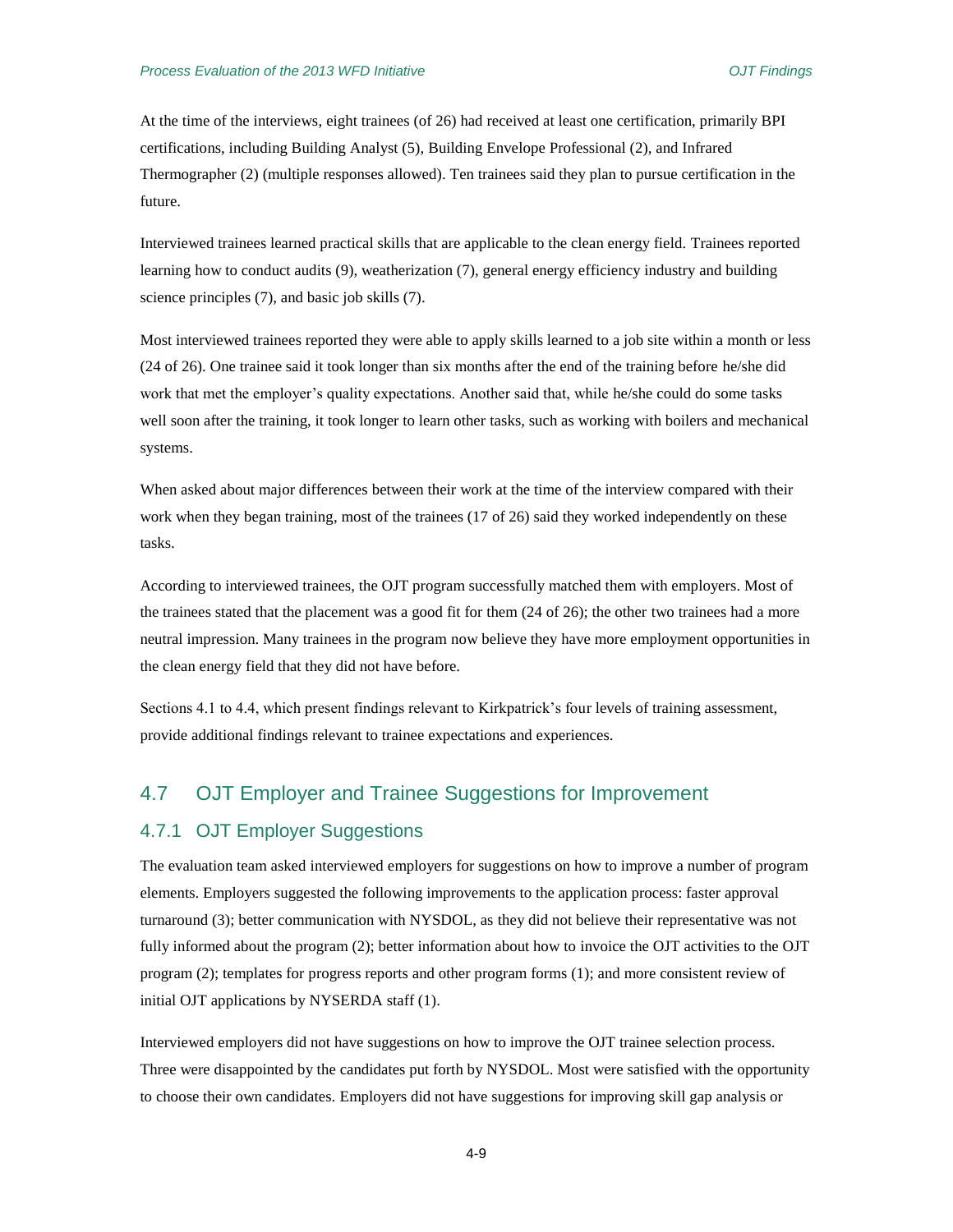At the time of the interviews, eight trainees (of 26) had received at least one certification, primarily BPI certifications, including Building Analyst (5), Building Envelope Professional (2), and Infrared Thermographer (2) (multiple responses allowed). Ten trainees said they plan to pursue certification in the future.

Interviewed trainees learned practical skills that are applicable to the clean energy field. Trainees reported learning how to conduct audits (9), weatherization (7), general energy efficiency industry and building science principles (7), and basic job skills (7).

Most interviewed trainees reported they were able to apply skills learned to a job site within a month or less (24 of 26). One trainee said it took longer than six months after the end of the training before he/she did work that met the employer's quality expectations. Another said that, while he/she could do some tasks well soon after the training, it took longer to learn other tasks, such as working with boilers and mechanical systems.

When asked about major differences between their work at the time of the interview compared with their work when they began training, most of the trainees (17 of 26) said they worked independently on these tasks.

According to interviewed trainees, the OJT program successfully matched them with employers. Most of the trainees stated that the placement was a good fit for them (24 of 26); the other two trainees had a more neutral impression. Many trainees in the program now believe they have more employment opportunities in the clean energy field that they did not have before.

Sections 4.1 to 4.4, which present findings relevant to Kirkpatrick's four levels of training assessment, provide additional findings relevant to trainee expectations and experiences.

## 4.7 OJT Employer and Trainee Suggestions for Improvement

### 4.7.1 OJT Employer Suggestions

The evaluation team asked interviewed employers for suggestions on how to improve a number of program elements. Employers suggested the following improvements to the application process: faster approval turnaround (3); better communication with NYSDOL, as they did not believe their representative was not fully informed about the program (2); better information about how to invoice the OJT activities to the OJT program (2); templates for progress reports and other program forms (1); and more consistent review of initial OJT applications by NYSERDA staff (1).

Interviewed employers did not have suggestions on how to improve the OJT trainee selection process. Three were disappointed by the candidates put forth by NYSDOL. Most were satisfied with the opportunity to choose their own candidates. Employers did not have suggestions for improving skill gap analysis or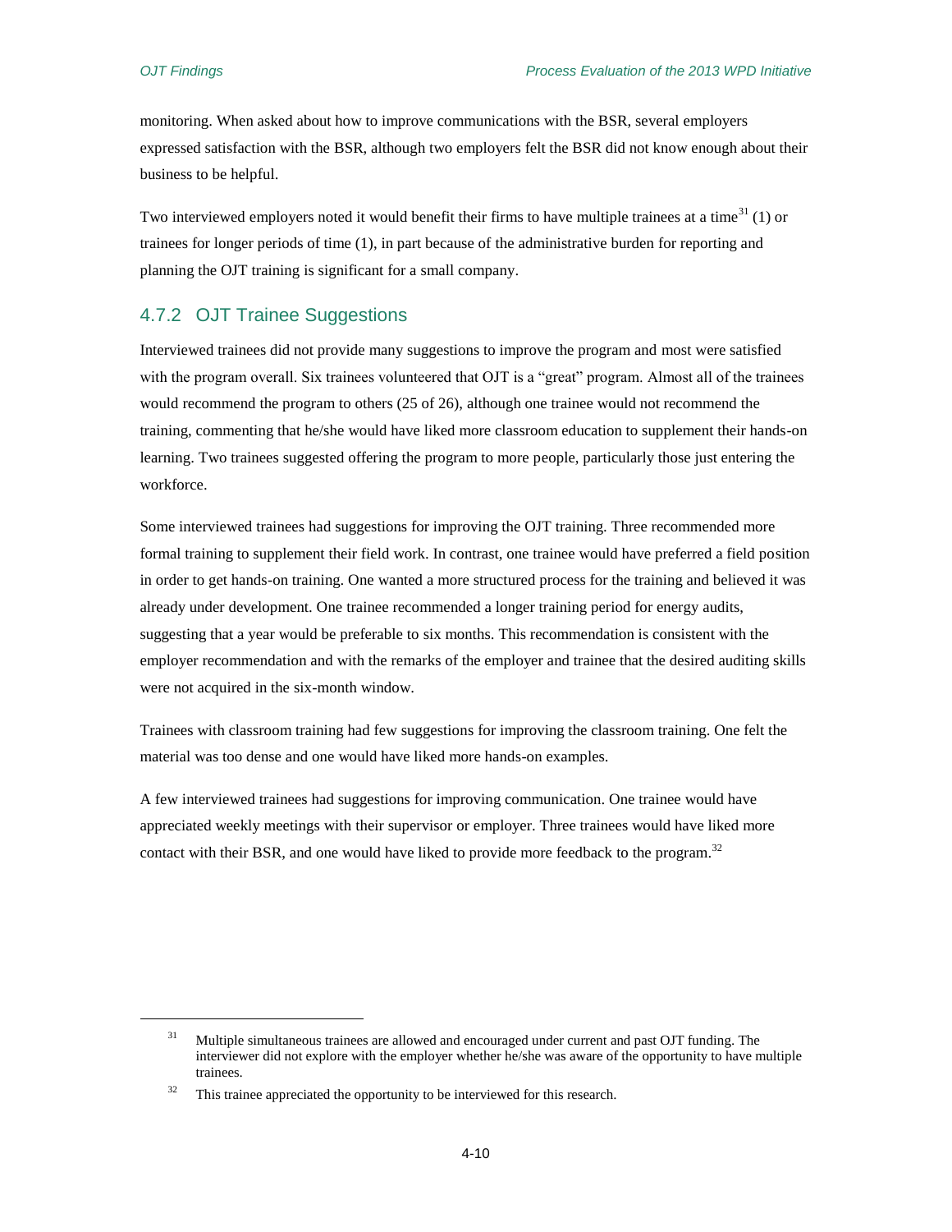monitoring. When asked about how to improve communications with the BSR, several employers expressed satisfaction with the BSR, although two employers felt the BSR did not know enough about their business to be helpful.

Two interviewed employers noted it would benefit their firms to have multiple trainees at a time[31] (1) or trainees for longer periods of time (1), in part because of the administrative burden for reporting and planning the OJT training is significant for a small company.

### 4.7.2 OJT Trainee Suggestions

Interviewed trainees did not provide many suggestions to improve the program and most were satisfied with the program overall. Six trainees volunteered that OJT is a "great" program. Almost all of the trainees would recommend the program to others (25 of 26), although one trainee would not recommend the training, commenting that he/she would have liked more classroom education to supplement their hands-on learning. Two trainees suggested offering the program to more people, particularly those just entering the workforce.

Some interviewed trainees had suggestions for improving the OJT training. Three recommended more formal training to supplement their field work. In contrast, one trainee would have preferred a field position in order to get hands-on training. One wanted a more structured process for the training and believed it was already under development. One trainee recommended a longer training period for energy audits, suggesting that a year would be preferable to six months. This recommendation is consistent with the employer recommendation and with the remarks of the employer and trainee that the desired auditing skills were not acquired in the six-month window.

Trainees with classroom training had few suggestions for improving the classroom training. One felt the material was too dense and one would have liked more hands-on examples.

A few interviewed trainees had suggestions for improving communication. One trainee would have appreciated weekly meetings with their supervisor or employer. Three trainees would have liked more contact with their BSR, and one would have liked to provide more feedback to the program.[32]

---

[31] Multiple simultaneous trainees are allowed and encouraged under current and past OJT funding. The interviewer did not explore with the employer whether he/she was aware of the opportunity to have multiple trainees.

[32] This trainee appreciated the opportunity to be interviewed for this research.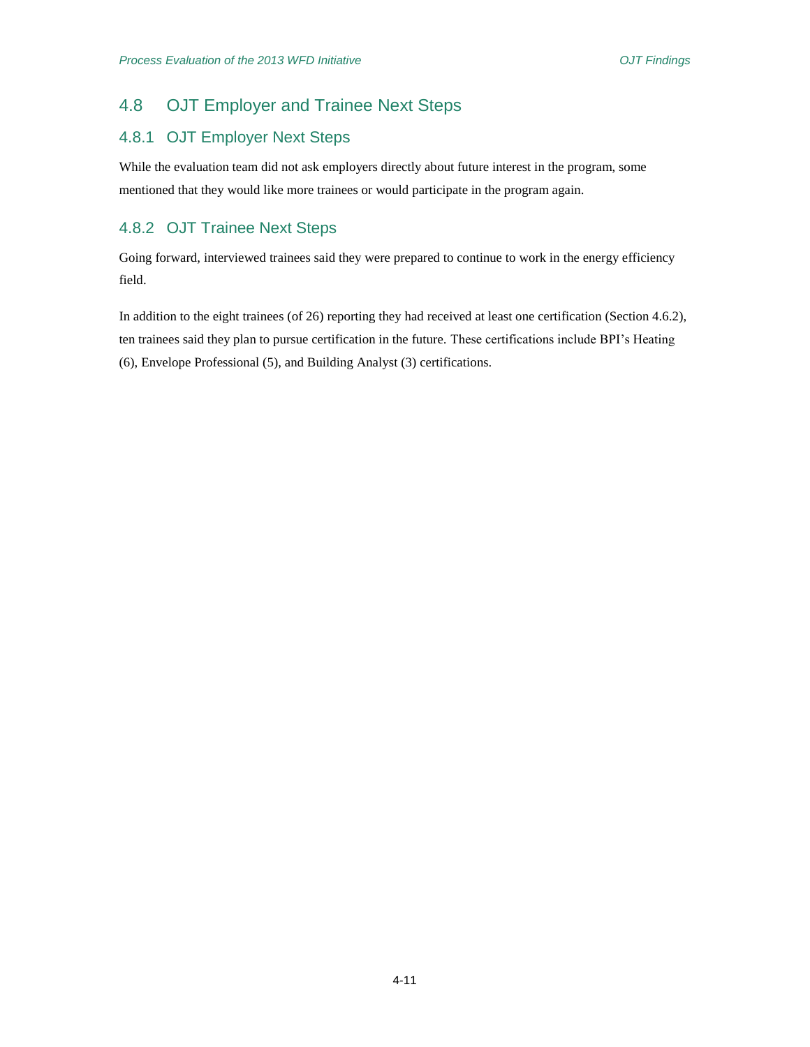## 4.8 OJT Employer and Trainee Next Steps

### 4.8.1 OJT Employer Next Steps

While the evaluation team did not ask employers directly about future interest in the program, some mentioned that they would like more trainees or would participate in the program again.

### 4.8.2 OJT Trainee Next Steps

Going forward, interviewed trainees said they were prepared to continue to work in the energy efficiency field.

In addition to the eight trainees (of 26) reporting they had received at least one certification (Section 4.6.2), ten trainees said they plan to pursue certification in the future. These certifications include BPI's Heating (6), Envelope Professional (5), and Building Analyst (3) certifications.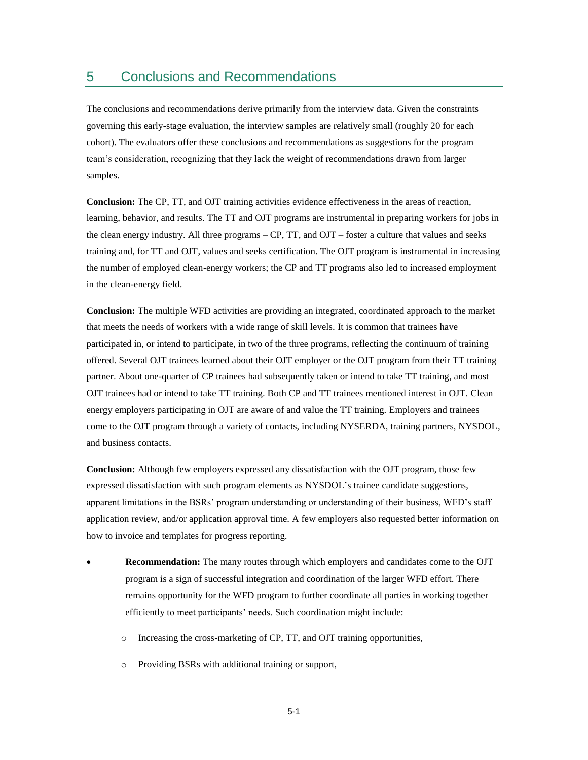# 5 Conclusions and Recommendations

The conclusions and recommendations derive primarily from the interview data. Given the constraints governing this early-stage evaluation, the interview samples are relatively small (roughly 20 for each cohort). The evaluators offer these conclusions and recommendations as suggestions for the program team's consideration, recognizing that they lack the weight of recommendations drawn from larger samples.

**Conclusion:** The CP, TT, and OJT training activities evidence effectiveness in the areas of reaction, learning, behavior, and results. The TT and OJT programs are instrumental in preparing workers for jobs in the clean energy industry. All three programs – CP, TT, and OJT – foster a culture that values and seeks training and, for TT and OJT, values and seeks certification. The OJT program is instrumental in increasing the number of employed clean-energy workers; the CP and TT programs also led to increased employment in the clean-energy field.

**Conclusion:** The multiple WFD activities are providing an integrated, coordinated approach to the market that meets the needs of workers with a wide range of skill levels. It is common that trainees have participated in, or intend to participate, in two of the three programs, reflecting the continuum of training offered. Several OJT trainees learned about their OJT employer or the OJT program from their TT training partner. About one-quarter of CP trainees had subsequently taken or intend to take TT training, and most OJT trainees had or intend to take TT training. Both CP and TT trainees mentioned interest in OJT. Clean energy employers participating in OJT are aware of and value the TT training. Employers and trainees come to the OJT program through a variety of contacts, including NYSERDA, training partners, NYSDOL, and business contacts.

**Conclusion:** Although few employers expressed any dissatisfaction with the OJT program, those few expressed dissatisfaction with such program elements as NYSDOL's trainee candidate suggestions, apparent limitations in the BSRs' program understanding or understanding of their business, WFD's staff application review, and/or application approval time. A few employers also requested better information on how to invoice and templates for progress reporting.

- **Recommendation:** The many routes through which employers and candidates come to the OJT program is a sign of successful integration and coordination of the larger WFD effort. There remains opportunity for the WFD program to further coordinate all parties in working together efficiently to meet participants' needs. Such coordination might include:
  - Increasing the cross-marketing of CP, TT, and OJT training opportunities,
  - Providing BSRs with additional training or support,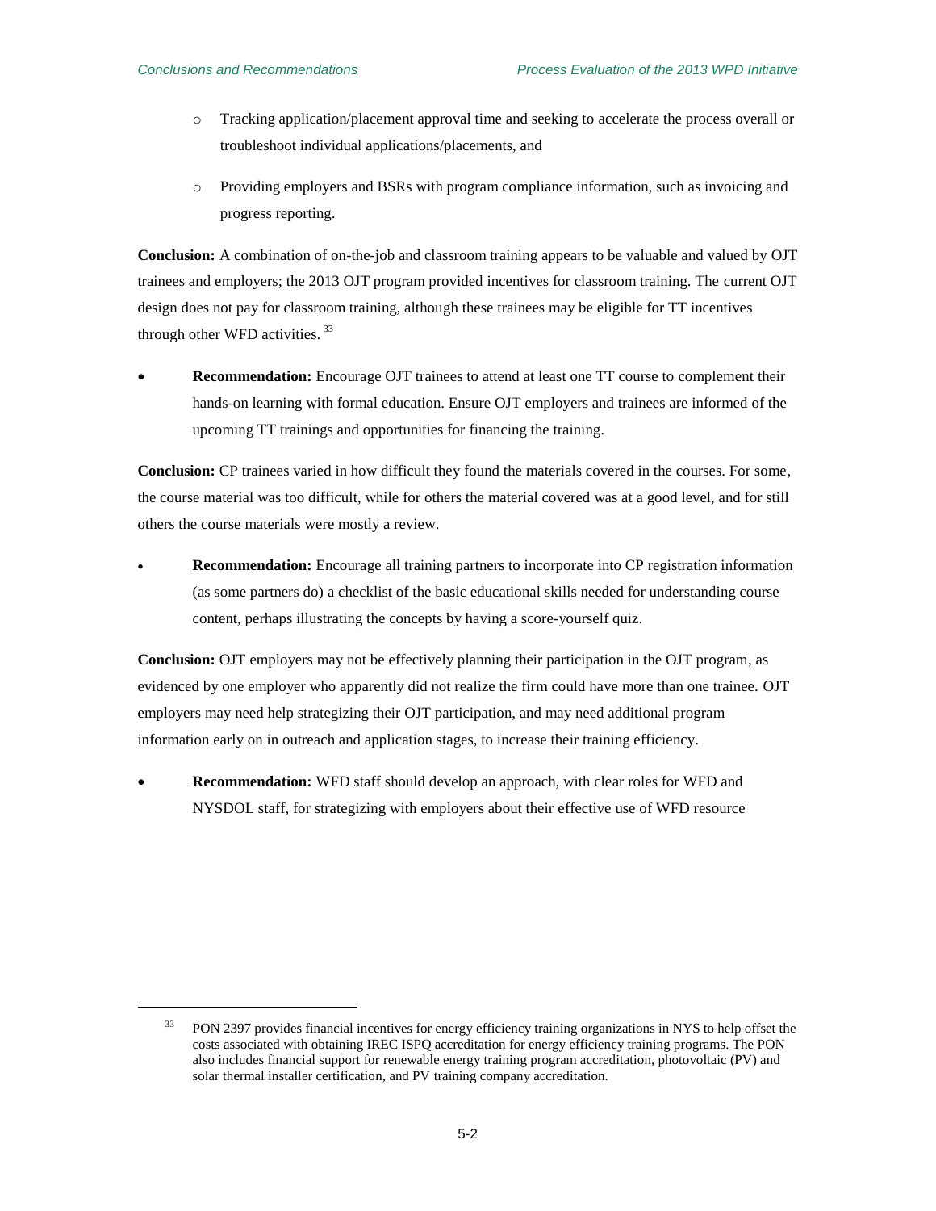- Tracking application/placement approval time and seeking to accelerate the process overall or troubleshoot individual applications/placements, and
- Providing employers and BSRs with program compliance information, such as invoicing and progress reporting.

**Conclusion:** A combination of on-the-job and classroom training appears to be valuable and valued by OJT trainees and employers; the 2013 OJT program provided incentives for classroom training. The current OJT design does not pay for classroom training, although these trainees may be eligible for TT incentives through other WFD activities. [33]

- **Recommendation:** Encourage OJT trainees to attend at least one TT course to complement their hands-on learning with formal education. Ensure OJT employers and trainees are informed of the upcoming TT trainings and opportunities for financing the training.

**Conclusion:** CP trainees varied in how difficult they found the materials covered in the courses. For some, the course material was too difficult, while for others the material covered was at a good level, and for still others the course materials were mostly a review.

- **Recommendation:** Encourage all training partners to incorporate into CP registration information (as some partners do) a checklist of the basic educational skills needed for understanding course content, perhaps illustrating the concepts by having a score-yourself quiz.

**Conclusion:** OJT employers may not be effectively planning their participation in the OJT program, as evidenced by one employer who apparently did not realize the firm could have more than one trainee. OJT employers may need help strategizing their OJT participation, and may need additional program information early on in outreach and application stages, to increase their training efficiency.

- **Recommendation:** WFD staff should develop an approach, with clear roles for WFD and NYSDOL staff, for strategizing with employers about their effective use of WFD resource

---

[33] PON 2397 provides financial incentives for energy efficiency training organizations in NYS to help offset the costs associated with obtaining IREC ISPQ accreditation for energy efficiency training programs. The PON also includes financial support for renewable energy training program accreditation, photovoltaic (PV) and solar thermal installer certification, and PV training company accreditation.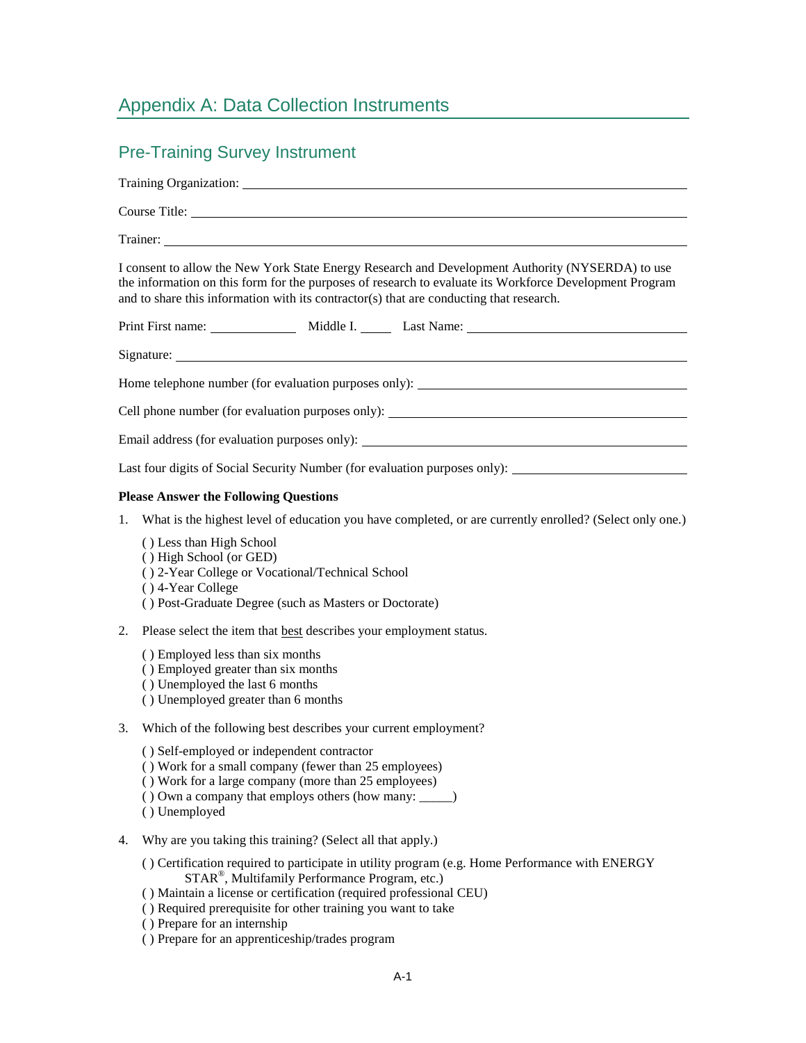# Appendix A: Data Collection Instruments

## Pre-Training Survey Instrument

Training Organization: ______________________________

Course Title: ______________________________

Trainer: ______________________________

I consent to allow the New York State Energy Research and Development Authority (NYSERDA) to use the information on this form for the purposes of research to evaluate its Workforce Development Program and to share this information with its contractor(s) that are conducting that research.

Print First name: __________ Middle I. ____ Last Name: ______________________

Signature: ______________________________

Home telephone number (for evaluation purposes only): ______________________

Cell phone number (for evaluation purposes only): ______________________

Email address (for evaluation purposes only): ______________________

Last four digits of Social Security Number (for evaluation purposes only): ______________________

**Please Answer the Following Questions**

1. What is the highest level of education you have completed, or are currently enrolled? (Select only one.)

   ( ) Less than High School
   ( ) High School (or GED)
   ( ) 2-Year College or Vocational/Technical School
   ( ) 4-Year College
   ( ) Post-Graduate Degree (such as Masters or Doctorate)

2. Please select the item that best describes your employment status.

   ( ) Employed less than six months
   ( ) Employed greater than six months
   ( ) Unemployed the last 6 months
   ( ) Unemployed greater than 6 months

3. Which of the following best describes your current employment?

   ( ) Self-employed or independent contractor
   ( ) Work for a small company (fewer than 25 employees)
   ( ) Work for a large company (more than 25 employees)
   ( ) Own a company that employs others (how many: _____)
   ( ) Unemployed

4. Why are you taking this training? (Select all that apply.)

   ( ) Certification required to participate in utility program (e.g. Home Performance with ENERGY STAR®, Multifamily Performance Program, etc.)
   ( ) Maintain a license or certification (required professional CEU)
   ( ) Required prerequisite for other training you want to take
   ( ) Prepare for an internship
   ( ) Prepare for an apprenticeship/trades program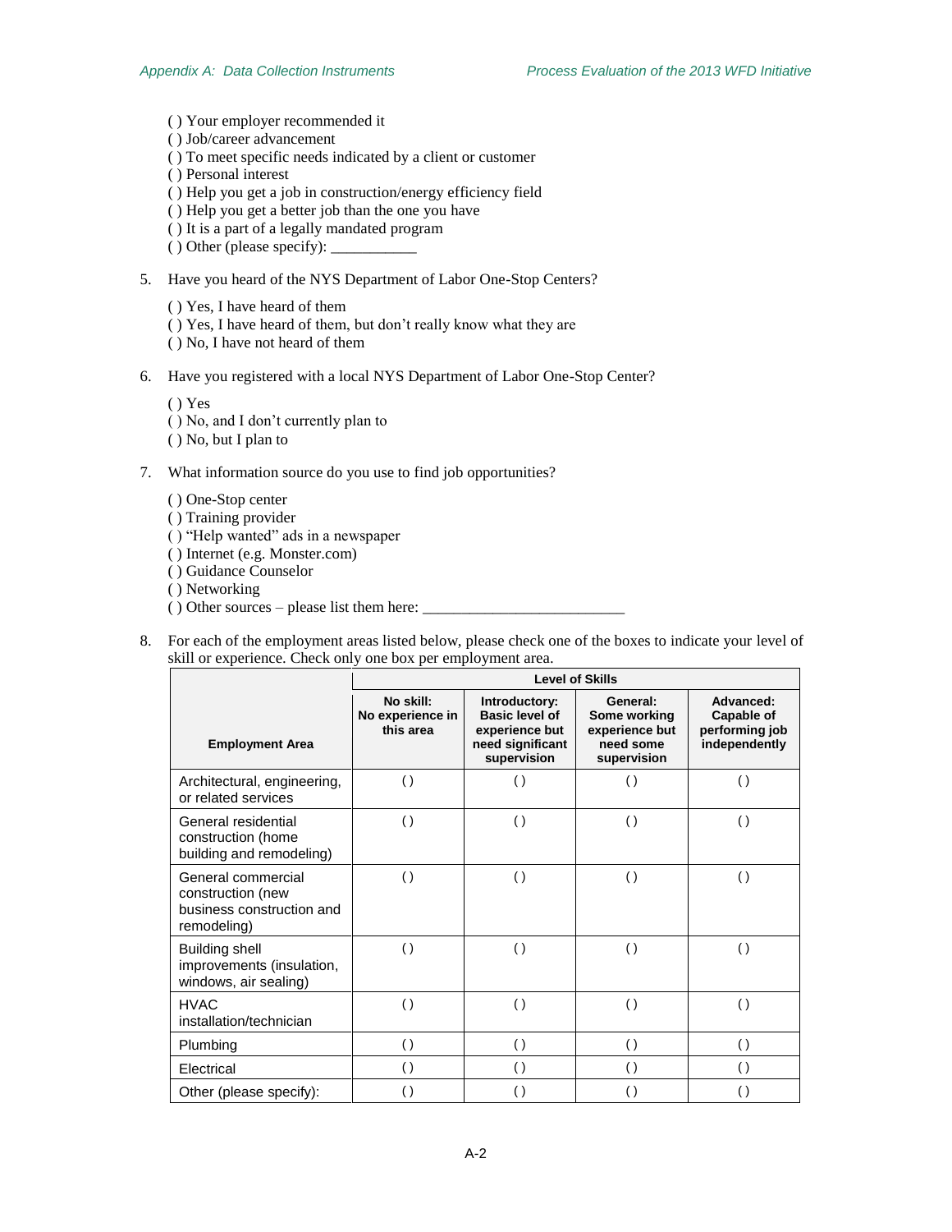( ) Your employer recommended it
( ) Job/career advancement
( ) To meet specific needs indicated by a client or customer
( ) Personal interest
( ) Help you get a job in construction/energy efficiency field
( ) Help you get a better job than the one you have
( ) It is a part of a legally mandated program
( ) Other (please specify): ___________

5. Have you heard of the NYS Department of Labor One-Stop Centers?

   ( ) Yes, I have heard of them
   ( ) Yes, I have heard of them, but don't really know what they are
   ( ) No, I have not heard of them

6. Have you registered with a local NYS Department of Labor One-Stop Center?

   ( ) Yes
   ( ) No, and I don't currently plan to
   ( ) No, but I plan to

7. What information source do you use to find job opportunities?

   ( ) One-Stop center
   ( ) Training provider
   ( ) "Help wanted" ads in a newspaper
   ( ) Internet (e.g. Monster.com)
   ( ) Guidance Counselor
   ( ) Networking
   ( ) Other sources – please list them here: __________________________

8. For each of the employment areas listed below, please check one of the boxes to indicate your level of skill or experience. Check only one box per employment area.

| Employment Area | Level of Skills | | | |
|---|---|---|---|---|
| | **No skill:** No experience in this area | **Introductory:** Basic level of experience but need significant supervision | **General:** Some working experience but need some supervision | **Advanced:** Capable of performing job independently |
| Architectural, engineering, or related services | ( ) | ( ) | ( ) | ( ) |
| General residential construction (home building and remodeling) | ( ) | ( ) | ( ) | ( ) |
| General commercial construction (new business construction and remodeling) | ( ) | ( ) | ( ) | ( ) |
| Building shell improvements (insulation, windows, air sealing) | ( ) | ( ) | ( ) | ( ) |
| HVAC installation/technician | ( ) | ( ) | ( ) | ( ) |
| Plumbing | ( ) | ( ) | ( ) | ( ) |
| Electrical | ( ) | ( ) | ( ) | ( ) |
| Other (please specify): | ( ) | ( ) | ( ) | ( ) |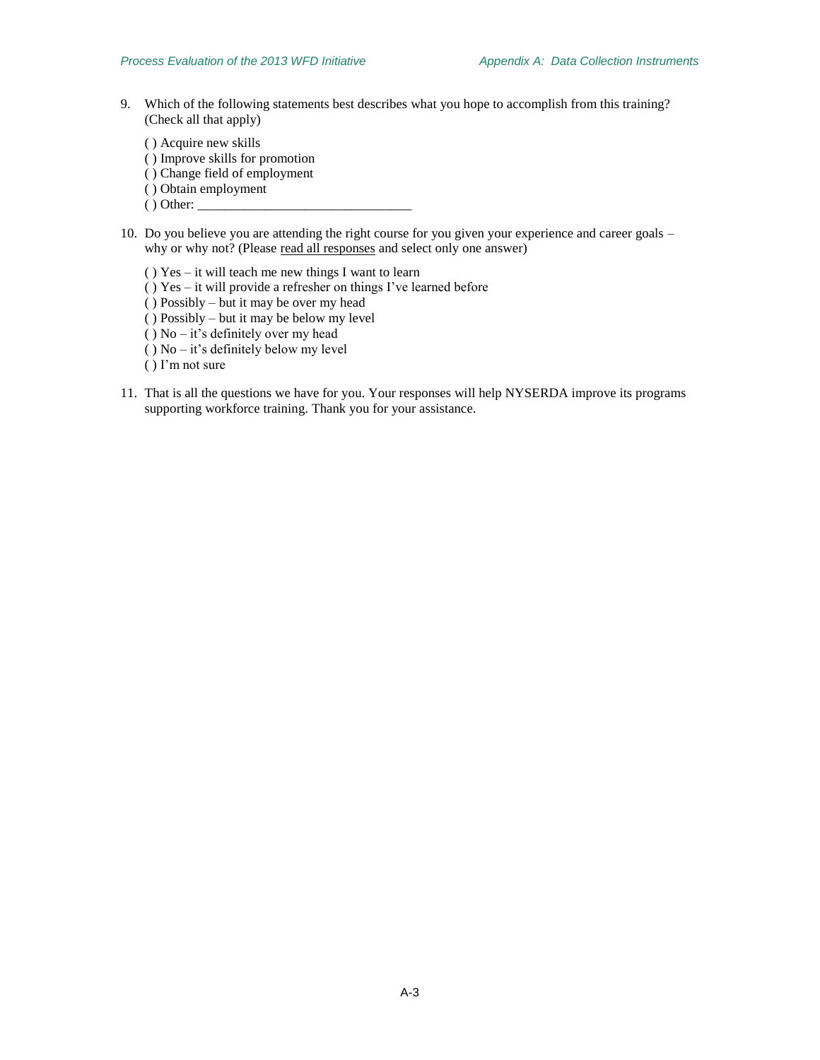9. Which of the following statements best describes what you hope to accomplish from this training? (Check all that apply)

   ( ) Acquire new skills
   ( ) Improve skills for promotion
   ( ) Change field of employment
   ( ) Obtain employment
   ( ) Other: _______________________________

10. Do you believe you are attending the right course for you given your experience and career goals – why or why not? (Please <u>read all responses</u> and select only one answer)

    ( ) Yes – it will teach me new things I want to learn
    ( ) Yes – it will provide a refresher on things I've learned before
    ( ) Possibly – but it may be over my head
    ( ) Possibly – but it may be below my level
    ( ) No – it's definitely over my head
    ( ) No – it's definitely below my level
    ( ) I'm not sure

11. That is all the questions we have for you. Your responses will help NYSERDA improve its programs supporting workforce training. Thank you for your assistance.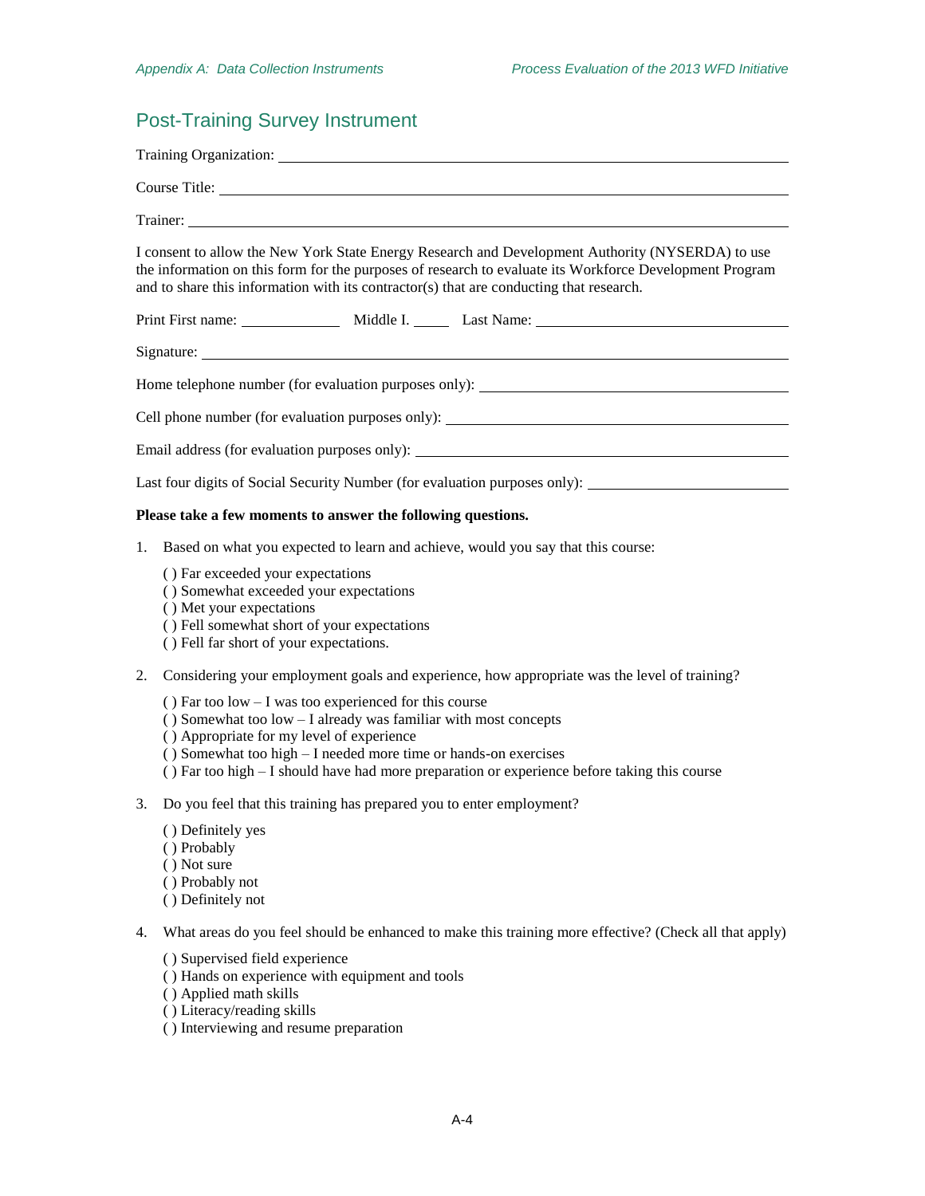## Post-Training Survey Instrument

Training Organization: ____________________

Course Title: ____________________

Trainer: ____________________

I consent to allow the New York State Energy Research and Development Authority (NYSERDA) to use the information on this form for the purposes of research to evaluate its Workforce Development Program and to share this information with its contractor(s) that are conducting that research.

Print First name: __________ Middle I. _____ Last Name: ____________________

Signature: ____________________

Home telephone number (for evaluation purposes only): ____________________

Cell phone number (for evaluation purposes only): ____________________

Email address (for evaluation purposes only): ____________________

Last four digits of Social Security Number (for evaluation purposes only): ____________________

**Please take a few moments to answer the following questions.**

1. Based on what you expected to learn and achieve, would you say that this course:

   ( ) Far exceeded your expectations
   ( ) Somewhat exceeded your expectations
   ( ) Met your expectations
   ( ) Fell somewhat short of your expectations
   ( ) Fell far short of your expectations.

2. Considering your employment goals and experience, how appropriate was the level of training?

   ( ) Far too low – I was too experienced for this course
   ( ) Somewhat too low – I already was familiar with most concepts
   ( ) Appropriate for my level of experience
   ( ) Somewhat too high – I needed more time or hands-on exercises
   ( ) Far too high – I should have had more preparation or experience before taking this course

3. Do you feel that this training has prepared you to enter employment?

   ( ) Definitely yes
   ( ) Probably
   ( ) Not sure
   ( ) Probably not
   ( ) Definitely not

4. What areas do you feel should be enhanced to make this training more effective? (Check all that apply)

   ( ) Supervised field experience
   ( ) Hands on experience with equipment and tools
   ( ) Applied math skills
   ( ) Literacy/reading skills
   ( ) Interviewing and resume preparation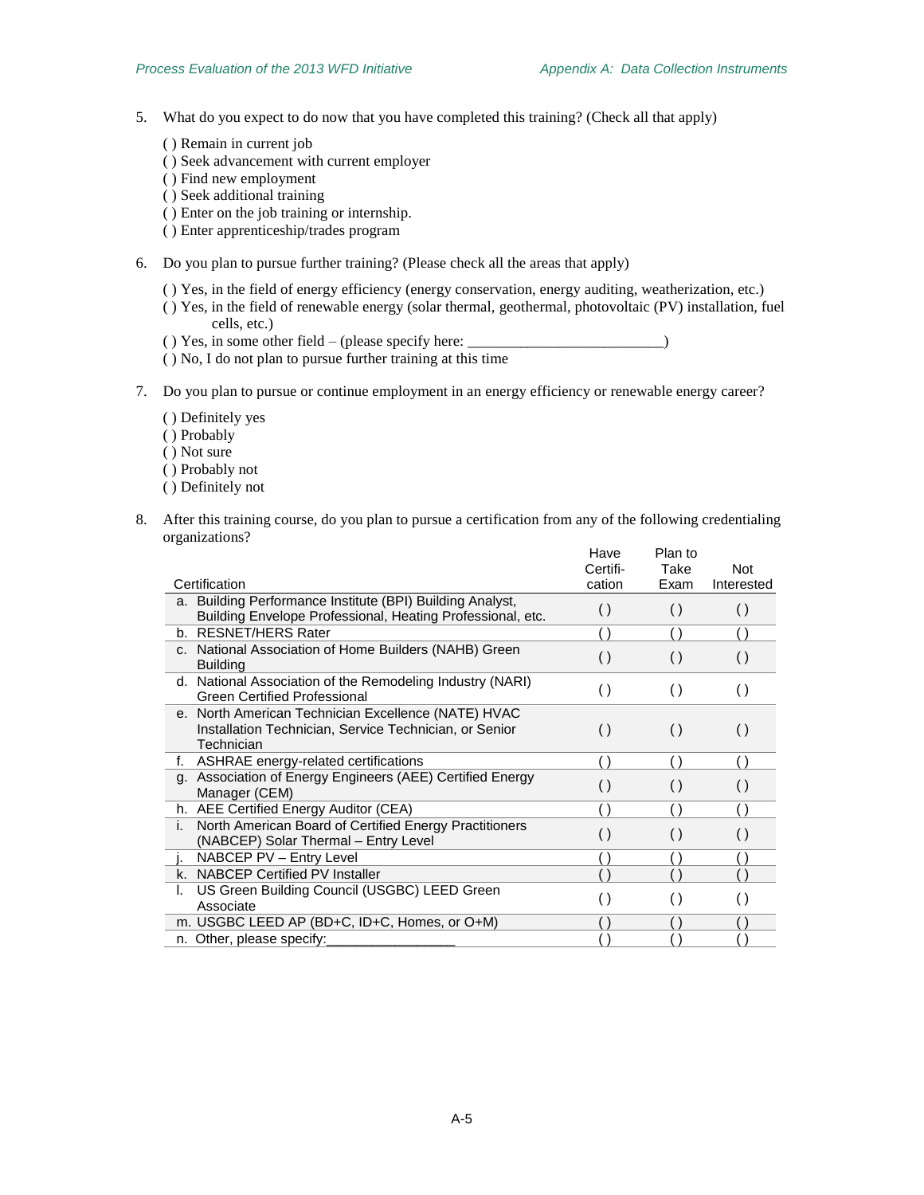5. What do you expect to do now that you have completed this training? (Check all that apply)

   ( ) Remain in current job
   ( ) Seek advancement with current employer
   ( ) Find new employment
   ( ) Seek additional training
   ( ) Enter on the job training or internship.
   ( ) Enter apprenticeship/trades program

6. Do you plan to pursue further training? (Please check all the areas that apply)

   ( ) Yes, in the field of energy efficiency (energy conservation, energy auditing, weatherization, etc.)
   ( ) Yes, in the field of renewable energy (solar thermal, geothermal, photovoltaic (PV) installation, fuel cells, etc.)
   ( ) Yes, in some other field – (please specify here: __________________________)
   ( ) No, I do not plan to pursue further training at this time

7. Do you plan to pursue or continue employment in an energy efficiency or renewable energy career?

   ( ) Definitely yes
   ( ) Probably
   ( ) Not sure
   ( ) Probably not
   ( ) Definitely not

8. After this training course, do you plan to pursue a certification from any of the following credentialing organizations?

| Certification | Have Certifi-cation | Plan to Take Exam | Not Interested |
|---|---|---|---|
| a. Building Performance Institute (BPI) Building Analyst, Building Envelope Professional, Heating Professional, etc. | ( ) | ( ) | ( ) |
| b. RESNET/HERS Rater | ( ) | ( ) | ( ) |
| c. National Association of Home Builders (NAHB) Green Building | ( ) | ( ) | ( ) |
| d. National Association of the Remodeling Industry (NARI) Green Certified Professional | ( ) | ( ) | ( ) |
| e. North American Technician Excellence (NATE) HVAC Installation Technician, Service Technician, or Senior Technician | ( ) | ( ) | ( ) |
| f. ASHRAE energy-related certifications | ( ) | ( ) | ( ) |
| g. Association of Energy Engineers (AEE) Certified Energy Manager (CEM) | ( ) | ( ) | ( ) |
| h. AEE Certified Energy Auditor (CEA) | ( ) | ( ) | ( ) |
| i. North American Board of Certified Energy Practitioners (NABCEP) Solar Thermal – Entry Level | ( ) | ( ) | ( ) |
| j. NABCEP PV – Entry Level | ( ) | ( ) | ( ) |
| k. NABCEP Certified PV Installer | ( ) | ( ) | ( ) |
| l. US Green Building Council (USGBC) LEED Green Associate | ( ) | ( ) | ( ) |
| m. USGBC LEED AP (BD+C, ID+C, Homes, or O+M) | ( ) | ( ) | ( ) |
| n. Other, please specify:_________________ | ( ) | ( ) | ( ) |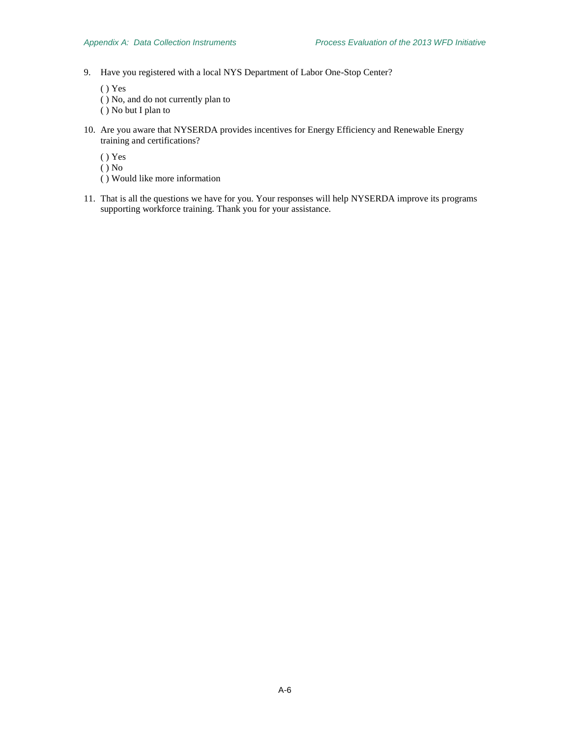9. Have you registered with a local NYS Department of Labor One-Stop Center?

   ( ) Yes
   ( ) No, and do not currently plan to
   ( ) No but I plan to

10. Are you aware that NYSERDA provides incentives for Energy Efficiency and Renewable Energy training and certifications?

    ( ) Yes
    ( ) No
    ( ) Would like more information

11. That is all the questions we have for you. Your responses will help NYSERDA improve its programs supporting workforce training. Thank you for your assistance.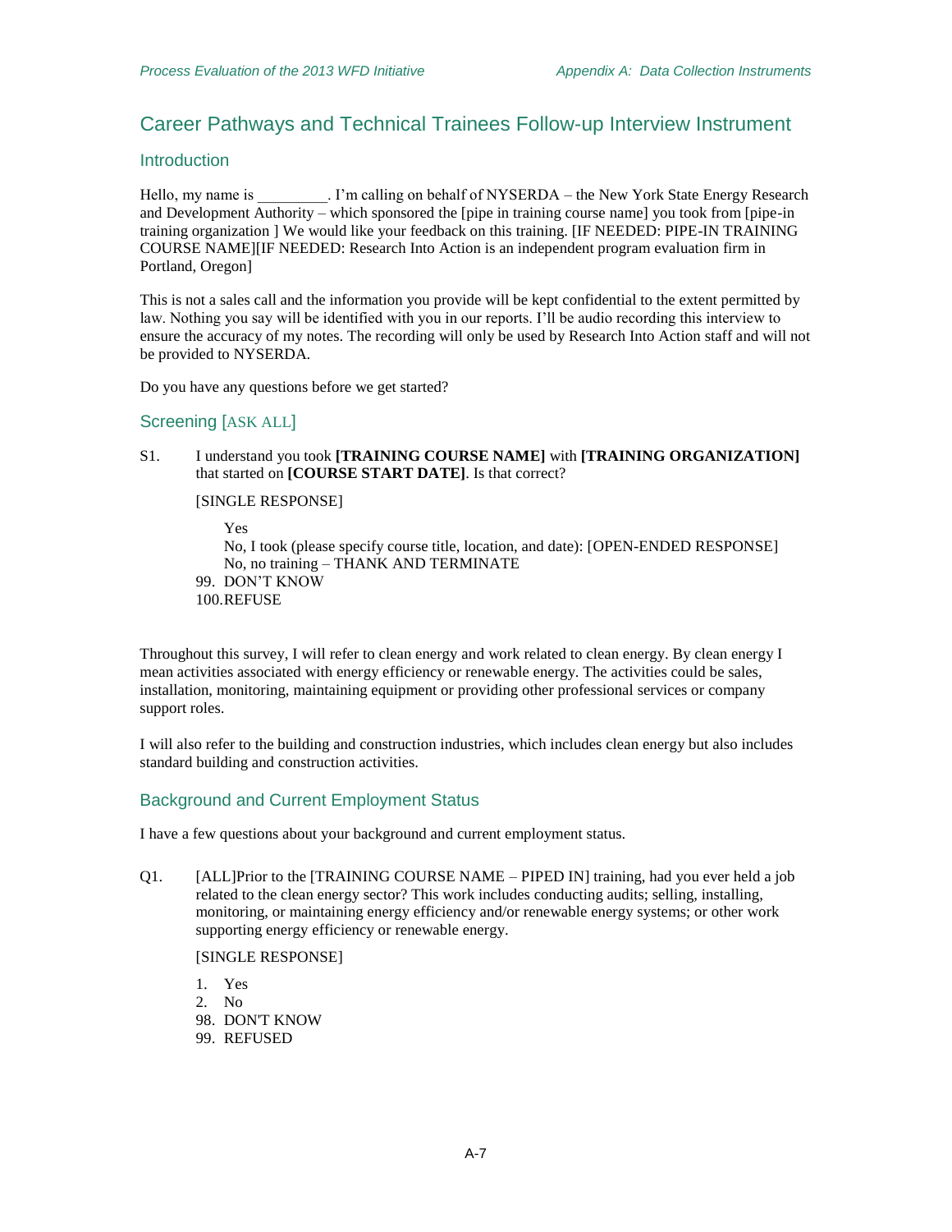# Career Pathways and Technical Trainees Follow-up Interview Instrument

## Introduction

Hello, my name is _________. I'm calling on behalf of NYSERDA – the New York State Energy Research and Development Authority – which sponsored the [pipe in training course name] you took from [pipe-in training organization ] We would like your feedback on this training. [IF NEEDED: PIPE-IN TRAINING COURSE NAME][IF NEEDED: Research Into Action is an independent program evaluation firm in Portland, Oregon]

This is not a sales call and the information you provide will be kept confidential to the extent permitted by law. Nothing you say will be identified with you in our reports. I'll be audio recording this interview to ensure the accuracy of my notes. The recording will only be used by Research Into Action staff and will not be provided to NYSERDA.

Do you have any questions before we get started?

## Screening [ASK ALL]

S1. I understand you took **[TRAINING COURSE NAME]** with **[TRAINING ORGANIZATION]** that started on **[COURSE START DATE]**. Is that correct?

[SINGLE RESPONSE]

Yes
No, I took (please specify course title, location, and date): [OPEN-ENDED RESPONSE]
No, no training – THANK AND TERMINATE
99. DON'T KNOW
100. REFUSE

Throughout this survey, I will refer to clean energy and work related to clean energy. By clean energy I mean activities associated with energy efficiency or renewable energy. The activities could be sales, installation, monitoring, maintaining equipment or providing other professional services or company support roles.

I will also refer to the building and construction industries, which includes clean energy but also includes standard building and construction activities.

## Background and Current Employment Status

I have a few questions about your background and current employment status.

Q1. [ALL]Prior to the [TRAINING COURSE NAME – PIPED IN] training, had you ever held a job related to the clean energy sector? This work includes conducting audits; selling, installing, monitoring, or maintaining energy efficiency and/or renewable energy systems; or other work supporting energy efficiency or renewable energy.

[SINGLE RESPONSE]

1. Yes
2. No
98. DON'T KNOW
99. REFUSED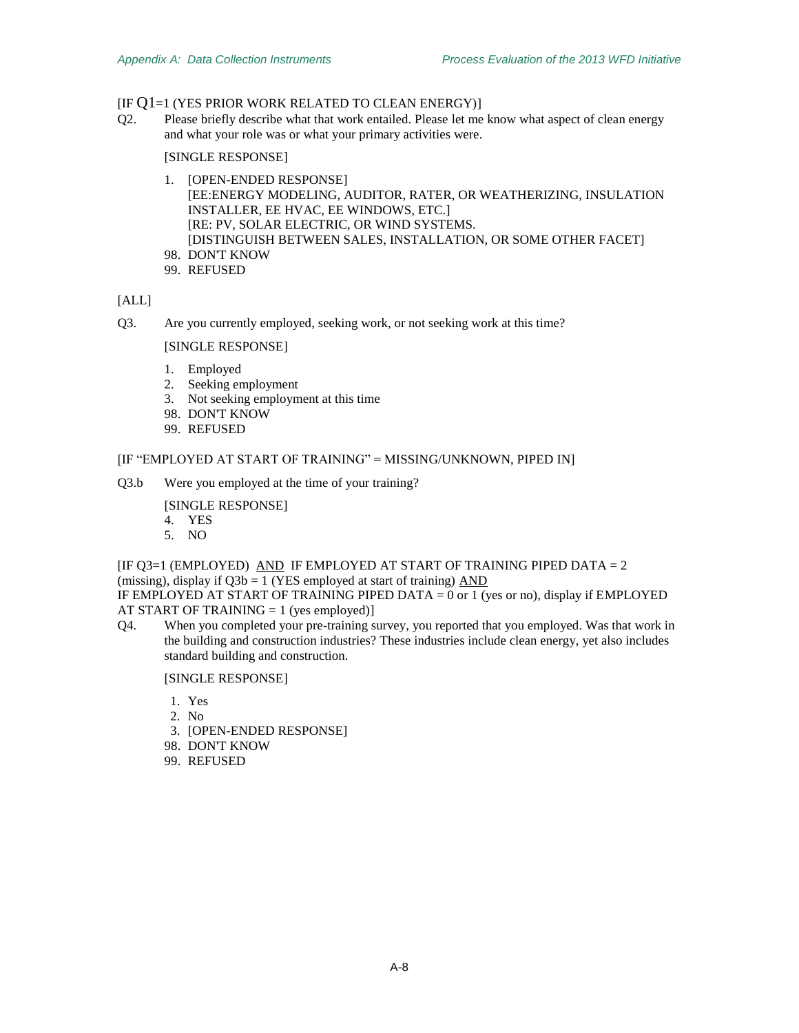[IF Q1=1 (YES PRIOR WORK RELATED TO CLEAN ENERGY)]

Q2. Please briefly describe what that work entailed. Please let me know what aspect of clean energy and what your role was or what your primary activities were.

[SINGLE RESPONSE]

1. [OPEN-ENDED RESPONSE]
   [EE:ENERGY MODELING, AUDITOR, RATER, OR WEATHERIZING, INSULATION INSTALLER, EE HVAC, EE WINDOWS, ETC.]
   [RE: PV, SOLAR ELECTRIC, OR WIND SYSTEMS.
   [DISTINGUISH BETWEEN SALES, INSTALLATION, OR SOME OTHER FACET]
98. DON'T KNOW
99. REFUSED

[ALL]

Q3. Are you currently employed, seeking work, or not seeking work at this time?

[SINGLE RESPONSE]

1. Employed
2. Seeking employment
3. Not seeking employment at this time
98. DON'T KNOW
99. REFUSED

[IF "EMPLOYED AT START OF TRAINING" = MISSING/UNKNOWN, PIPED IN]

Q3.b Were you employed at the time of your training?

[SINGLE RESPONSE]

4. YES
5. NO

[IF Q3=1 (EMPLOYED) <u>AND</u> IF EMPLOYED AT START OF TRAINING PIPED DATA = 2 (missing), display if Q3b = 1 (YES employed at start of training) <u>AND</u> IF EMPLOYED AT START OF TRAINING PIPED DATA = 0 or 1 (yes or no), display if EMPLOYED AT START OF TRAINING = 1 (yes employed)]

Q4. When you completed your pre-training survey, you reported that you employed. Was that work in the building and construction industries? These industries include clean energy, yet also includes standard building and construction.

[SINGLE RESPONSE]

1. Yes
2. No
3. [OPEN-ENDED RESPONSE]
98. DON'T KNOW
99. REFUSED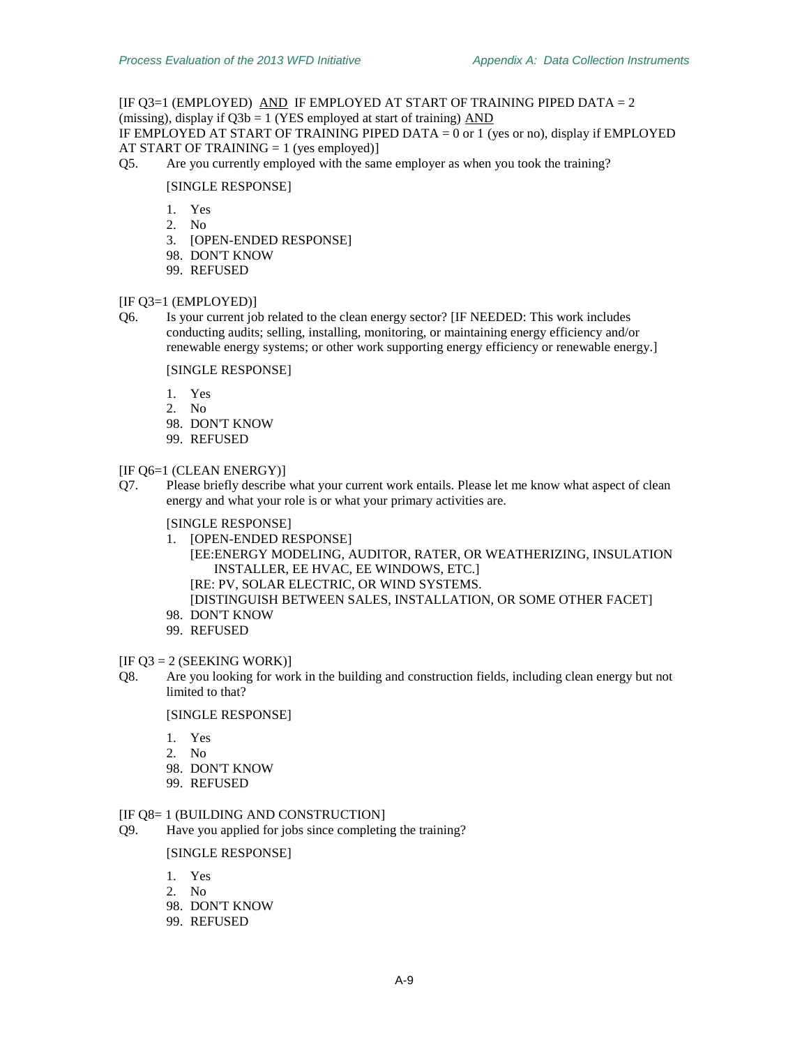[IF Q3=1 (EMPLOYED) <u>AND</u> IF EMPLOYED AT START OF TRAINING PIPED DATA = 2 (missing), display if Q3b = 1 (YES employed at start of training) <u>AND</u>
IF EMPLOYED AT START OF TRAINING PIPED DATA = 0 or 1 (yes or no), display if EMPLOYED AT START OF TRAINING = 1 (yes employed)]

Q5. Are you currently employed with the same employer as when you took the training?

[SINGLE RESPONSE]

1. Yes
2. No
3. [OPEN-ENDED RESPONSE]
98. DON'T KNOW
99. REFUSED

[IF Q3=1 (EMPLOYED)]

Q6. Is your current job related to the clean energy sector? [IF NEEDED: This work includes conducting audits; selling, installing, monitoring, or maintaining energy efficiency and/or renewable energy systems; or other work supporting energy efficiency or renewable energy.]

[SINGLE RESPONSE]

1. Yes
2. No
98. DON'T KNOW
99. REFUSED

[IF Q6=1 (CLEAN ENERGY)]

Q7. Please briefly describe what your current work entails. Please let me know what aspect of clean energy and what your role is or what your primary activities are.

[SINGLE RESPONSE]

1. [OPEN-ENDED RESPONSE]
   [EE:ENERGY MODELING, AUDITOR, RATER, OR WEATHERIZING, INSULATION INSTALLER, EE HVAC, EE WINDOWS, ETC.]
   [RE: PV, SOLAR ELECTRIC, OR WIND SYSTEMS.
   [DISTINGUISH BETWEEN SALES, INSTALLATION, OR SOME OTHER FACET]
98. DON'T KNOW
99. REFUSED

[IF Q3 = 2 (SEEKING WORK)]

Q8. Are you looking for work in the building and construction fields, including clean energy but not limited to that?

[SINGLE RESPONSE]

1. Yes
2. No
98. DON'T KNOW
99. REFUSED

[IF Q8= 1 (BUILDING AND CONSTRUCTION]

Q9. Have you applied for jobs since completing the training?

[SINGLE RESPONSE]

1. Yes
2. No
98. DON'T KNOW
99. REFUSED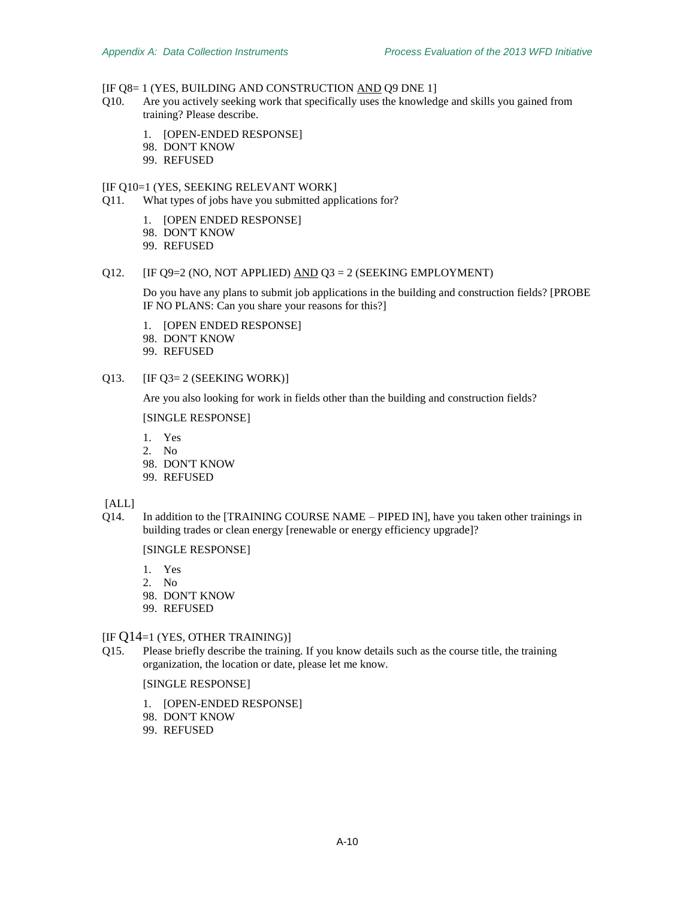[IF Q8= 1 (YES, BUILDING AND CONSTRUCTION AND Q9 DNE 1]

Q10. Are you actively seeking work that specifically uses the knowledge and skills you gained from training? Please describe.

1. [OPEN-ENDED RESPONSE]
98. DON'T KNOW
99. REFUSED

[IF Q10=1 (YES, SEEKING RELEVANT WORK]

Q11. What types of jobs have you submitted applications for?

1. [OPEN ENDED RESPONSE]
98. DON'T KNOW
99. REFUSED

Q12. [IF Q9=2 (NO, NOT APPLIED) AND Q3 = 2 (SEEKING EMPLOYMENT)

Do you have any plans to submit job applications in the building and construction fields? [PROBE IF NO PLANS: Can you share your reasons for this?]

1. [OPEN ENDED RESPONSE]
98. DON'T KNOW
99. REFUSED

Q13. [IF Q3= 2 (SEEKING WORK)]

Are you also looking for work in fields other than the building and construction fields?

[SINGLE RESPONSE]

1. Yes
2. No
98. DON'T KNOW
99. REFUSED

[ALL]

Q14. In addition to the [TRAINING COURSE NAME – PIPED IN], have you taken other trainings in building trades or clean energy [renewable or energy efficiency upgrade]?

[SINGLE RESPONSE]

1. Yes
2. No
98. DON'T KNOW
99. REFUSED

[IF Q14=1 (YES, OTHER TRAINING)]

Q15. Please briefly describe the training. If you know details such as the course title, the training organization, the location or date, please let me know.

[SINGLE RESPONSE]

1. [OPEN-ENDED RESPONSE]
98. DON'T KNOW
99. REFUSED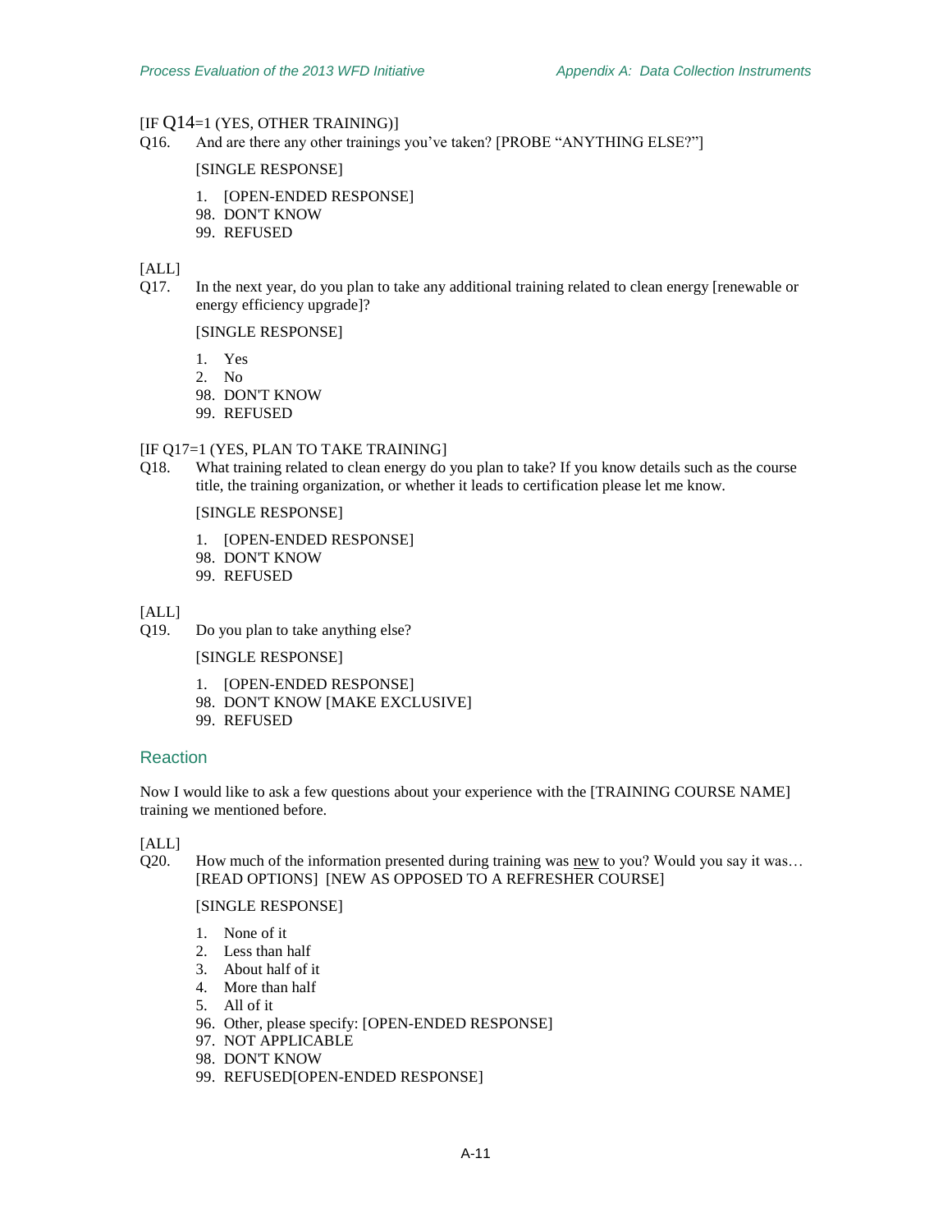[IF Q14=1 (YES, OTHER TRAINING)]

Q16. And are there any other trainings you've taken? [PROBE "ANYTHING ELSE?"]

[SINGLE RESPONSE]

1. [OPEN-ENDED RESPONSE]
98. DON'T KNOW
99. REFUSED

[ALL]

Q17. In the next year, do you plan to take any additional training related to clean energy [renewable or energy efficiency upgrade]?

[SINGLE RESPONSE]

1. Yes
2. No
98. DON'T KNOW
99. REFUSED

[IF Q17=1 (YES, PLAN TO TAKE TRAINING]

Q18. What training related to clean energy do you plan to take? If you know details such as the course title, the training organization, or whether it leads to certification please let me know.

[SINGLE RESPONSE]

1. [OPEN-ENDED RESPONSE]
98. DON'T KNOW
99. REFUSED

[ALL]

Q19. Do you plan to take anything else?

[SINGLE RESPONSE]

1. [OPEN-ENDED RESPONSE]
98. DON'T KNOW [MAKE EXCLUSIVE]
99. REFUSED

## Reaction

Now I would like to ask a few questions about your experience with the [TRAINING COURSE NAME] training we mentioned before.

[ALL]

Q20. How much of the information presented during training was new to you? Would you say it was… [READ OPTIONS] [NEW AS OPPOSED TO A REFRESHER COURSE]

[SINGLE RESPONSE]

1. None of it
2. Less than half
3. About half of it
4. More than half
5. All of it
96. Other, please specify: [OPEN-ENDED RESPONSE]
97. NOT APPLICABLE
98. DON'T KNOW
99. REFUSED[OPEN-ENDED RESPONSE]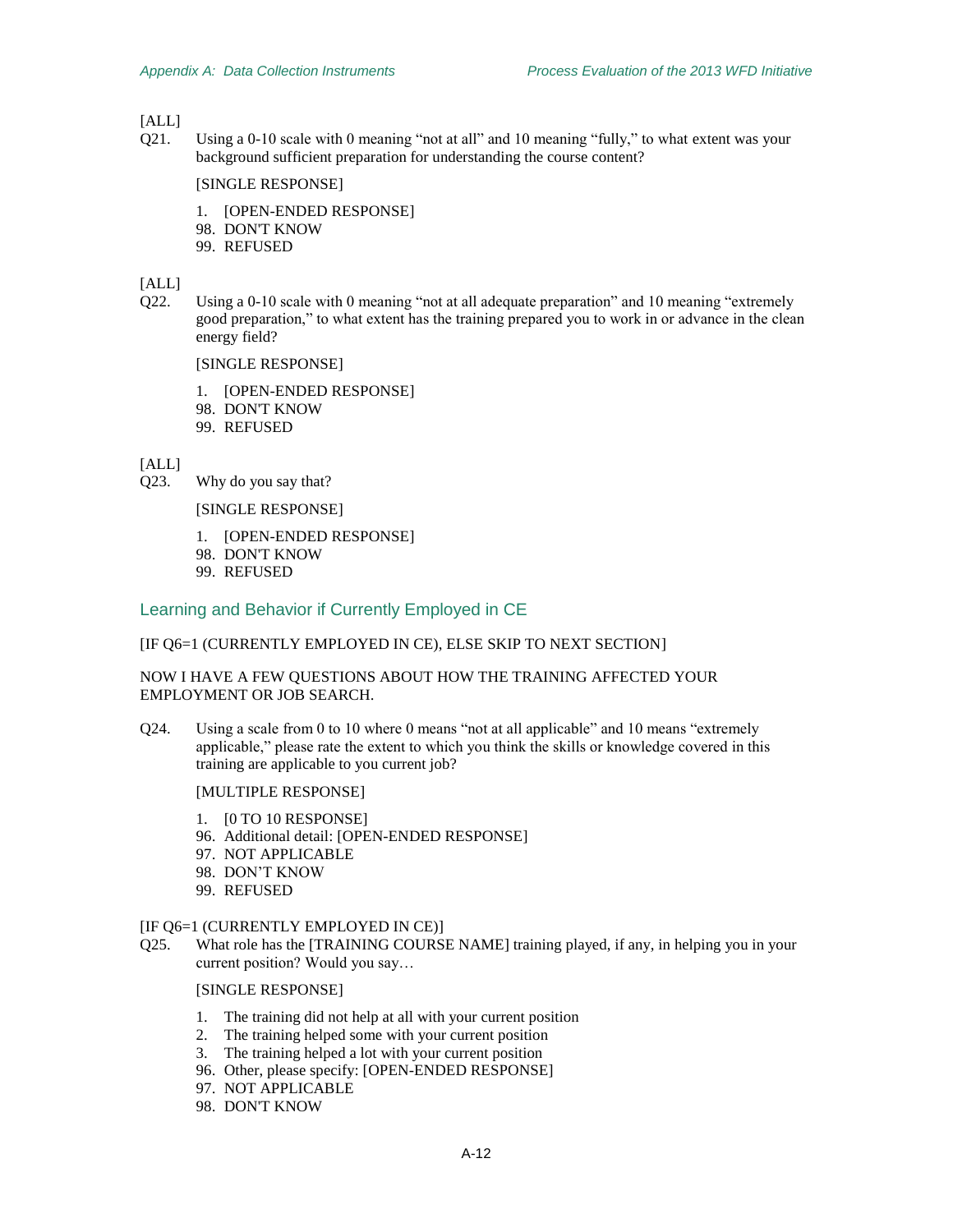[ALL]

Q21. Using a 0-10 scale with 0 meaning "not at all" and 10 meaning "fully," to what extent was your background sufficient preparation for understanding the course content?

[SINGLE RESPONSE]

1. [OPEN-ENDED RESPONSE]
98. DON'T KNOW
99. REFUSED

[ALL]

Q22. Using a 0-10 scale with 0 meaning "not at all adequate preparation" and 10 meaning "extremely good preparation," to what extent has the training prepared you to work in or advance in the clean energy field?

[SINGLE RESPONSE]

1. [OPEN-ENDED RESPONSE]
98. DON'T KNOW
99. REFUSED

[ALL]

Q23. Why do you say that?

[SINGLE RESPONSE]

1. [OPEN-ENDED RESPONSE]
98. DON'T KNOW
99. REFUSED

## Learning and Behavior if Currently Employed in CE

[IF Q6=1 (CURRENTLY EMPLOYED IN CE), ELSE SKIP TO NEXT SECTION]

NOW I HAVE A FEW QUESTIONS ABOUT HOW THE TRAINING AFFECTED YOUR EMPLOYMENT OR JOB SEARCH.

Q24. Using a scale from 0 to 10 where 0 means "not at all applicable" and 10 means "extremely applicable," please rate the extent to which you think the skills or knowledge covered in this training are applicable to you current job?

[MULTIPLE RESPONSE]

1. [0 TO 10 RESPONSE]
96. Additional detail: [OPEN-ENDED RESPONSE]
97. NOT APPLICABLE
98. DON'T KNOW
99. REFUSED

[IF Q6=1 (CURRENTLY EMPLOYED IN CE)]

Q25. What role has the [TRAINING COURSE NAME] training played, if any, in helping you in your current position? Would you say…

[SINGLE RESPONSE]

1. The training did not help at all with your current position
2. The training helped some with your current position
3. The training helped a lot with your current position
96. Other, please specify: [OPEN-ENDED RESPONSE]
97. NOT APPLICABLE
98. DON'T KNOW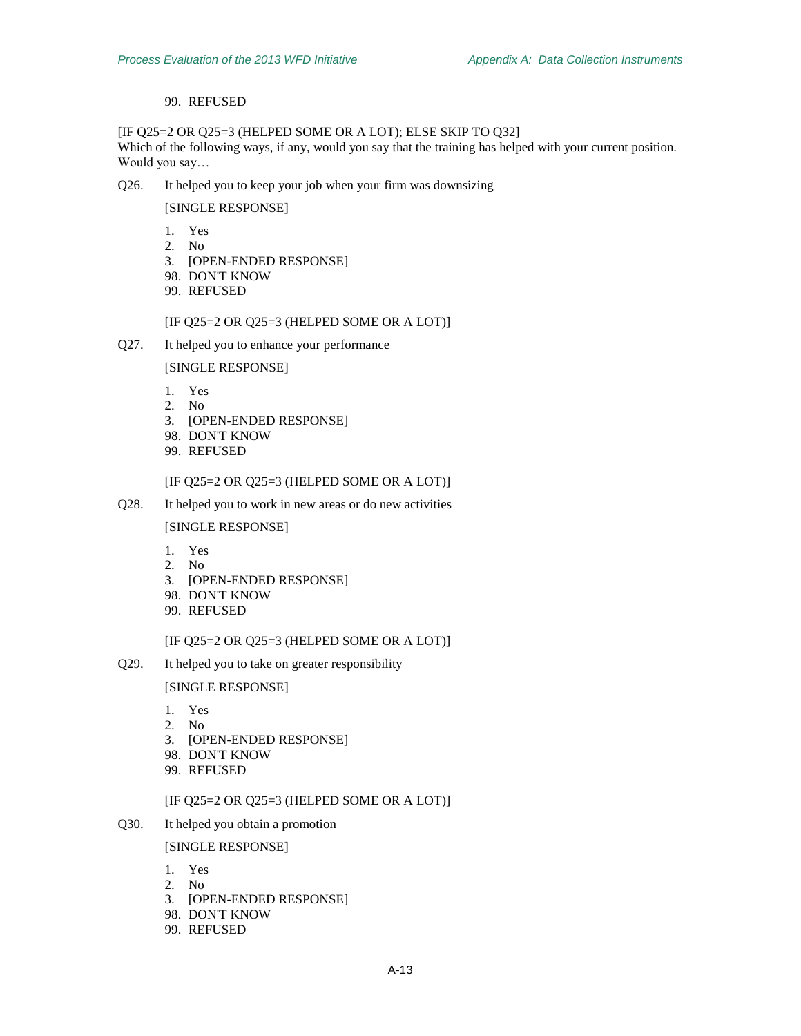99. REFUSED

[IF Q25=2 OR Q25=3 (HELPED SOME OR A LOT); ELSE SKIP TO Q32]
Which of the following ways, if any, would you say that the training has helped with your current position. Would you say…

Q26. It helped you to keep your job when your firm was downsizing

[SINGLE RESPONSE]

1. Yes
2. No
3. [OPEN-ENDED RESPONSE]
98. DON'T KNOW
99. REFUSED

[IF Q25=2 OR Q25=3 (HELPED SOME OR A LOT)]

Q27. It helped you to enhance your performance

[SINGLE RESPONSE]

1. Yes
2. No
3. [OPEN-ENDED RESPONSE]
98. DON'T KNOW
99. REFUSED

[IF Q25=2 OR Q25=3 (HELPED SOME OR A LOT)]

Q28. It helped you to work in new areas or do new activities

[SINGLE RESPONSE]

1. Yes
2. No
3. [OPEN-ENDED RESPONSE]
98. DON'T KNOW
99. REFUSED

[IF Q25=2 OR Q25=3 (HELPED SOME OR A LOT)]

Q29. It helped you to take on greater responsibility

[SINGLE RESPONSE]

1. Yes
2. No
3. [OPEN-ENDED RESPONSE]
98. DON'T KNOW
99. REFUSED

[IF Q25=2 OR Q25=3 (HELPED SOME OR A LOT)]

Q30. It helped you obtain a promotion

[SINGLE RESPONSE]

1. Yes
2. No
3. [OPEN-ENDED RESPONSE]
98. DON'T KNOW
99. REFUSED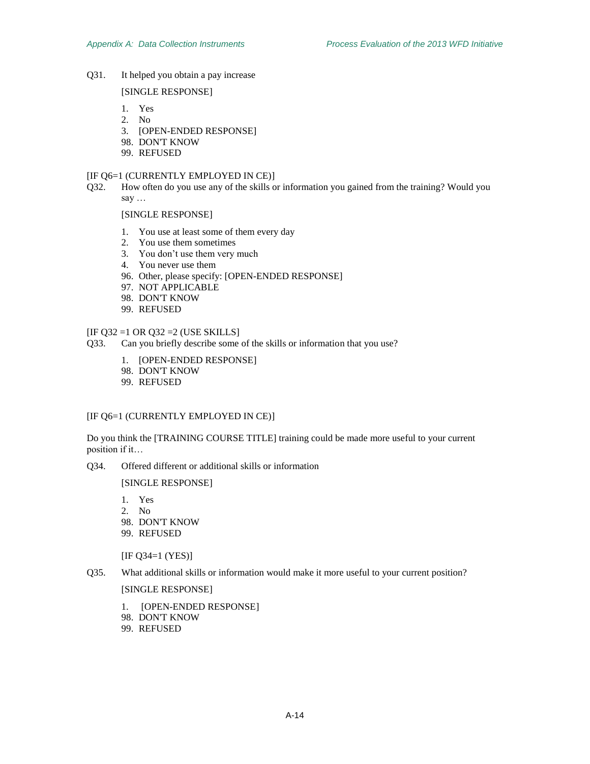Q31. It helped you obtain a pay increase

[SINGLE RESPONSE]

1. Yes
2. No
3. [OPEN-ENDED RESPONSE]
98. DON'T KNOW
99. REFUSED

[IF Q6=1 (CURRENTLY EMPLOYED IN CE)]

Q32. How often do you use any of the skills or information you gained from the training? Would you say …

[SINGLE RESPONSE]

1. You use at least some of them every day
2. You use them sometimes
3. You don’t use them very much
4. You never use them
96. Other, please specify: [OPEN-ENDED RESPONSE]
97. NOT APPLICABLE
98. DON'T KNOW
99. REFUSED

[IF Q32 =1 OR Q32 =2 (USE SKILLS]

Q33. Can you briefly describe some of the skills or information that you use?

1. [OPEN-ENDED RESPONSE]
98. DON'T KNOW
99. REFUSED

[IF Q6=1 (CURRENTLY EMPLOYED IN CE)]

Do you think the [TRAINING COURSE TITLE] training could be made more useful to your current position if it…

Q34. Offered different or additional skills or information

[SINGLE RESPONSE]

1. Yes
2. No
98. DON'T KNOW
99. REFUSED

[IF Q34=1 (YES)]

Q35. What additional skills or information would make it more useful to your current position?

[SINGLE RESPONSE]

1. [OPEN-ENDED RESPONSE]
98. DON'T KNOW
99. REFUSED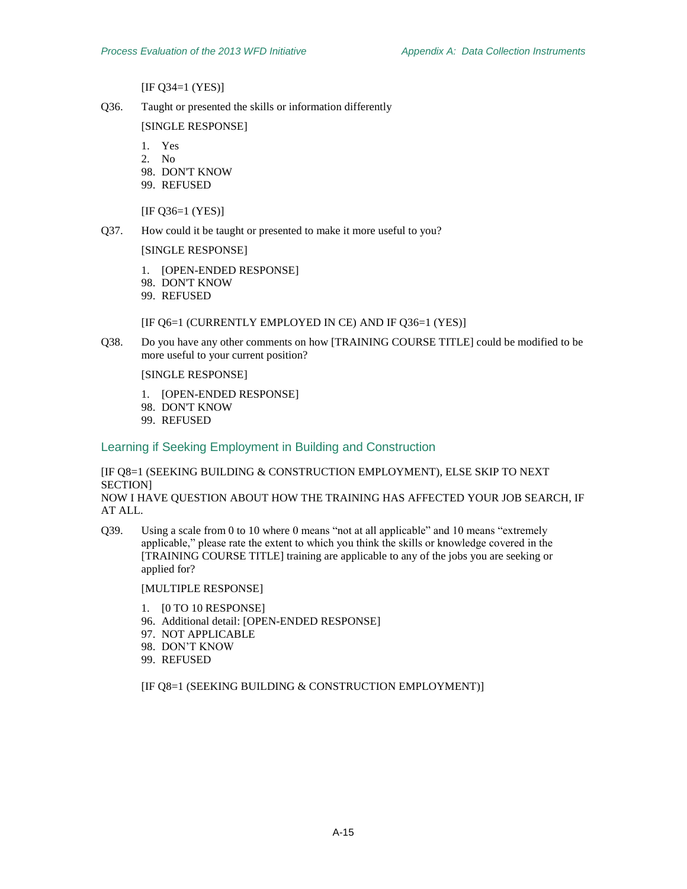[IF Q34=1 (YES)]

Q36. Taught or presented the skills or information differently

[SINGLE RESPONSE]

1. Yes
2. No
98. DON'T KNOW
99. REFUSED

[IF Q36=1 (YES)]

Q37. How could it be taught or presented to make it more useful to you?

[SINGLE RESPONSE]

1. [OPEN-ENDED RESPONSE]
98. DON'T KNOW
99. REFUSED

[IF Q6=1 (CURRENTLY EMPLOYED IN CE) AND IF Q36=1 (YES)]

Q38. Do you have any other comments on how [TRAINING COURSE TITLE] could be modified to be more useful to your current position?

[SINGLE RESPONSE]

1. [OPEN-ENDED RESPONSE]
98. DON'T KNOW
99. REFUSED

## Learning if Seeking Employment in Building and Construction

[IF Q8=1 (SEEKING BUILDING & CONSTRUCTION EMPLOYMENT), ELSE SKIP TO NEXT SECTION]
NOW I HAVE QUESTION ABOUT HOW THE TRAINING HAS AFFECTED YOUR JOB SEARCH, IF AT ALL.

Q39. Using a scale from 0 to 10 where 0 means "not at all applicable" and 10 means "extremely applicable," please rate the extent to which you think the skills or knowledge covered in the [TRAINING COURSE TITLE] training are applicable to any of the jobs you are seeking or applied for?

[MULTIPLE RESPONSE]

1. [0 TO 10 RESPONSE]
96. Additional detail: [OPEN-ENDED RESPONSE]
97. NOT APPLICABLE
98. DON'T KNOW
99. REFUSED

[IF Q8=1 (SEEKING BUILDING & CONSTRUCTION EMPLOYMENT)]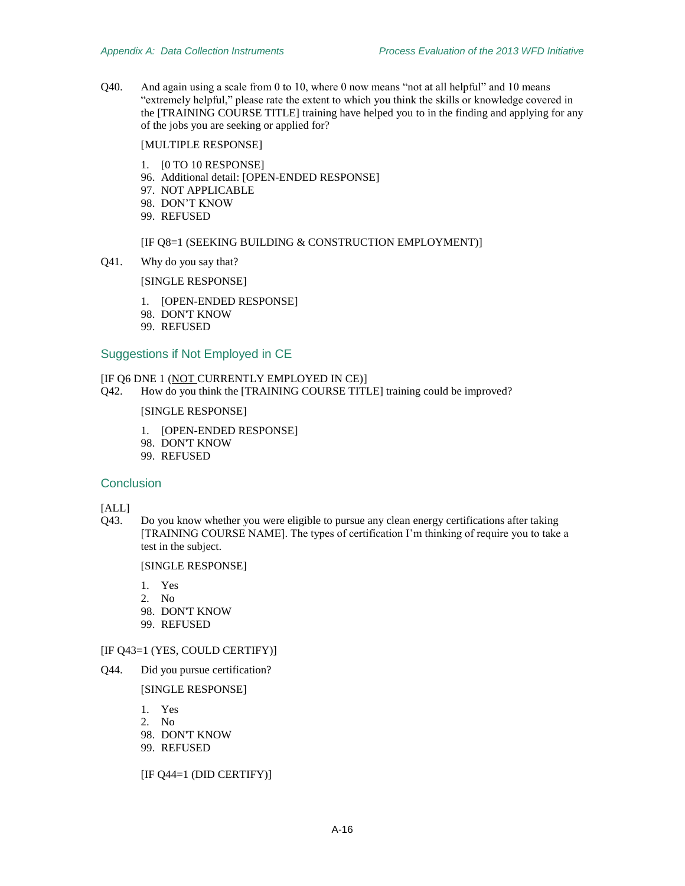Q40. And again using a scale from 0 to 10, where 0 now means "not at all helpful" and 10 means "extremely helpful," please rate the extent to which you think the skills or knowledge covered in the [TRAINING COURSE TITLE] training have helped you to in the finding and applying for any of the jobs you are seeking or applied for?

[MULTIPLE RESPONSE]

1. [0 TO 10 RESPONSE]
96. Additional detail: [OPEN-ENDED RESPONSE]
97. NOT APPLICABLE
98. DON'T KNOW
99. REFUSED

[IF Q8=1 (SEEKING BUILDING & CONSTRUCTION EMPLOYMENT)]

Q41. Why do you say that?

[SINGLE RESPONSE]

1. [OPEN-ENDED RESPONSE]
98. DON'T KNOW
99. REFUSED

## Suggestions if Not Employed in CE

[IF Q6 DNE 1 (NOT CURRENTLY EMPLOYED IN CE)]

Q42. How do you think the [TRAINING COURSE TITLE] training could be improved?

[SINGLE RESPONSE]

1. [OPEN-ENDED RESPONSE]
98. DON'T KNOW
99. REFUSED

## Conclusion

[ALL]

Q43. Do you know whether you were eligible to pursue any clean energy certifications after taking [TRAINING COURSE NAME]. The types of certification I'm thinking of require you to take a test in the subject.

[SINGLE RESPONSE]

1. Yes
2. No
98. DON'T KNOW
99. REFUSED

[IF Q43=1 (YES, COULD CERTIFY)]

Q44. Did you pursue certification?

[SINGLE RESPONSE]

1. Yes
2. No
98. DON'T KNOW
99. REFUSED

[IF Q44=1 (DID CERTIFY)]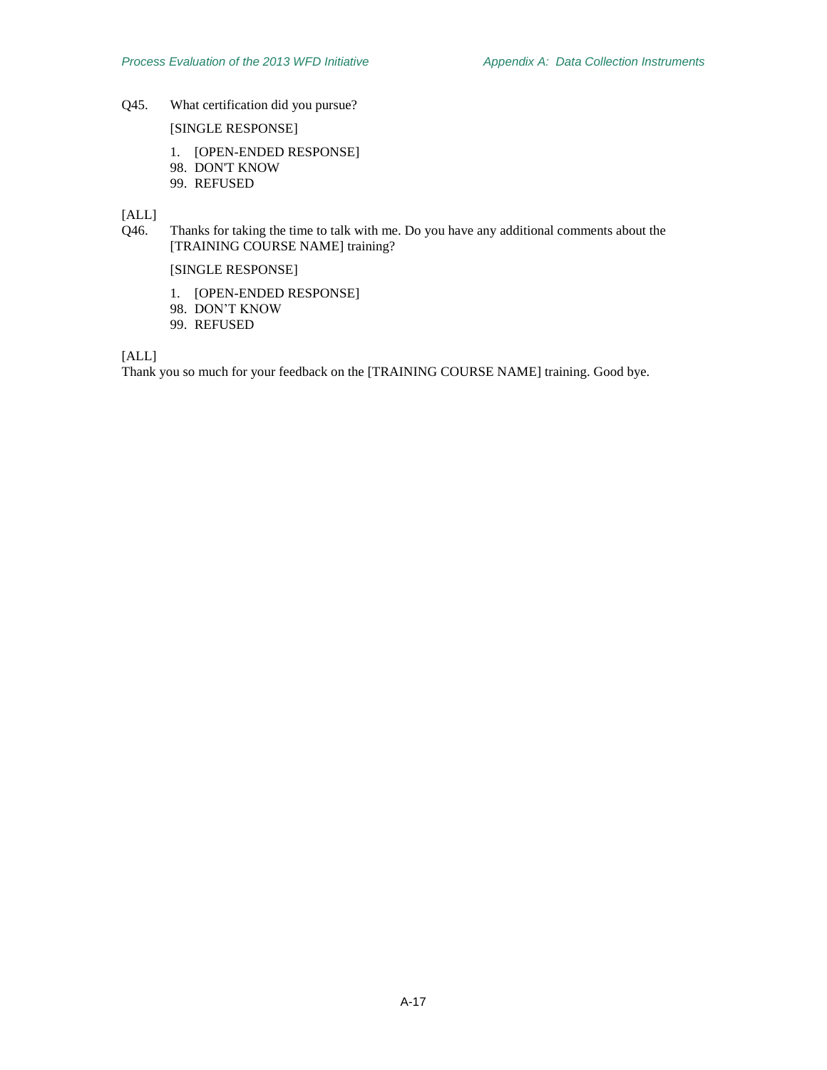Q45. What certification did you pursue?

[SINGLE RESPONSE]

1. [OPEN-ENDED RESPONSE]
98. DON'T KNOW
99. REFUSED

[ALL]
Q46. Thanks for taking the time to talk with me. Do you have any additional comments about the [TRAINING COURSE NAME] training?

[SINGLE RESPONSE]

1. [OPEN-ENDED RESPONSE]
98. DON'T KNOW
99. REFUSED

[ALL]
Thank you so much for your feedback on the [TRAINING COURSE NAME] training. Good bye.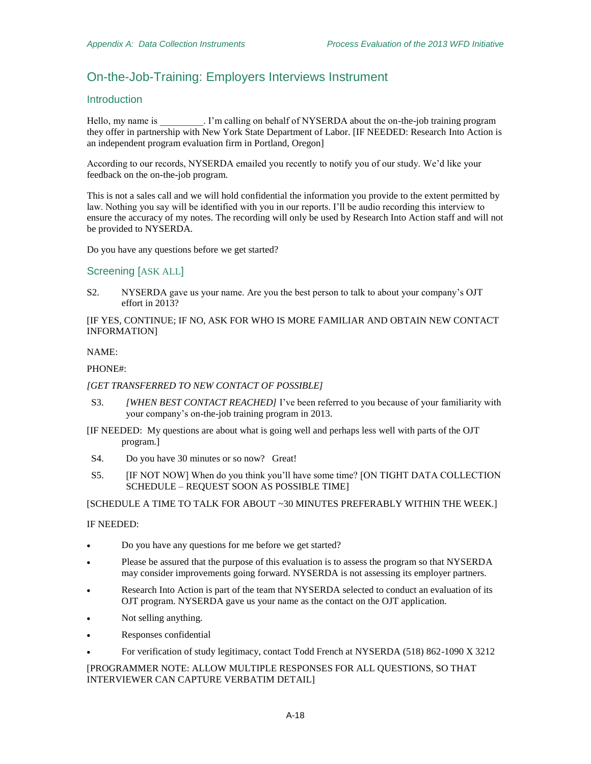## On-the-Job-Training: Employers Interviews Instrument

### Introduction

Hello, my name is _________. I'm calling on behalf of NYSERDA about the on-the-job training program they offer in partnership with New York State Department of Labor. [IF NEEDED: Research Into Action is an independent program evaluation firm in Portland, Oregon]

According to our records, NYSERDA emailed you recently to notify you of our study. We'd like your feedback on the on-the-job program.

This is not a sales call and we will hold confidential the information you provide to the extent permitted by law. Nothing you say will be identified with you in our reports. I'll be audio recording this interview to ensure the accuracy of my notes. The recording will only be used by Research Into Action staff and will not be provided to NYSERDA.

Do you have any questions before we get started?

### Screening [ASK ALL]

S2. NYSERDA gave us your name. Are you the best person to talk to about your company's OJT effort in 2013?

[IF YES, CONTINUE; IF NO, ASK FOR WHO IS MORE FAMILIAR AND OBTAIN NEW CONTACT INFORMATION]

NAME:

PHONE#:

*[GET TRANSFERRED TO NEW CONTACT OF POSSIBLE]*

S3. *[WHEN BEST CONTACT REACHED]* I've been referred to you because of your familiarity with your company's on-the-job training program in 2013.

[IF NEEDED: My questions are about what is going well and perhaps less well with parts of the OJT program.]

S4. Do you have 30 minutes or so now? Great!

S5. [IF NOT NOW] When do you think you'll have some time? [ON TIGHT DATA COLLECTION SCHEDULE – REQUEST SOON AS POSSIBLE TIME]

[SCHEDULE A TIME TO TALK FOR ABOUT ~30 MINUTES PREFERABLY WITHIN THE WEEK.]

IF NEEDED:

- Do you have any questions for me before we get started?
- Please be assured that the purpose of this evaluation is to assess the program so that NYSERDA may consider improvements going forward. NYSERDA is not assessing its employer partners.
- Research Into Action is part of the team that NYSERDA selected to conduct an evaluation of its OJT program. NYSERDA gave us your name as the contact on the OJT application.
- Not selling anything.
- Responses confidential
- For verification of study legitimacy, contact Todd French at NYSERDA (518) 862-1090 X 3212

[PROGRAMMER NOTE: ALLOW MULTIPLE RESPONSES FOR ALL QUESTIONS, SO THAT INTERVIEWER CAN CAPTURE VERBATIM DETAIL]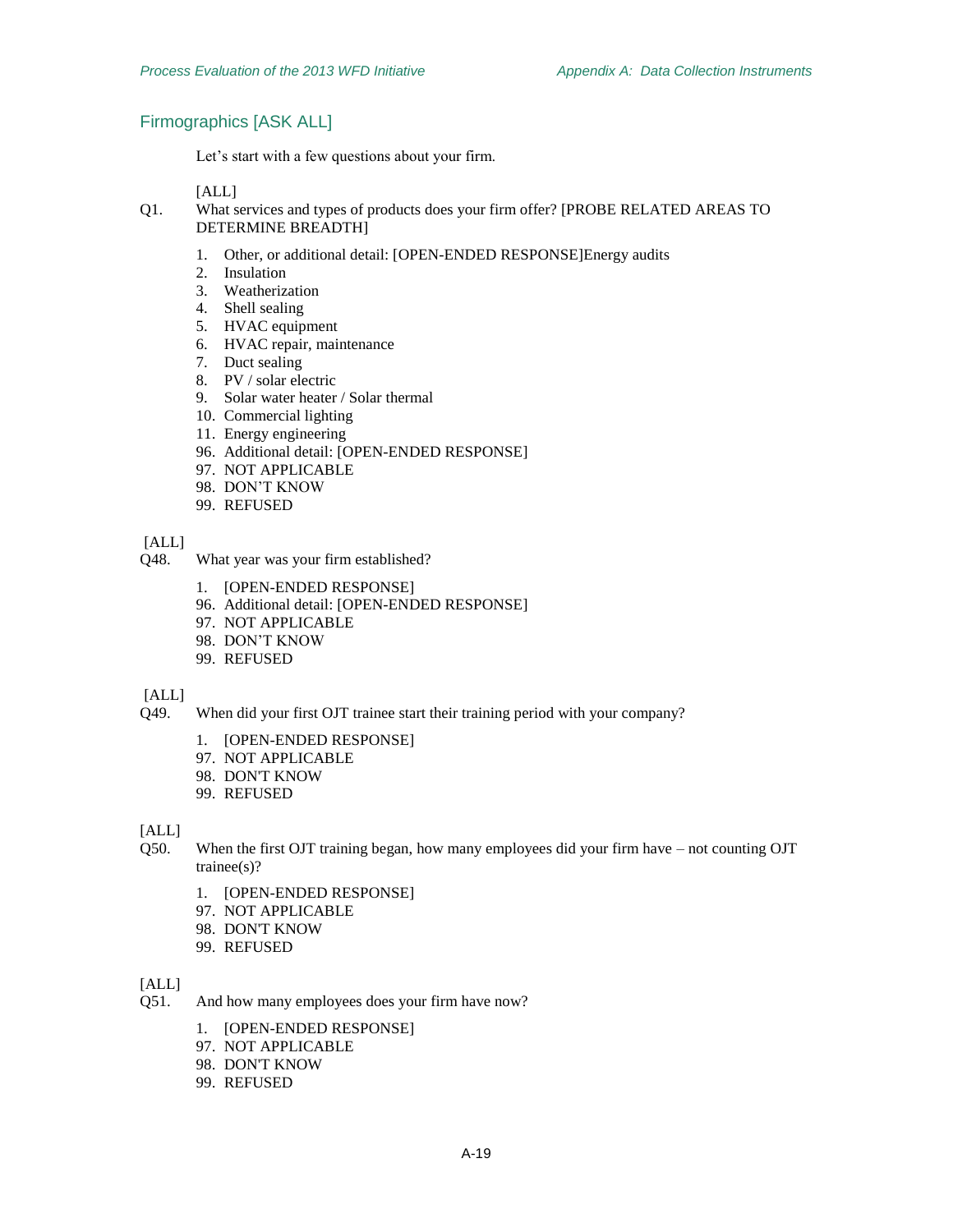## Firmographics [ASK ALL]

Let's start with a few questions about your firm.

[ALL]

Q1. What services and types of products does your firm offer? [PROBE RELATED AREAS TO DETERMINE BREADTH]

1. Other, or additional detail: [OPEN-ENDED RESPONSE]Energy audits
2. Insulation
3. Weatherization
4. Shell sealing
5. HVAC equipment
6. HVAC repair, maintenance
7. Duct sealing
8. PV / solar electric
9. Solar water heater / Solar thermal
10. Commercial lighting
11. Energy engineering
96. Additional detail: [OPEN-ENDED RESPONSE]
97. NOT APPLICABLE
98. DON'T KNOW
99. REFUSED

[ALL]

Q48. What year was your firm established?

1. [OPEN-ENDED RESPONSE]
96. Additional detail: [OPEN-ENDED RESPONSE]
97. NOT APPLICABLE
98. DON'T KNOW
99. REFUSED

[ALL]

Q49. When did your first OJT trainee start their training period with your company?

1. [OPEN-ENDED RESPONSE]
97. NOT APPLICABLE
98. DON'T KNOW
99. REFUSED

[ALL]

Q50. When the first OJT training began, how many employees did your firm have – not counting OJT trainee(s)?

1. [OPEN-ENDED RESPONSE]
97. NOT APPLICABLE
98. DON'T KNOW
99. REFUSED

[ALL]

Q51. And how many employees does your firm have now?

1. [OPEN-ENDED RESPONSE]
97. NOT APPLICABLE
98. DON'T KNOW
99. REFUSED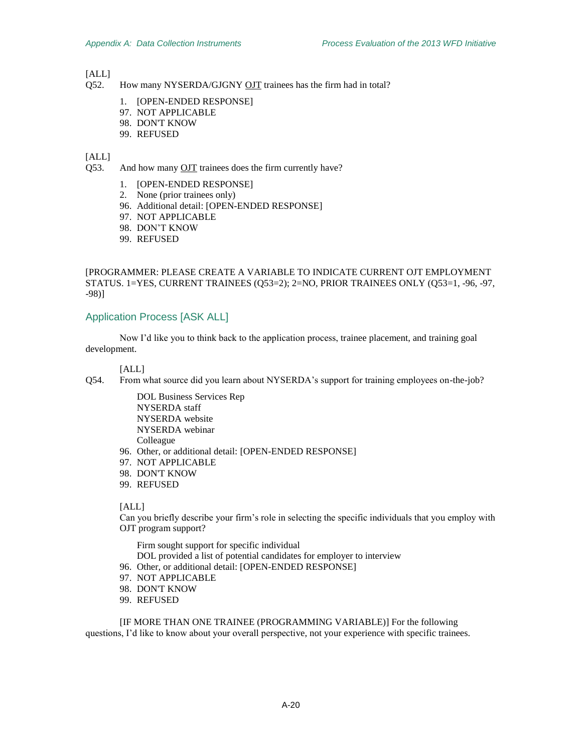[ALL]

Q52. How many NYSERDA/GJGNY OJT trainees has the firm had in total?

1. [OPEN-ENDED RESPONSE]
97. NOT APPLICABLE
98. DON'T KNOW
99. REFUSED

[ALL]

Q53. And how many OJT trainees does the firm currently have?

1. [OPEN-ENDED RESPONSE]
2. None (prior trainees only)
96. Additional detail: [OPEN-ENDED RESPONSE]
97. NOT APPLICABLE
98. DON'T KNOW
99. REFUSED

[PROGRAMMER: PLEASE CREATE A VARIABLE TO INDICATE CURRENT OJT EMPLOYMENT STATUS. 1=YES, CURRENT TRAINEES (Q53=2); 2=NO, PRIOR TRAINEES ONLY (Q53=1, -96, -97, -98)]

## Application Process [ASK ALL]

Now I'd like you to think back to the application process, trainee placement, and training goal development.

[ALL]

Q54. From what source did you learn about NYSERDA's support for training employees on-the-job?

- DOL Business Services Rep
- NYSERDA staff
- NYSERDA website
- NYSERDA webinar
- Colleague
- 96. Other, or additional detail: [OPEN-ENDED RESPONSE]
- 97. NOT APPLICABLE
- 98. DON'T KNOW
- 99. REFUSED

[ALL]

Can you briefly describe your firm's role in selecting the specific individuals that you employ with OJT program support?

- Firm sought support for specific individual
- DOL provided a list of potential candidates for employer to interview
- 96. Other, or additional detail: [OPEN-ENDED RESPONSE]
- 97. NOT APPLICABLE
- 98. DON'T KNOW
- 99. REFUSED

[IF MORE THAN ONE TRAINEE (PROGRAMMING VARIABLE)] For the following questions, I'd like to know about your overall perspective, not your experience with specific trainees.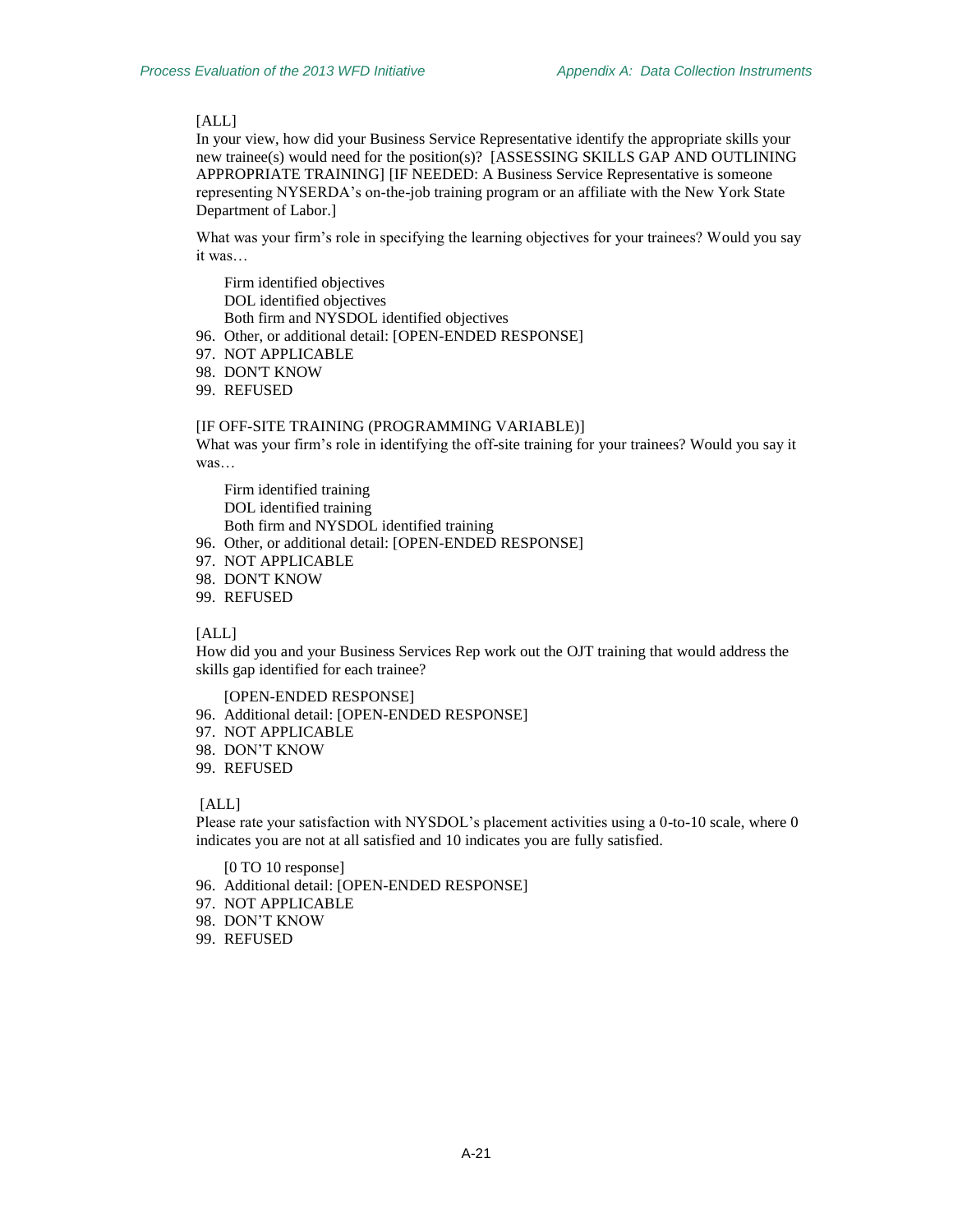[ALL]
In your view, how did your Business Service Representative identify the appropriate skills your new trainee(s) would need for the position(s)? [ASSESSING SKILLS GAP AND OUTLINING APPROPRIATE TRAINING] [IF NEEDED: A Business Service Representative is someone representing NYSERDA's on-the-job training program or an affiliate with the New York State Department of Labor.]

What was your firm's role in specifying the learning objectives for your trainees? Would you say it was…

Firm identified objectives
DOL identified objectives
Both firm and NYSDOL identified objectives
96. Other, or additional detail: [OPEN-ENDED RESPONSE]
97. NOT APPLICABLE
98. DON'T KNOW
99. REFUSED

[IF OFF-SITE TRAINING (PROGRAMMING VARIABLE)]
What was your firm's role in identifying the off-site training for your trainees? Would you say it was…

Firm identified training
DOL identified training
Both firm and NYSDOL identified training
96. Other, or additional detail: [OPEN-ENDED RESPONSE]
97. NOT APPLICABLE
98. DON'T KNOW
99. REFUSED

[ALL]
How did you and your Business Services Rep work out the OJT training that would address the skills gap identified for each trainee?

[OPEN-ENDED RESPONSE]
96. Additional detail: [OPEN-ENDED RESPONSE]
97. NOT APPLICABLE
98. DON'T KNOW
99. REFUSED

[ALL]
Please rate your satisfaction with NYSDOL's placement activities using a 0-to-10 scale, where 0 indicates you are not at all satisfied and 10 indicates you are fully satisfied.

[0 TO 10 response]
96. Additional detail: [OPEN-ENDED RESPONSE]
97. NOT APPLICABLE
98. DON'T KNOW
99. REFUSED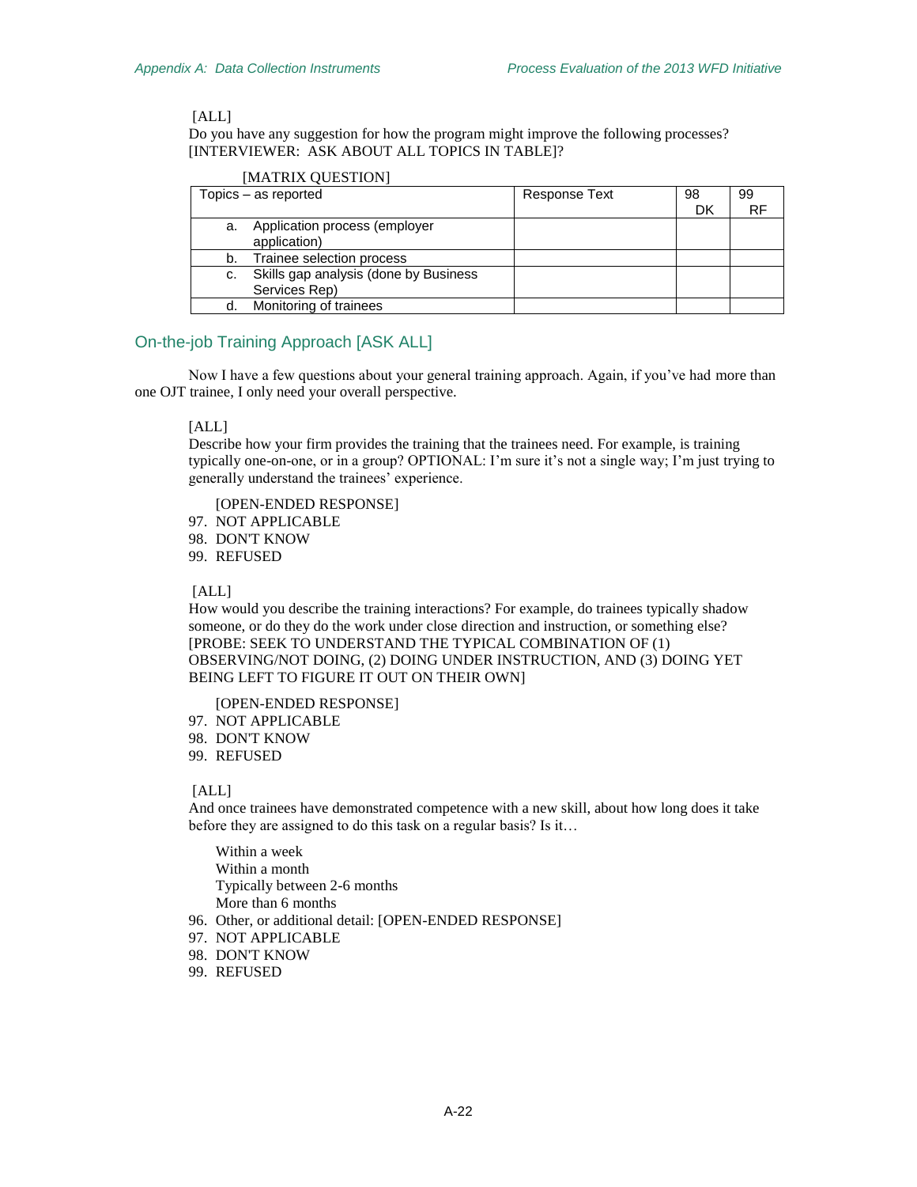[ALL]
Do you have any suggestion for how the program might improve the following processes? [INTERVIEWER: ASK ABOUT ALL TOPICS IN TABLE]?

[MATRIX QUESTION]

| Topics – as reported | Response Text | 98 DK | 99 RF |
|---|---|---|---|
| a. Application process (employer application) | | | |
| b. Trainee selection process | | | |
| c. Skills gap analysis (done by Business Services Rep) | | | |
| d. Monitoring of trainees | | | |

## On-the-job Training Approach [ASK ALL]

Now I have a few questions about your general training approach. Again, if you've had more than one OJT trainee, I only need your overall perspective.

[ALL]
Describe how your firm provides the training that the trainees need. For example, is training typically one-on-one, or in a group? OPTIONAL: I'm sure it's not a single way; I'm just trying to generally understand the trainees' experience.

[OPEN-ENDED RESPONSE]
97. NOT APPLICABLE
98. DON'T KNOW
99. REFUSED

[ALL]
How would you describe the training interactions? For example, do trainees typically shadow someone, or do they do the work under close direction and instruction, or something else? [PROBE: SEEK TO UNDERSTAND THE TYPICAL COMBINATION OF (1) OBSERVING/NOT DOING, (2) DOING UNDER INSTRUCTION, AND (3) DOING YET BEING LEFT TO FIGURE IT OUT ON THEIR OWN]

[OPEN-ENDED RESPONSE]
97. NOT APPLICABLE
98. DON'T KNOW
99. REFUSED

[ALL]
And once trainees have demonstrated competence with a new skill, about how long does it take before they are assigned to do this task on a regular basis? Is it…

Within a week
Within a month
Typically between 2-6 months
More than 6 months
96. Other, or additional detail: [OPEN-ENDED RESPONSE]
97. NOT APPLICABLE
98. DON'T KNOW
99. REFUSED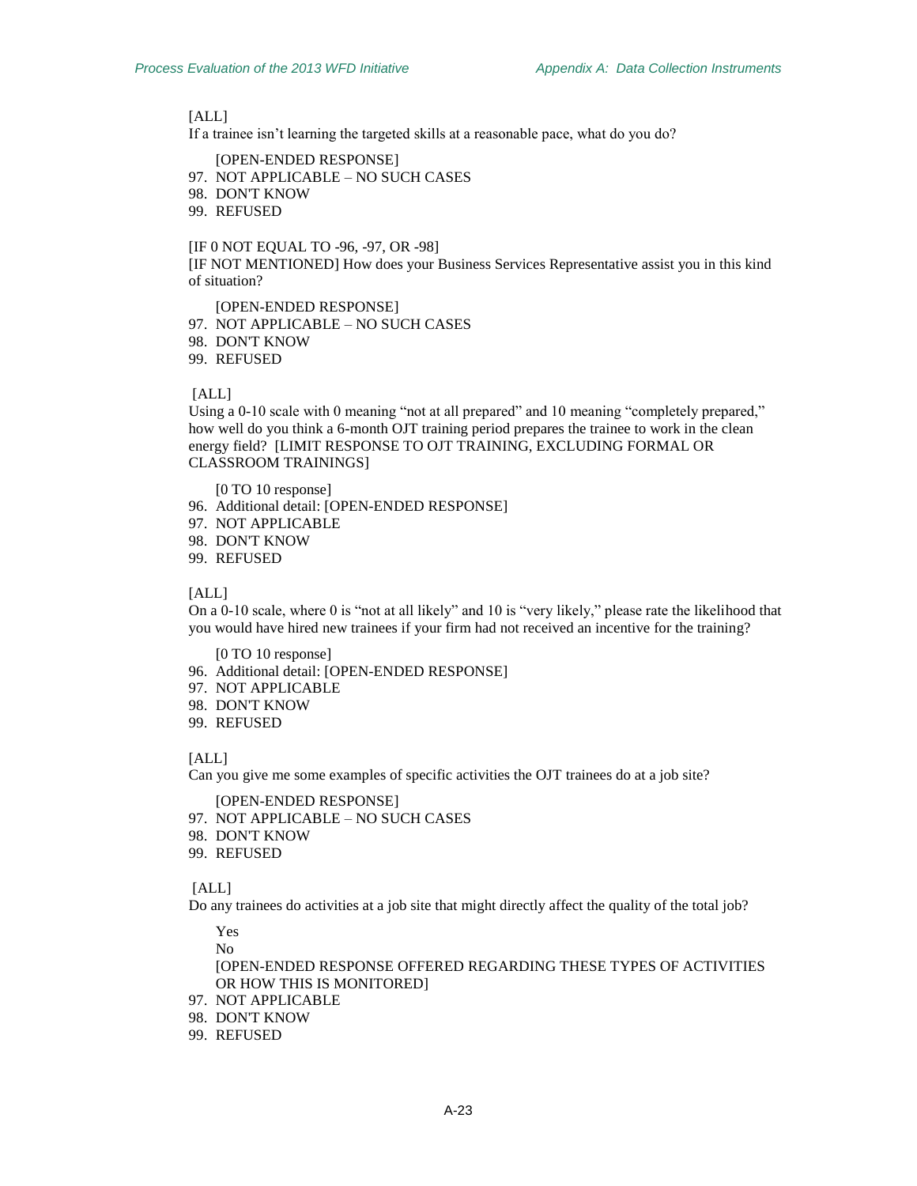[ALL]
If a trainee isn't learning the targeted skills at a reasonable pace, what do you do?

[OPEN-ENDED RESPONSE]
97. NOT APPLICABLE – NO SUCH CASES
98. DON'T KNOW
99. REFUSED

[IF 0 NOT EQUAL TO -96, -97, OR -98]
[IF NOT MENTIONED] How does your Business Services Representative assist you in this kind of situation?

[OPEN-ENDED RESPONSE]
97. NOT APPLICABLE – NO SUCH CASES
98. DON'T KNOW
99. REFUSED

[ALL]
Using a 0-10 scale with 0 meaning "not at all prepared" and 10 meaning "completely prepared," how well do you think a 6-month OJT training period prepares the trainee to work in the clean energy field? [LIMIT RESPONSE TO OJT TRAINING, EXCLUDING FORMAL OR CLASSROOM TRAININGS]

[0 TO 10 response]
96. Additional detail: [OPEN-ENDED RESPONSE]
97. NOT APPLICABLE
98. DON'T KNOW
99. REFUSED

[ALL]
On a 0-10 scale, where 0 is "not at all likely" and 10 is "very likely," please rate the likelihood that you would have hired new trainees if your firm had not received an incentive for the training?

[0 TO 10 response]
96. Additional detail: [OPEN-ENDED RESPONSE]
97. NOT APPLICABLE
98. DON'T KNOW
99. REFUSED

[ALL]
Can you give me some examples of specific activities the OJT trainees do at a job site?

[OPEN-ENDED RESPONSE]
97. NOT APPLICABLE – NO SUCH CASES
98. DON'T KNOW
99. REFUSED

[ALL]
Do any trainees do activities at a job site that might directly affect the quality of the total job?

Yes
No
[OPEN-ENDED RESPONSE OFFERED REGARDING THESE TYPES OF ACTIVITIES OR HOW THIS IS MONITORED]
97. NOT APPLICABLE
98. DON'T KNOW
99. REFUSED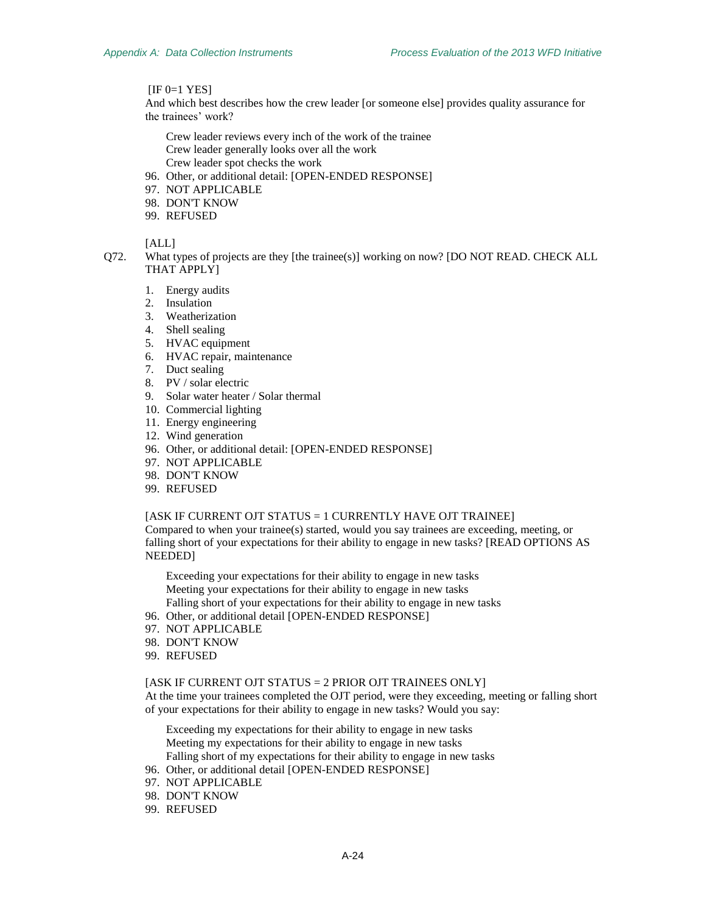[IF 0=1 YES]

And which best describes how the crew leader [or someone else] provides quality assurance for the trainees' work?

Crew leader reviews every inch of the work of the trainee

Crew leader generally looks over all the work

Crew leader spot checks the work

96. Other, or additional detail: [OPEN-ENDED RESPONSE]
97. NOT APPLICABLE
98. DON'T KNOW
99. REFUSED

[ALL]

Q72. What types of projects are they [the trainee(s)] working on now? [DO NOT READ. CHECK ALL THAT APPLY]

1. Energy audits
2. Insulation
3. Weatherization
4. Shell sealing
5. HVAC equipment
6. HVAC repair, maintenance
7. Duct sealing
8. PV / solar electric
9. Solar water heater / Solar thermal
10. Commercial lighting
11. Energy engineering
12. Wind generation
96. Other, or additional detail: [OPEN-ENDED RESPONSE]
97. NOT APPLICABLE
98. DON'T KNOW
99. REFUSED

[ASK IF CURRENT OJT STATUS = 1 CURRENTLY HAVE OJT TRAINEE]

Compared to when your trainee(s) started, would you say trainees are exceeding, meeting, or falling short of your expectations for their ability to engage in new tasks? [READ OPTIONS AS NEEDED]

Exceeding your expectations for their ability to engage in new tasks

Meeting your expectations for their ability to engage in new tasks

Falling short of your expectations for their ability to engage in new tasks

96. Other, or additional detail [OPEN-ENDED RESPONSE]
97. NOT APPLICABLE
98. DON'T KNOW
99. REFUSED

[ASK IF CURRENT OJT STATUS = 2 PRIOR OJT TRAINEES ONLY]

At the time your trainees completed the OJT period, were they exceeding, meeting or falling short of your expectations for their ability to engage in new tasks? Would you say:

Exceeding my expectations for their ability to engage in new tasks

Meeting my expectations for their ability to engage in new tasks

Falling short of my expectations for their ability to engage in new tasks

96. Other, or additional detail [OPEN-ENDED RESPONSE]
97. NOT APPLICABLE
98. DON'T KNOW
99. REFUSED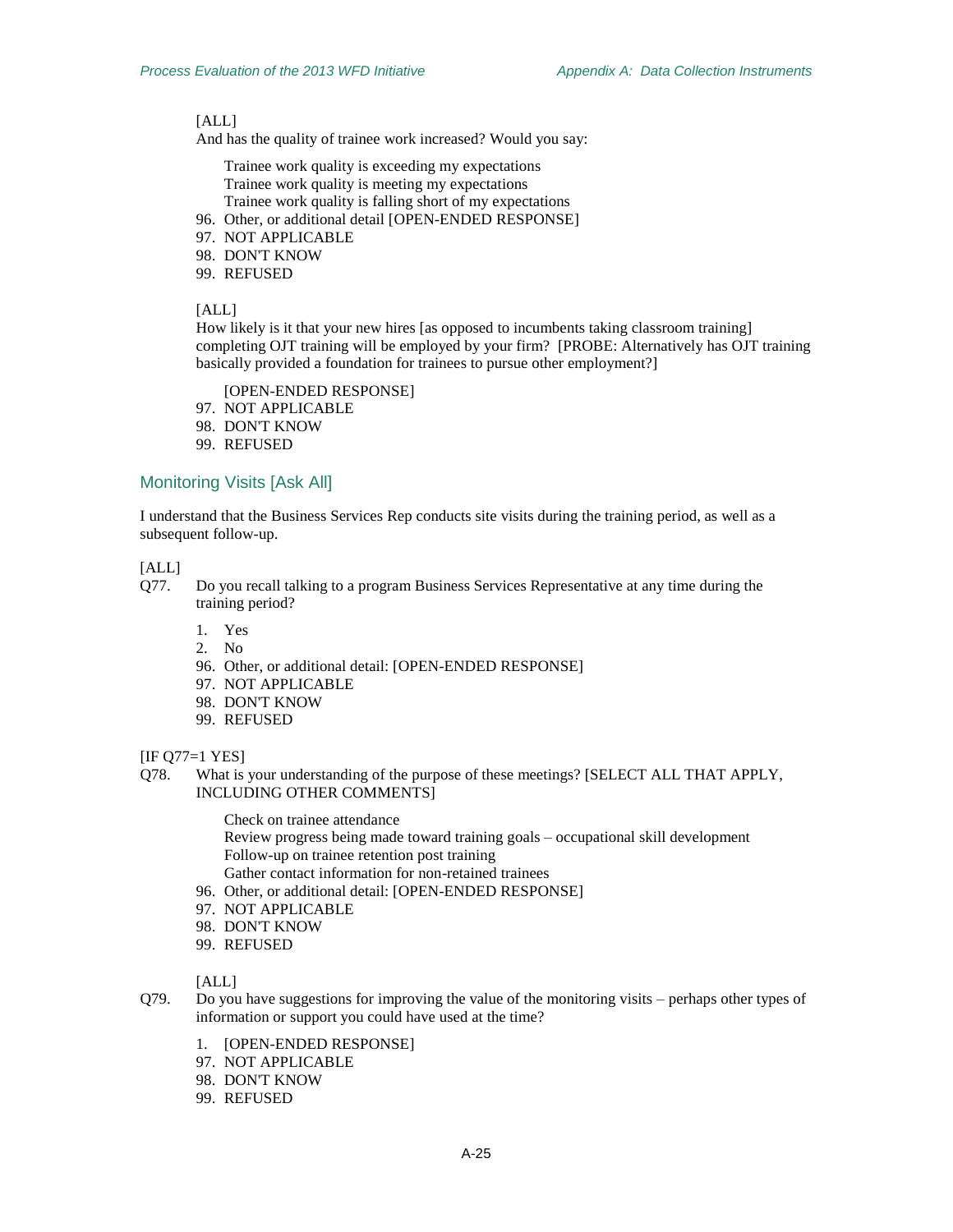[ALL]

And has the quality of trainee work increased? Would you say:

Trainee work quality is exceeding my expectations
Trainee work quality is meeting my expectations
Trainee work quality is falling short of my expectations

96. Other, or additional detail [OPEN-ENDED RESPONSE]
97. NOT APPLICABLE
98. DON'T KNOW
99. REFUSED

[ALL]

How likely is it that your new hires [as opposed to incumbents taking classroom training] completing OJT training will be employed by your firm? [PROBE: Alternatively has OJT training basically provided a foundation for trainees to pursue other employment?]

[OPEN-ENDED RESPONSE]

97. NOT APPLICABLE
98. DON'T KNOW
99. REFUSED

## Monitoring Visits [Ask All]

I understand that the Business Services Rep conducts site visits during the training period, as well as a subsequent follow-up.

[ALL]

Q77. Do you recall talking to a program Business Services Representative at any time during the training period?

1. Yes
2. No
96. Other, or additional detail: [OPEN-ENDED RESPONSE]
97. NOT APPLICABLE
98. DON'T KNOW
99. REFUSED

[IF Q77=1 YES]

Q78. What is your understanding of the purpose of these meetings? [SELECT ALL THAT APPLY, INCLUDING OTHER COMMENTS]

Check on trainee attendance
Review progress being made toward training goals – occupational skill development
Follow-up on trainee retention post training
Gather contact information for non-retained trainees

96. Other, or additional detail: [OPEN-ENDED RESPONSE]
97. NOT APPLICABLE
98. DON'T KNOW
99. REFUSED

[ALL]

Q79. Do you have suggestions for improving the value of the monitoring visits – perhaps other types of information or support you could have used at the time?

1. [OPEN-ENDED RESPONSE]
97. NOT APPLICABLE
98. DON'T KNOW
99. REFUSED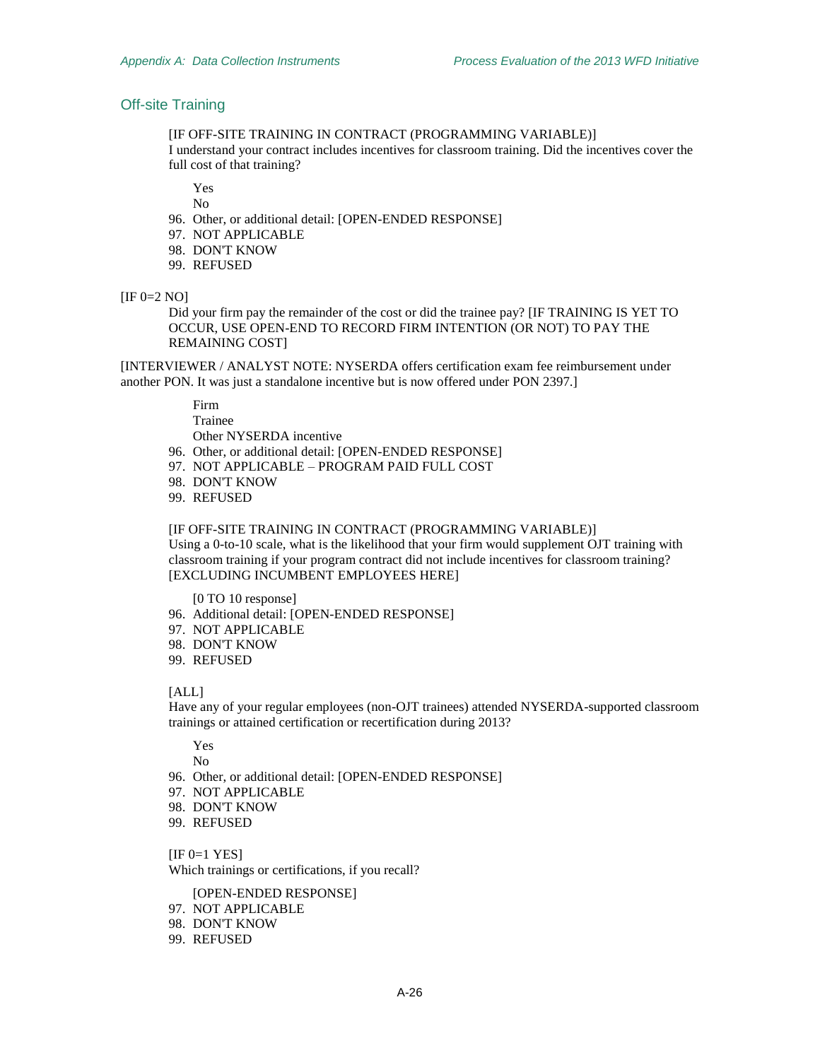## Off-site Training

[IF OFF-SITE TRAINING IN CONTRACT (PROGRAMMING VARIABLE)]
I understand your contract includes incentives for classroom training. Did the incentives cover the full cost of that training?

Yes
No
96. Other, or additional detail: [OPEN-ENDED RESPONSE]
97. NOT APPLICABLE
98. DON'T KNOW
99. REFUSED

[IF 0=2 NO]

Did your firm pay the remainder of the cost or did the trainee pay? [IF TRAINING IS YET TO OCCUR, USE OPEN-END TO RECORD FIRM INTENTION (OR NOT) TO PAY THE REMAINING COST]

[INTERVIEWER / ANALYST NOTE: NYSERDA offers certification exam fee reimbursement under another PON. It was just a standalone incentive but is now offered under PON 2397.]

Firm
Trainee
Other NYSERDA incentive
96. Other, or additional detail: [OPEN-ENDED RESPONSE]
97. NOT APPLICABLE – PROGRAM PAID FULL COST
98. DON'T KNOW
99. REFUSED

[IF OFF-SITE TRAINING IN CONTRACT (PROGRAMMING VARIABLE)]
Using a 0-to-10 scale, what is the likelihood that your firm would supplement OJT training with classroom training if your program contract did not include incentives for classroom training? [EXCLUDING INCUMBENT EMPLOYEES HERE]

[0 TO 10 response]
96. Additional detail: [OPEN-ENDED RESPONSE]
97. NOT APPLICABLE
98. DON'T KNOW
99. REFUSED

[ALL]
Have any of your regular employees (non-OJT trainees) attended NYSERDA-supported classroom trainings or attained certification or recertification during 2013?

Yes
No
96. Other, or additional detail: [OPEN-ENDED RESPONSE]
97. NOT APPLICABLE
98. DON'T KNOW
99. REFUSED

[IF 0=1 YES]
Which trainings or certifications, if you recall?

[OPEN-ENDED RESPONSE]
97. NOT APPLICABLE
98. DON'T KNOW
99. REFUSED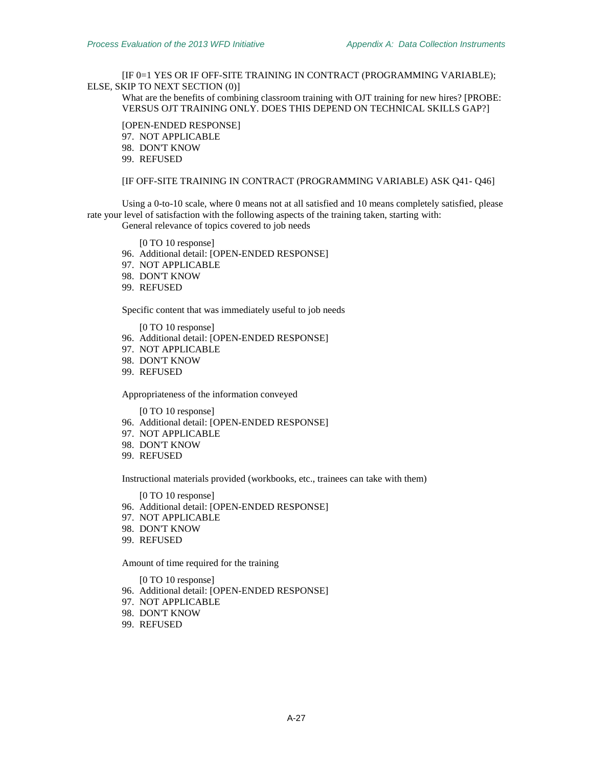[IF 0=1 YES OR IF OFF-SITE TRAINING IN CONTRACT (PROGRAMMING VARIABLE); ELSE, SKIP TO NEXT SECTION (0)]

What are the benefits of combining classroom training with OJT training for new hires? [PROBE: VERSUS OJT TRAINING ONLY. DOES THIS DEPEND ON TECHNICAL SKILLS GAP?]

[OPEN-ENDED RESPONSE]

97. NOT APPLICABLE
98. DON'T KNOW
99. REFUSED

[IF OFF-SITE TRAINING IN CONTRACT (PROGRAMMING VARIABLE) ASK Q41- Q46]

Using a 0-to-10 scale, where 0 means not at all satisfied and 10 means completely satisfied, please rate your level of satisfaction with the following aspects of the training taken, starting with:

General relevance of topics covered to job needs

[0 TO 10 response]

96. Additional detail: [OPEN-ENDED RESPONSE]
97. NOT APPLICABLE
98. DON'T KNOW
99. REFUSED

Specific content that was immediately useful to job needs

[0 TO 10 response]

96. Additional detail: [OPEN-ENDED RESPONSE]
97. NOT APPLICABLE
98. DON'T KNOW
99. REFUSED

Appropriateness of the information conveyed

[0 TO 10 response]

96. Additional detail: [OPEN-ENDED RESPONSE]
97. NOT APPLICABLE
98. DON'T KNOW
99. REFUSED

Instructional materials provided (workbooks, etc., trainees can take with them)

[0 TO 10 response]

96. Additional detail: [OPEN-ENDED RESPONSE]
97. NOT APPLICABLE
98. DON'T KNOW
99. REFUSED

Amount of time required for the training

[0 TO 10 response]

96. Additional detail: [OPEN-ENDED RESPONSE]
97. NOT APPLICABLE
98. DON'T KNOW
99. REFUSED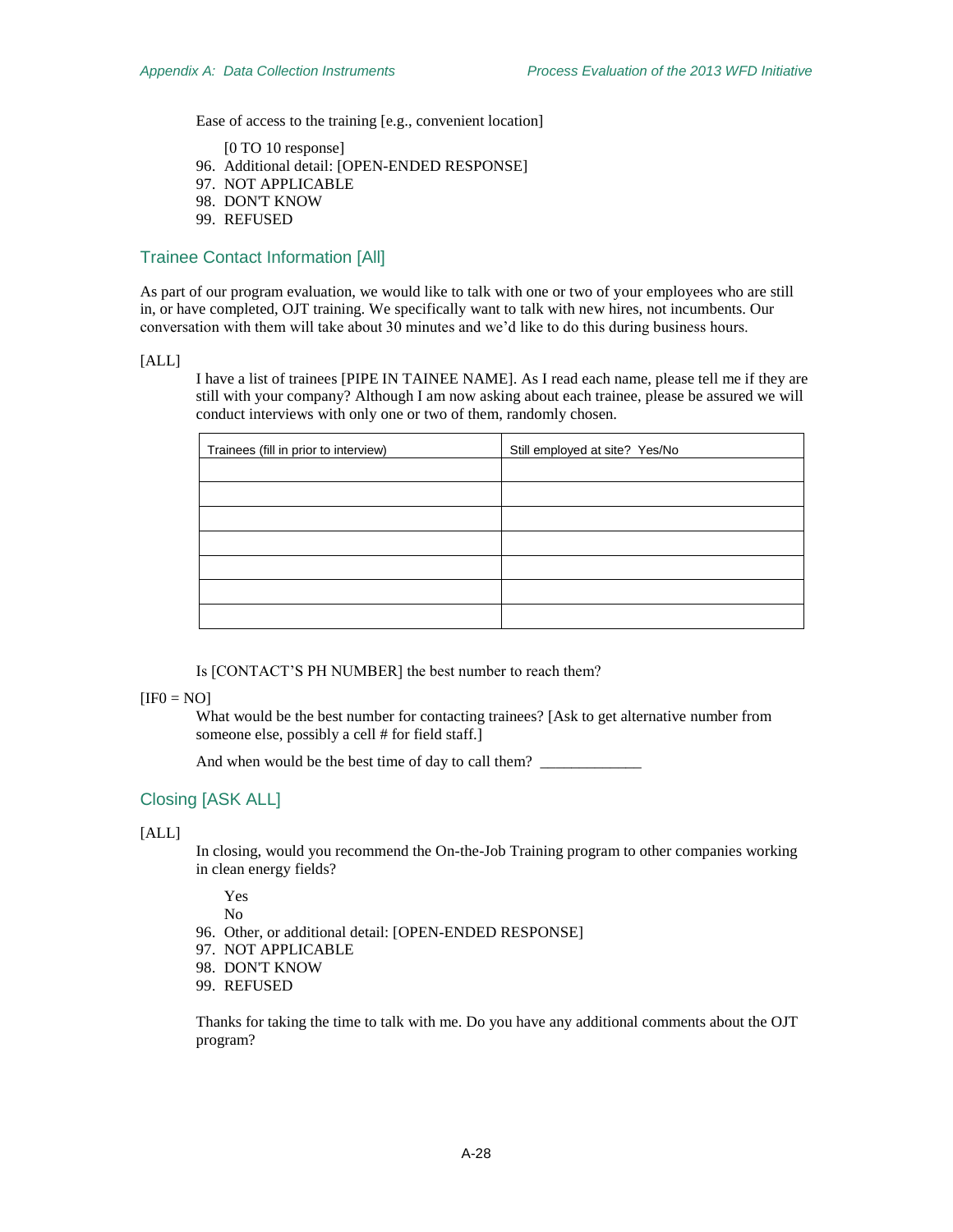Ease of access to the training [e.g., convenient location]

[0 TO 10 response]

96. Additional detail: [OPEN-ENDED RESPONSE]
97. NOT APPLICABLE
98. DON'T KNOW
99. REFUSED

## Trainee Contact Information [All]

As part of our program evaluation, we would like to talk with one or two of your employees who are still in, or have completed, OJT training. We specifically want to talk with new hires, not incumbents. Our conversation with them will take about 30 minutes and we'd like to do this during business hours.

[ALL]

I have a list of trainees [PIPE IN TAINEE NAME]. As I read each name, please tell me if they are still with your company? Although I am now asking about each trainee, please be assured we will conduct interviews with only one or two of them, randomly chosen.

| Trainees (fill in prior to interview) | Still employed at site? Yes/No |
|---|---|
| | |
| | |
| | |
| | |
| | |
| | |
| | |

Is [CONTACT'S PH NUMBER] the best number to reach them?

[IF0 = NO]

What would be the best number for contacting trainees? [Ask to get alternative number from someone else, possibly a cell # for field staff.]

And when would be the best time of day to call them? _____________

## Closing [ASK ALL]

[ALL]

In closing, would you recommend the On-the-Job Training program to other companies working in clean energy fields?

Yes

No

96. Other, or additional detail: [OPEN-ENDED RESPONSE]
97. NOT APPLICABLE
98. DON'T KNOW
99. REFUSED

Thanks for taking the time to talk with me. Do you have any additional comments about the OJT program?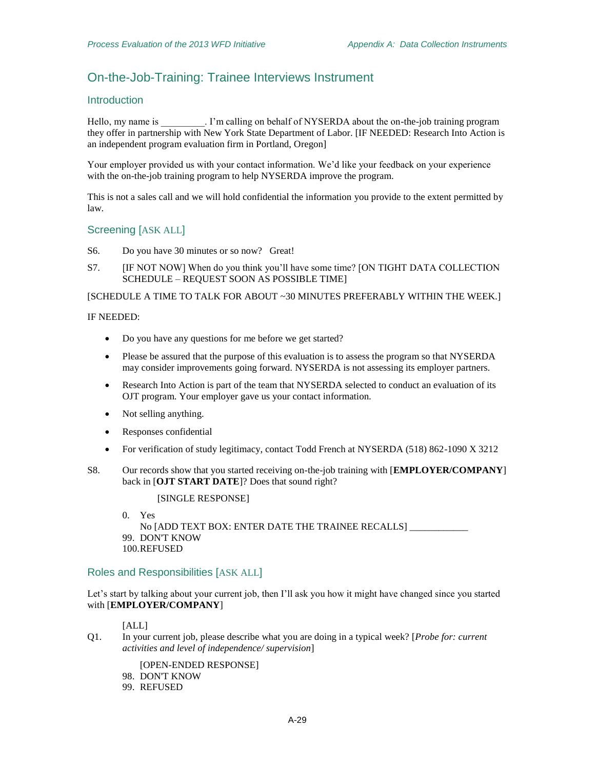## On-the-Job-Training: Trainee Interviews Instrument

### Introduction

Hello, my name is _________. I'm calling on behalf of NYSERDA about the on-the-job training program they offer in partnership with New York State Department of Labor. [IF NEEDED: Research Into Action is an independent program evaluation firm in Portland, Oregon]

Your employer provided us with your contact information. We'd like your feedback on your experience with the on-the-job training program to help NYSERDA improve the program.

This is not a sales call and we will hold confidential the information you provide to the extent permitted by law.

### Screening [ASK ALL]

S6. Do you have 30 minutes or so now? Great!

S7. [IF NOT NOW] When do you think you'll have some time? [ON TIGHT DATA COLLECTION SCHEDULE – REQUEST SOON AS POSSIBLE TIME]

[SCHEDULE A TIME TO TALK FOR ABOUT ~30 MINUTES PREFERABLY WITHIN THE WEEK.]

IF NEEDED:

- Do you have any questions for me before we get started?
- Please be assured that the purpose of this evaluation is to assess the program so that NYSERDA may consider improvements going forward. NYSERDA is not assessing its employer partners.
- Research Into Action is part of the team that NYSERDA selected to conduct an evaluation of its OJT program. Your employer gave us your contact information.
- Not selling anything.
- Responses confidential
- For verification of study legitimacy, contact Todd French at NYSERDA (518) 862-1090 X 3212

S8. Our records show that you started receiving on-the-job training with [**EMPLOYER/COMPANY**] back in [**OJT START DATE**]? Does that sound right?

[SINGLE RESPONSE]

0. Yes
   No [ADD TEXT BOX: ENTER DATE THE TRAINEE RECALLS] ____________
99. DON'T KNOW
100. REFUSED

### Roles and Responsibilities [ASK ALL]

Let's start by talking about your current job, then I'll ask you how it might have changed since you started with [**EMPLOYER/COMPANY**]

[ALL]

Q1. In your current job, please describe what you are doing in a typical week? [*Probe for: current activities and level of independence/ supervision*]

[OPEN-ENDED RESPONSE]

98. DON'T KNOW
99. REFUSED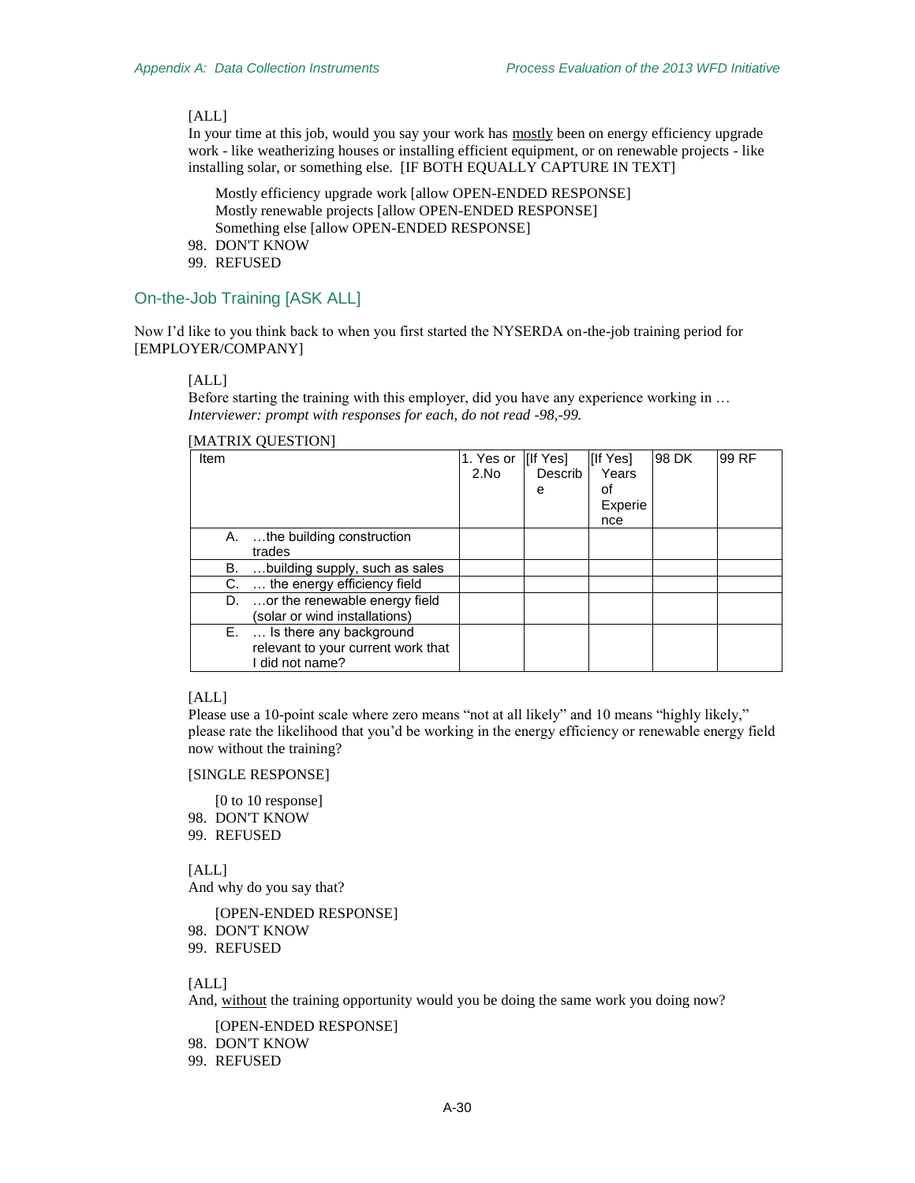[ALL]

In your time at this job, would you say your work has mostly been on energy efficiency upgrade work - like weatherizing houses or installing efficient equipment, or on renewable projects - like installing solar, or something else. [IF BOTH EQUALLY CAPTURE IN TEXT]

Mostly efficiency upgrade work [allow OPEN-ENDED RESPONSE]
Mostly renewable projects [allow OPEN-ENDED RESPONSE]
Something else [allow OPEN-ENDED RESPONSE]

98. DON'T KNOW
99. REFUSED

## On-the-Job Training [ASK ALL]

Now I'd like to you think back to when you first started the NYSERDA on-the-job training period for [EMPLOYER/COMPANY]

[ALL]

Before starting the training with this employer, did you have any experience working in …
*Interviewer: prompt with responses for each, do not read -98,-99.*

[MATRIX QUESTION]

| Item | 1. Yes or 2.No | [If Yes] Describe | [If Yes] Years of Experience | 98 DK | 99 RF |
|---|---|---|---|---|---|
| A. …the building construction trades | | | | | |
| B. …building supply, such as sales | | | | | |
| C. … the energy efficiency field | | | | | |
| D. …or the renewable energy field (solar or wind installations) | | | | | |
| E. … Is there any background relevant to your current work that I did not name? | | | | | |

[ALL]

Please use a 10-point scale where zero means "not at all likely" and 10 means "highly likely," please rate the likelihood that you'd be working in the energy efficiency or renewable energy field now without the training?

[SINGLE RESPONSE]

[0 to 10 response]

98. DON'T KNOW
99. REFUSED

[ALL]

And why do you say that?

[OPEN-ENDED RESPONSE]

98. DON'T KNOW
99. REFUSED

[ALL]

And, without the training opportunity would you be doing the same work you doing now?

[OPEN-ENDED RESPONSE]

98. DON'T KNOW
99. REFUSED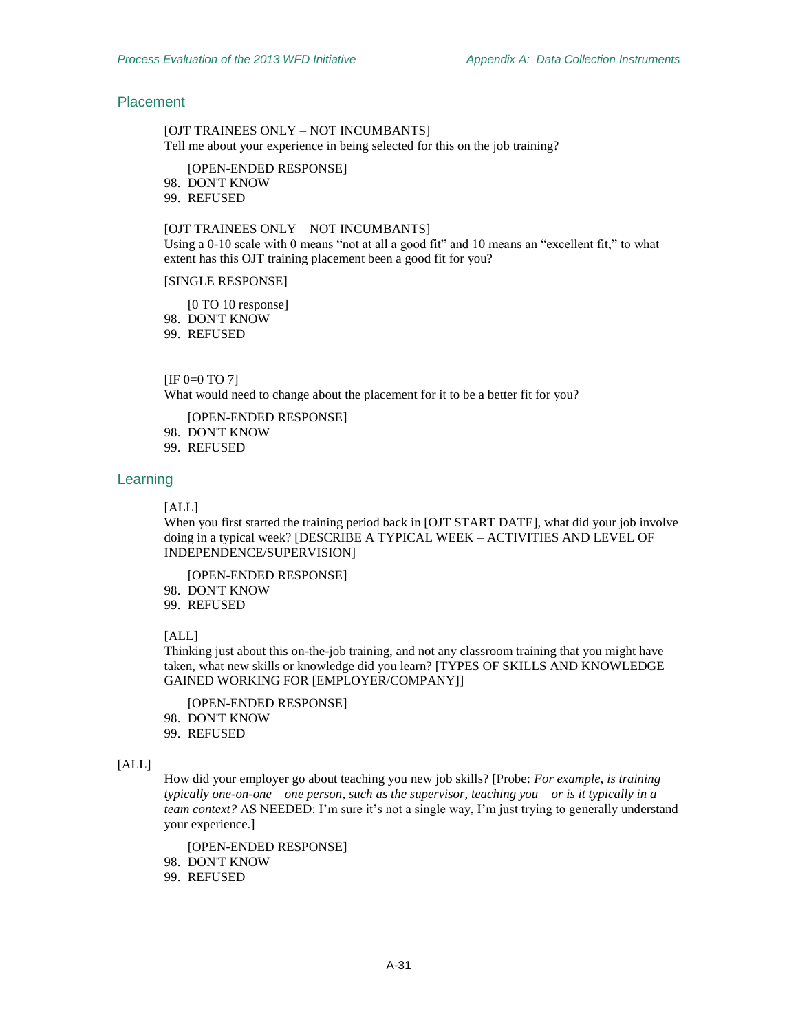## Placement

[OJT TRAINEES ONLY – NOT INCUMBANTS]
Tell me about your experience in being selected for this on the job training?

[OPEN-ENDED RESPONSE]
98. DON'T KNOW
99. REFUSED

[OJT TRAINEES ONLY – NOT INCUMBANTS]
Using a 0-10 scale with 0 means "not at all a good fit" and 10 means an "excellent fit," to what extent has this OJT training placement been a good fit for you?

[SINGLE RESPONSE]

[0 TO 10 response]
98. DON'T KNOW
99. REFUSED

[IF 0=0 TO 7]
What would need to change about the placement for it to be a better fit for you?

[OPEN-ENDED RESPONSE]
98. DON'T KNOW
99. REFUSED

## Learning

[ALL]
When you <u>first</u> started the training period back in [OJT START DATE], what did your job involve doing in a typical week? [DESCRIBE A TYPICAL WEEK – ACTIVITIES AND LEVEL OF INDEPENDENCE/SUPERVISION]

[OPEN-ENDED RESPONSE]
98. DON'T KNOW
99. REFUSED

[ALL]
Thinking just about this on-the-job training, and not any classroom training that you might have taken, what new skills or knowledge did you learn? [TYPES OF SKILLS AND KNOWLEDGE GAINED WORKING FOR [EMPLOYER/COMPANY]]

[OPEN-ENDED RESPONSE]
98. DON'T KNOW
99. REFUSED

[ALL]

How did your employer go about teaching you new job skills? [Probe: *For example, is training typically one-on-one – one person, such as the supervisor, teaching you – or is it typically in a team context?* AS NEEDED: I'm sure it's not a single way, I'm just trying to generally understand your experience.]

[OPEN-ENDED RESPONSE]
98. DON'T KNOW
99. REFUSED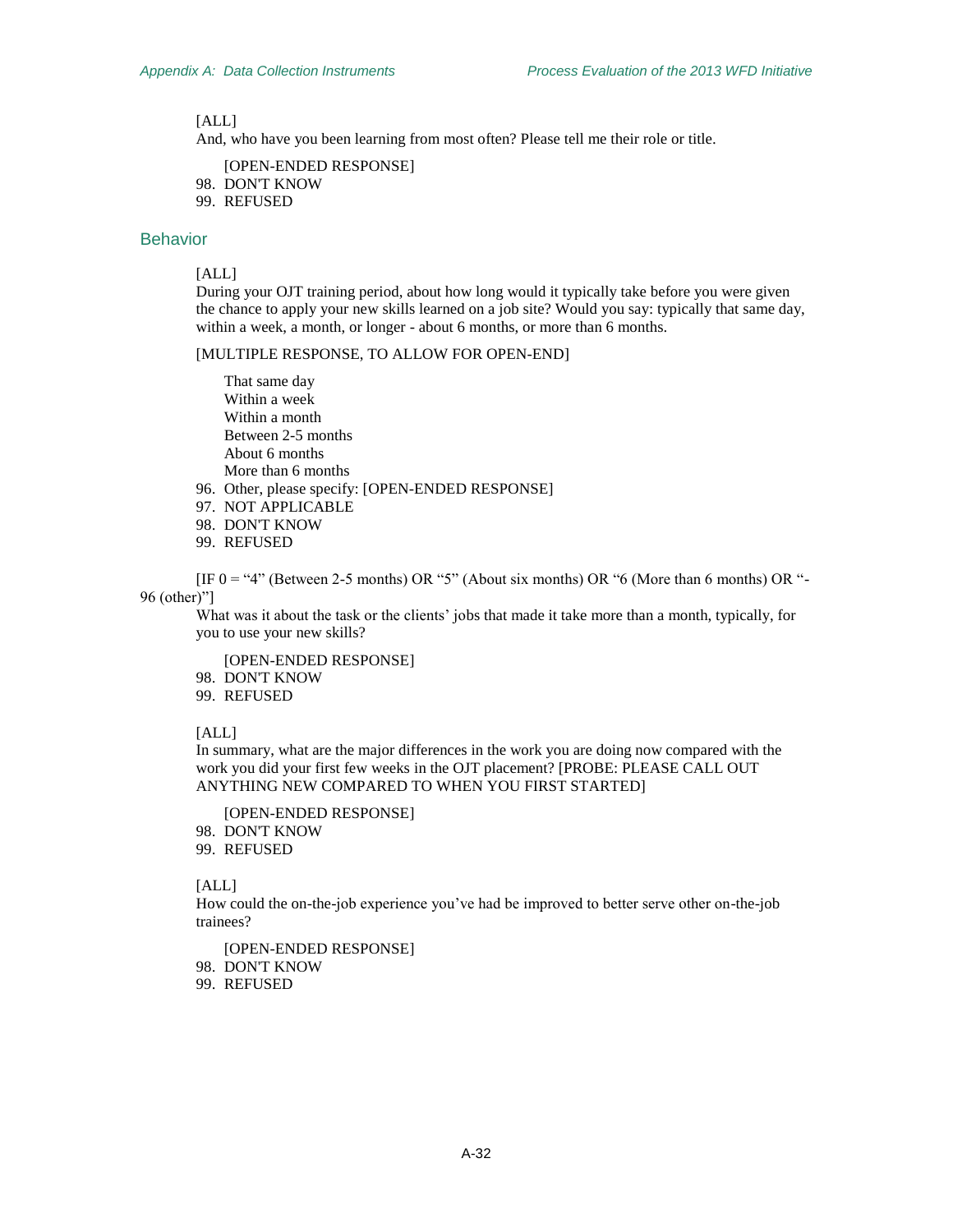[ALL]
And, who have you been learning from most often? Please tell me their role or title.

[OPEN-ENDED RESPONSE]
98. DON'T KNOW
99. REFUSED

## Behavior

[ALL]
During your OJT training period, about how long would it typically take before you were given the chance to apply your new skills learned on a job site? Would you say: typically that same day, within a week, a month, or longer - about 6 months, or more than 6 months.

[MULTIPLE RESPONSE, TO ALLOW FOR OPEN-END]

That same day
Within a week
Within a month
Between 2-5 months
About 6 months
More than 6 months
96. Other, please specify: [OPEN-ENDED RESPONSE]
97. NOT APPLICABLE
98. DON'T KNOW
99. REFUSED

[IF 0 = "4" (Between 2-5 months) OR "5" (About six months) OR "6 (More than 6 months) OR "-96 (other)"]
What was it about the task or the clients' jobs that made it take more than a month, typically, for you to use your new skills?

[OPEN-ENDED RESPONSE]
98. DON'T KNOW
99. REFUSED

[ALL]
In summary, what are the major differences in the work you are doing now compared with the work you did your first few weeks in the OJT placement? [PROBE: PLEASE CALL OUT ANYTHING NEW COMPARED TO WHEN YOU FIRST STARTED]

[OPEN-ENDED RESPONSE]
98. DON'T KNOW
99. REFUSED

[ALL]
How could the on-the-job experience you've had be improved to better serve other on-the-job trainees?

[OPEN-ENDED RESPONSE]
98. DON'T KNOW
99. REFUSED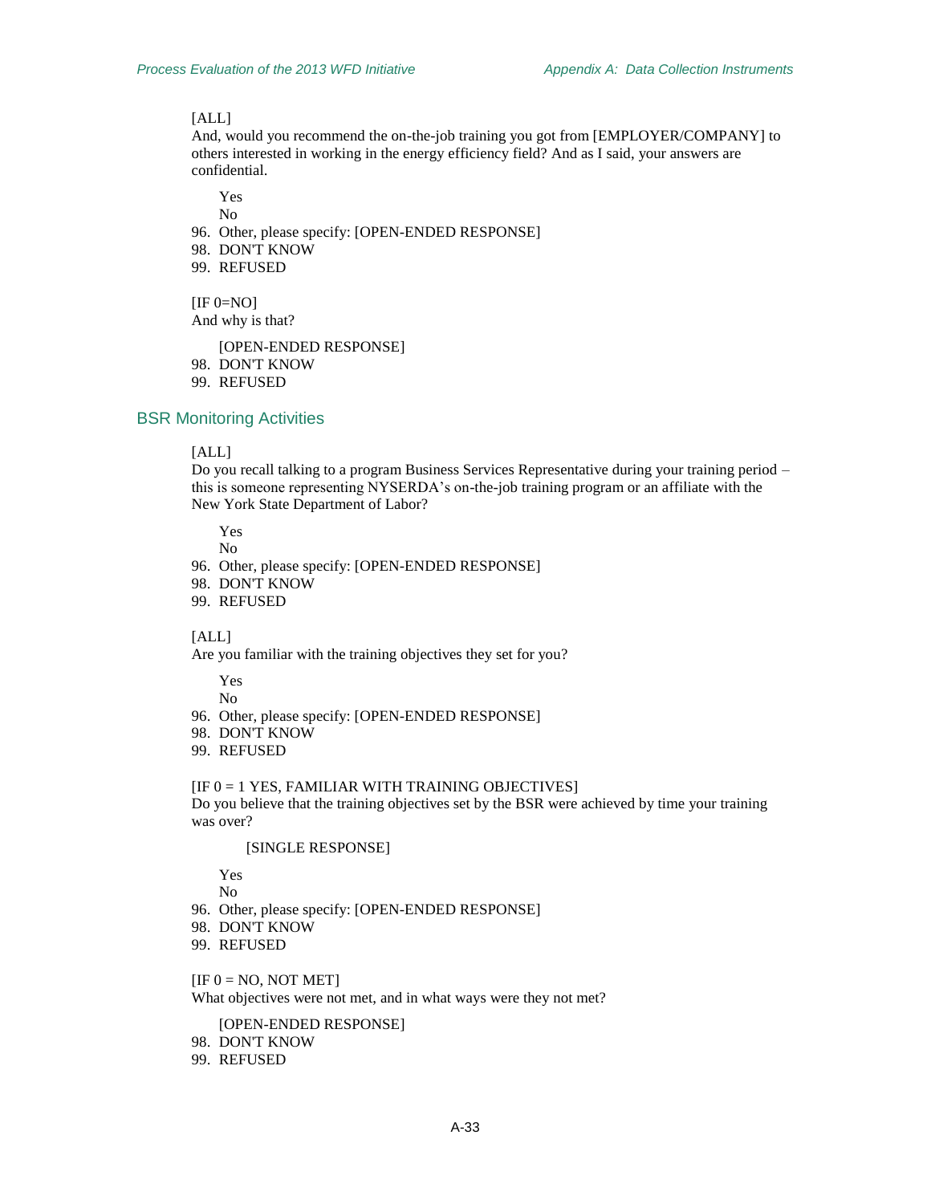[ALL]
And, would you recommend the on-the-job training you got from [EMPLOYER/COMPANY] to others interested in working in the energy efficiency field? And as I said, your answers are confidential.

Yes
No
96. Other, please specify: [OPEN-ENDED RESPONSE]
98. DON'T KNOW
99. REFUSED

[IF 0=NO]
And why is that?

[OPEN-ENDED RESPONSE]
98. DON'T KNOW
99. REFUSED

## BSR Monitoring Activities

[ALL]
Do you recall talking to a program Business Services Representative during your training period – this is someone representing NYSERDA's on-the-job training program or an affiliate with the New York State Department of Labor?

Yes
No
96. Other, please specify: [OPEN-ENDED RESPONSE]
98. DON'T KNOW
99. REFUSED

[ALL]
Are you familiar with the training objectives they set for you?

Yes
No
96. Other, please specify: [OPEN-ENDED RESPONSE]
98. DON'T KNOW
99. REFUSED

[IF 0 = 1 YES, FAMILIAR WITH TRAINING OBJECTIVES]
Do you believe that the training objectives set by the BSR were achieved by time your training was over?

[SINGLE RESPONSE]

Yes
No
96. Other, please specify: [OPEN-ENDED RESPONSE]
98. DON'T KNOW
99. REFUSED

[IF 0 = NO, NOT MET]
What objectives were not met, and in what ways were they not met?

[OPEN-ENDED RESPONSE]
98. DON'T KNOW
99. REFUSED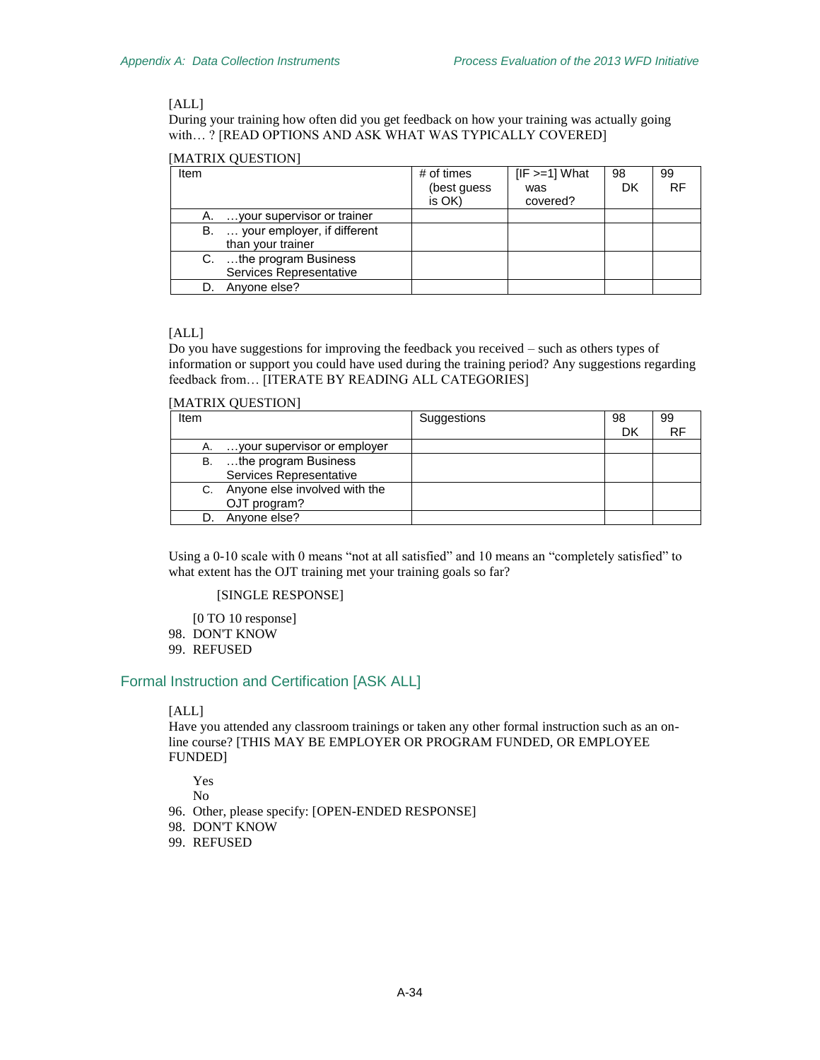[ALL]
During your training how often did you get feedback on how your training was actually going with… ? [READ OPTIONS AND ASK WHAT WAS TYPICALLY COVERED]

[MATRIX QUESTION]

| Item | # of times (best guess is OK) | [IF >=1] What was covered? | 98 DK | 99 RF |
|---|---|---|---|---|
| A. …your supervisor or trainer | | | | |
| B. … your employer, if different than your trainer | | | | |
| C. …the program Business Services Representative | | | | |
| D. Anyone else? | | | | |

[ALL]
Do you have suggestions for improving the feedback you received – such as others types of information or support you could have used during the training period? Any suggestions regarding feedback from… [ITERATE BY READING ALL CATEGORIES]

[MATRIX QUESTION]

| Item | Suggestions | 98 DK | 99 RF |
|---|---|---|---|
| A. …your supervisor or employer | | | |
| B. …the program Business Services Representative | | | |
| C. Anyone else involved with the OJT program? | | | |
| D. Anyone else? | | | |

Using a 0-10 scale with 0 means "not at all satisfied" and 10 means an "completely satisfied" to what extent has the OJT training met your training goals so far?

[SINGLE RESPONSE]

[0 TO 10 response]
98. DON'T KNOW
99. REFUSED

## Formal Instruction and Certification [ASK ALL]

[ALL]
Have you attended any classroom trainings or taken any other formal instruction such as an on-line course? [THIS MAY BE EMPLOYER OR PROGRAM FUNDED, OR EMPLOYEE FUNDED]

Yes
No
96. Other, please specify: [OPEN-ENDED RESPONSE]
98. DON'T KNOW
99. REFUSED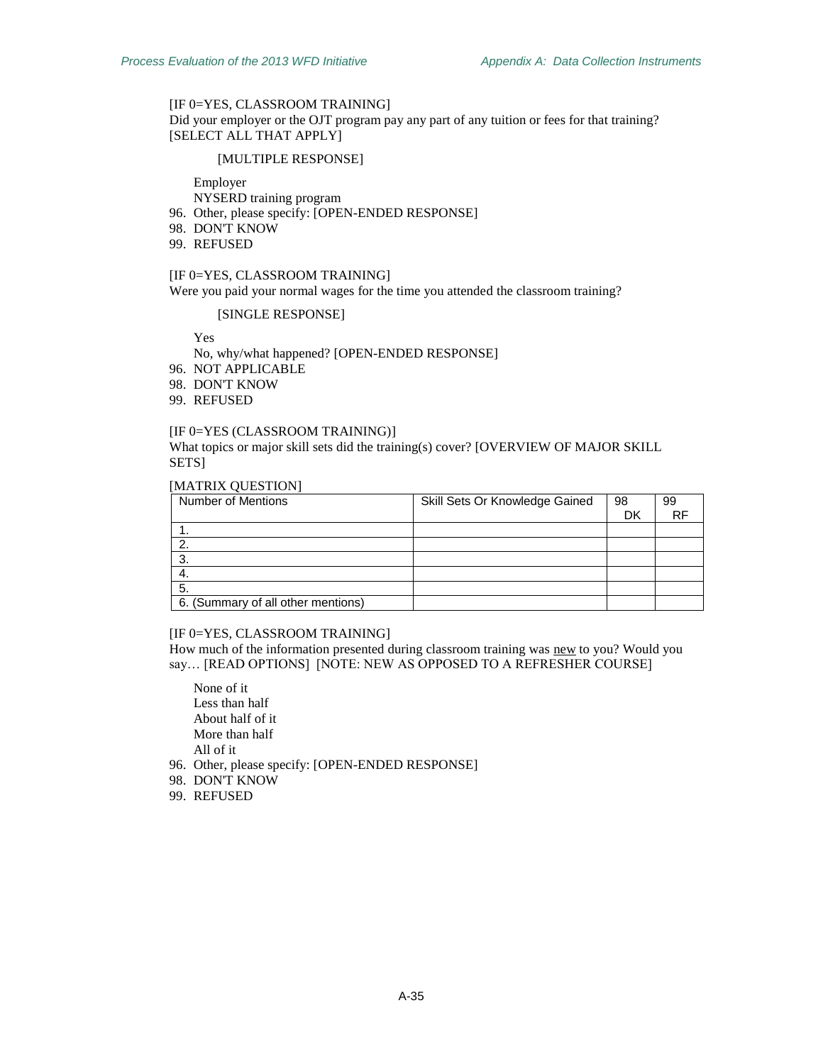[IF 0=YES, CLASSROOM TRAINING]
Did your employer or the OJT program pay any part of any tuition or fees for that training? [SELECT ALL THAT APPLY]

[MULTIPLE RESPONSE]

Employer
NYSERD training program
96. Other, please specify: [OPEN-ENDED RESPONSE]
98. DON'T KNOW
99. REFUSED

[IF 0=YES, CLASSROOM TRAINING]
Were you paid your normal wages for the time you attended the classroom training?

[SINGLE RESPONSE]

Yes
No, why/what happened? [OPEN-ENDED RESPONSE]
96. NOT APPLICABLE
98. DON'T KNOW
99. REFUSED

[IF 0=YES (CLASSROOM TRAINING)]
What topics or major skill sets did the training(s) cover? [OVERVIEW OF MAJOR SKILL SETS]

[MATRIX QUESTION]

| Number of Mentions | Skill Sets Or Knowledge Gained | 98 DK | 99 RF |
|---|---|---|---|
| 1. | | | |
| 2. | | | |
| 3. | | | |
| 4. | | | |
| 5. | | | |
| 6. (Summary of all other mentions) | | | |

[IF 0=YES, CLASSROOM TRAINING]
How much of the information presented during classroom training was <u>new</u> to you? Would you say… [READ OPTIONS] [NOTE: NEW AS OPPOSED TO A REFRESHER COURSE]

None of it
Less than half
About half of it
More than half
All of it
96. Other, please specify: [OPEN-ENDED RESPONSE]
98. DON'T KNOW
99. REFUSED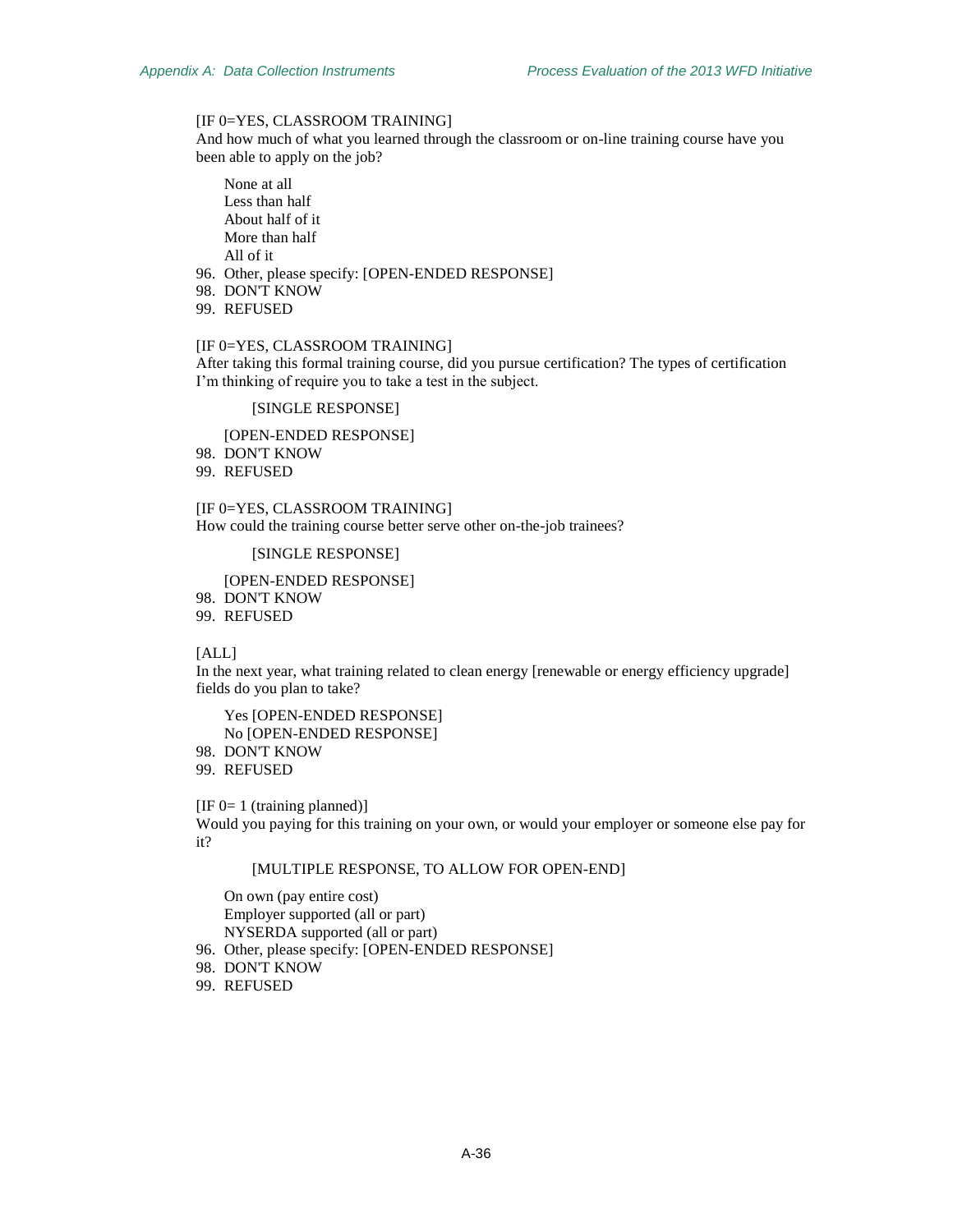[IF 0=YES, CLASSROOM TRAINING]
And how much of what you learned through the classroom or on-line training course have you been able to apply on the job?

None at all
Less than half
About half of it
More than half
All of it
96. Other, please specify: [OPEN-ENDED RESPONSE]
98. DON'T KNOW
99. REFUSED

[IF 0=YES, CLASSROOM TRAINING]
After taking this formal training course, did you pursue certification? The types of certification I'm thinking of require you to take a test in the subject.

[SINGLE RESPONSE]

[OPEN-ENDED RESPONSE]
98. DON'T KNOW
99. REFUSED

[IF 0=YES, CLASSROOM TRAINING]
How could the training course better serve other on-the-job trainees?

[SINGLE RESPONSE]

[OPEN-ENDED RESPONSE]
98. DON'T KNOW
99. REFUSED

[ALL]
In the next year, what training related to clean energy [renewable or energy efficiency upgrade] fields do you plan to take?

Yes [OPEN-ENDED RESPONSE]
No [OPEN-ENDED RESPONSE]
98. DON'T KNOW
99. REFUSED

[IF 0= 1 (training planned)]
Would you paying for this training on your own, or would your employer or someone else pay for it?

[MULTIPLE RESPONSE, TO ALLOW FOR OPEN-END]

On own (pay entire cost)
Employer supported (all or part)
NYSERDA supported (all or part)
96. Other, please specify: [OPEN-ENDED RESPONSE]
98. DON'T KNOW
99. REFUSED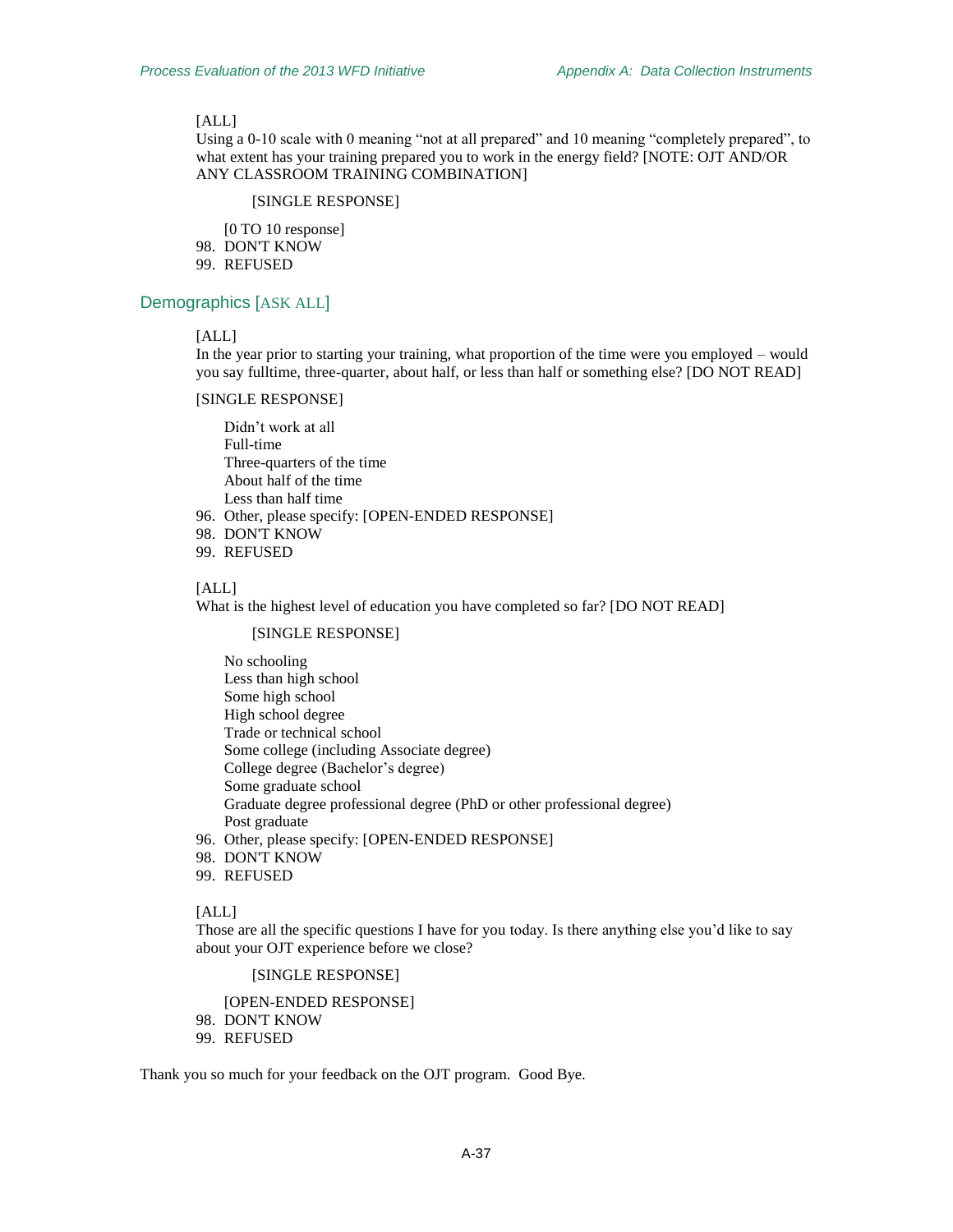[ALL]

Using a 0-10 scale with 0 meaning "not at all prepared" and 10 meaning "completely prepared", to what extent has your training prepared you to work in the energy field? [NOTE: OJT AND/OR ANY CLASSROOM TRAINING COMBINATION]

[SINGLE RESPONSE]

[0 TO 10 response]

98. DON'T KNOW
99. REFUSED

## Demographics [ASK ALL]

[ALL]

In the year prior to starting your training, what proportion of the time were you employed – would you say fulltime, three-quarter, about half, or less than half or something else? [DO NOT READ]

[SINGLE RESPONSE]

Didn't work at all
Full-time
Three-quarters of the time
About half of the time
Less than half time

96. Other, please specify: [OPEN-ENDED RESPONSE]
98. DON'T KNOW
99. REFUSED

[ALL]

What is the highest level of education you have completed so far? [DO NOT READ]

[SINGLE RESPONSE]

No schooling
Less than high school
Some high school
High school degree
Trade or technical school
Some college (including Associate degree)
College degree (Bachelor's degree)
Some graduate school
Graduate degree professional degree (PhD or other professional degree)
Post graduate

96. Other, please specify: [OPEN-ENDED RESPONSE]
98. DON'T KNOW
99. REFUSED

[ALL]

Those are all the specific questions I have for you today. Is there anything else you'd like to say about your OJT experience before we close?

[SINGLE RESPONSE]

[OPEN-ENDED RESPONSE]

98. DON'T KNOW
99. REFUSED

Thank you so much for your feedback on the OJT program. Good Bye.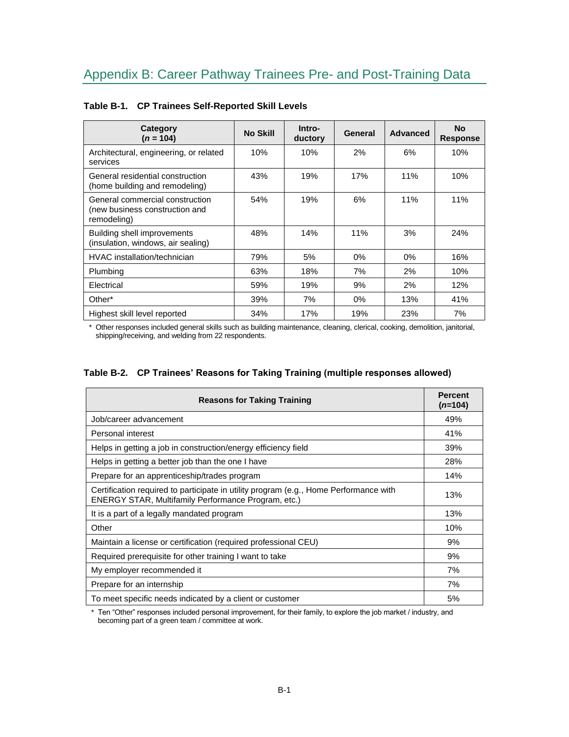# Appendix B: Career Pathway Trainees Pre- and Post-Training Data

**Table B-1. CP Trainees Self-Reported Skill Levels**

| Category (*n* = 104) | No Skill | Intro-ductory | General | Advanced | No Response |
|---|---|---|---|---|---|
| Architectural, engineering, or related services | 10% | 10% | 2% | 6% | 10% |
| General residential construction (home building and remodeling) | 43% | 19% | 17% | 11% | 10% |
| General commercial construction (new business construction and remodeling) | 54% | 19% | 6% | 11% | 11% |
| Building shell improvements (insulation, windows, air sealing) | 48% | 14% | 11% | 3% | 24% |
| HVAC installation/technician | 79% | 5% | 0% | 0% | 16% |
| Plumbing | 63% | 18% | 7% | 2% | 10% |
| Electrical | 59% | 19% | 9% | 2% | 12% |
| Other* | 39% | 7% | 0% | 13% | 41% |
| Highest skill level reported | 34% | 17% | 19% | 23% | 7% |

\* Other responses included general skills such as building maintenance, cleaning, clerical, cooking, demolition, janitorial, shipping/receiving, and welding from 22 respondents.

**Table B-2. CP Trainees' Reasons for Taking Training (multiple responses allowed)**

| Reasons for Taking Training | Percent (*n*=104) |
|---|---|
| Job/career advancement | 49% |
| Personal interest | 41% |
| Helps in getting a job in construction/energy efficiency field | 39% |
| Helps in getting a better job than the one I have | 28% |
| Prepare for an apprenticeship/trades program | 14% |
| Certification required to participate in utility program (e.g., Home Performance with ENERGY STAR, Multifamily Performance Program, etc.) | 13% |
| It is a part of a legally mandated program | 13% |
| Other | 10% |
| Maintain a license or certification (required professional CEU) | 9% |
| Required prerequisite for other training I want to take | 9% |
| My employer recommended it | 7% |
| Prepare for an internship | 7% |
| To meet specific needs indicated by a client or customer | 5% |

\* Ten "Other" responses included personal improvement, for their family, to explore the job market / industry, and becoming part of a green team / committee at work.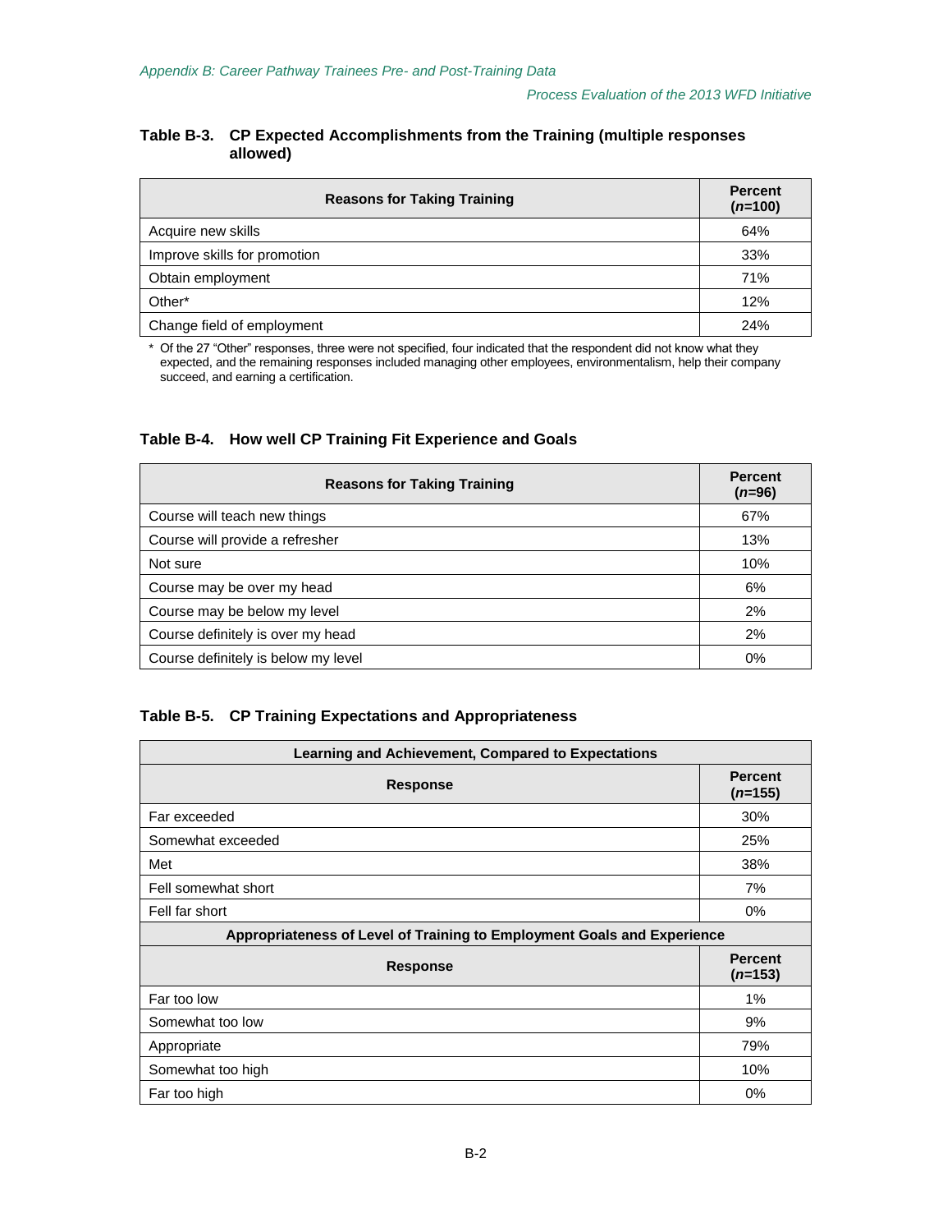### Table B-3. CP Expected Accomplishments from the Training (multiple responses allowed)

| Reasons for Taking Training | Percent (*n*=100) |
|---|---|
| Acquire new skills | 64% |
| Improve skills for promotion | 33% |
| Obtain employment | 71% |
| Other* | 12% |
| Change field of employment | 24% |

\* Of the 27 "Other" responses, three were not specified, four indicated that the respondent did not know what they expected, and the remaining responses included managing other employees, environmentalism, help their company succeed, and earning a certification.

### Table B-4. How well CP Training Fit Experience and Goals

| Reasons for Taking Training | Percent (*n*=96) |
|---|---|
| Course will teach new things | 67% |
| Course will provide a refresher | 13% |
| Not sure | 10% |
| Course may be over my head | 6% |
| Course may be below my level | 2% |
| Course definitely is over my head | 2% |
| Course definitely is below my level | 0% |

### Table B-5. CP Training Expectations and Appropriateness

| Learning and Achievement, Compared to Expectations | |
|---|---|
| **Response** | **Percent (*n*=155)** |
| Far exceeded | 30% |
| Somewhat exceeded | 25% |
| Met | 38% |
| Fell somewhat short | 7% |
| Fell far short | 0% |
| **Appropriateness of Level of Training to Employment Goals and Experience** | |
| **Response** | **Percent (*n*=153)** |
| Far too low | 1% |
| Somewhat too low | 9% |
| Appropriate | 79% |
| Somewhat too high | 10% |
| Far too high | 0% |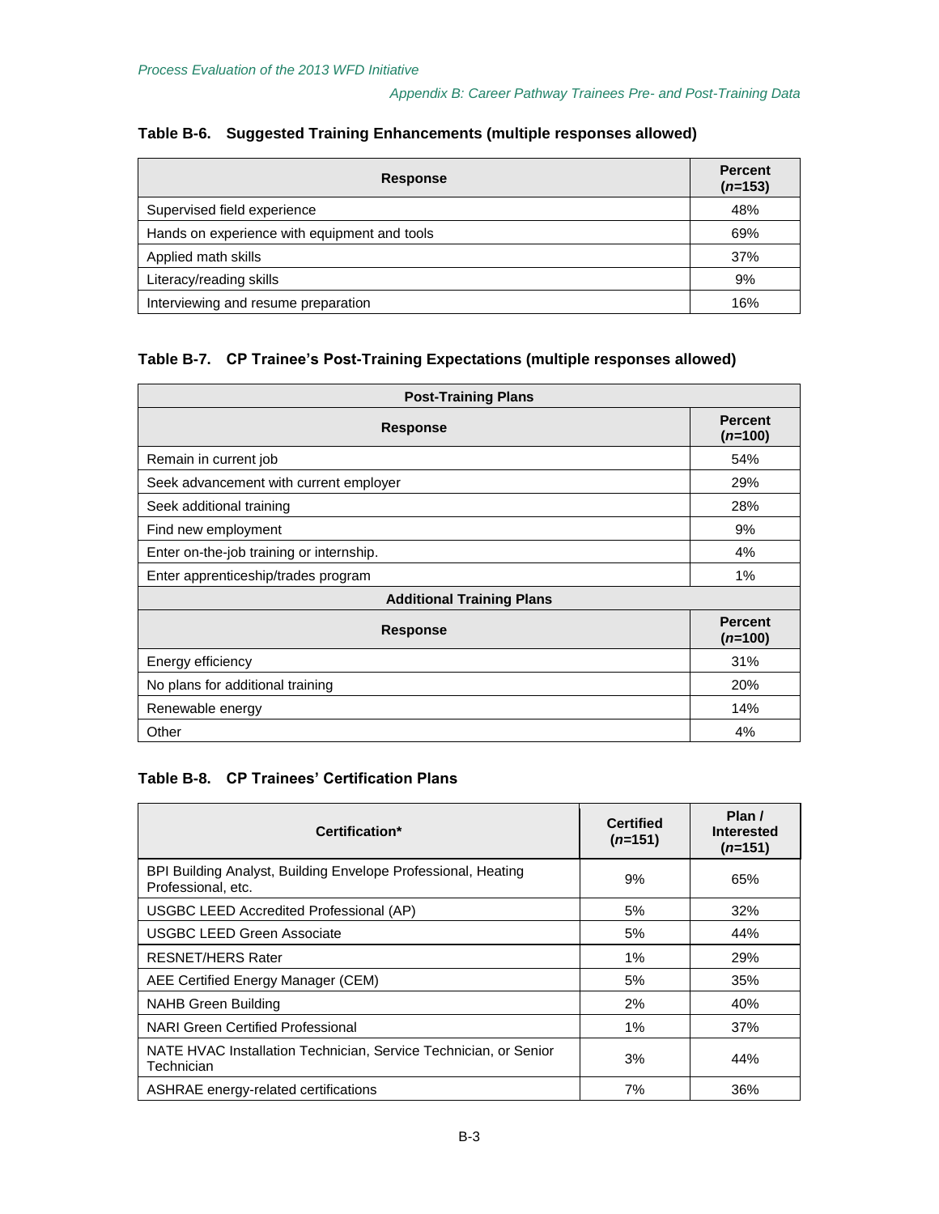#### Table B-6. Suggested Training Enhancements (multiple responses allowed)

| Response | Percent (*n*=153) |
|---|---|
| Supervised field experience | 48% |
| Hands on experience with equipment and tools | 69% |
| Applied math skills | 37% |
| Literacy/reading skills | 9% |
| Interviewing and resume preparation | 16% |

#### Table B-7. CP Trainee's Post-Training Expectations (multiple responses allowed)

| **Post-Training Plans** | |
|---|---|
| **Response** | **Percent (*n*=100)** |
| Remain in current job | 54% |
| Seek advancement with current employer | 29% |
| Seek additional training | 28% |
| Find new employment | 9% |
| Enter on-the-job training or internship. | 4% |
| Enter apprenticeship/trades program | 1% |
| **Additional Training Plans** | |
| **Response** | **Percent (*n*=100)** |
| Energy efficiency | 31% |
| No plans for additional training | 20% |
| Renewable energy | 14% |
| Other | 4% |

#### Table B-8. CP Trainees' Certification Plans

| Certification* | Certified (*n*=151) | Plan / Interested (*n*=151) |
|---|---|---|
| BPI Building Analyst, Building Envelope Professional, Heating Professional, etc. | 9% | 65% |
| USGBC LEED Accredited Professional (AP) | 5% | 32% |
| USGBC LEED Green Associate | 5% | 44% |
| RESNET/HERS Rater | 1% | 29% |
| AEE Certified Energy Manager (CEM) | 5% | 35% |
| NAHB Green Building | 2% | 40% |
| NARI Green Certified Professional | 1% | 37% |
| NATE HVAC Installation Technician, Service Technician, or Senior Technician | 3% | 44% |
| ASHRAE energy-related certifications | 7% | 36% |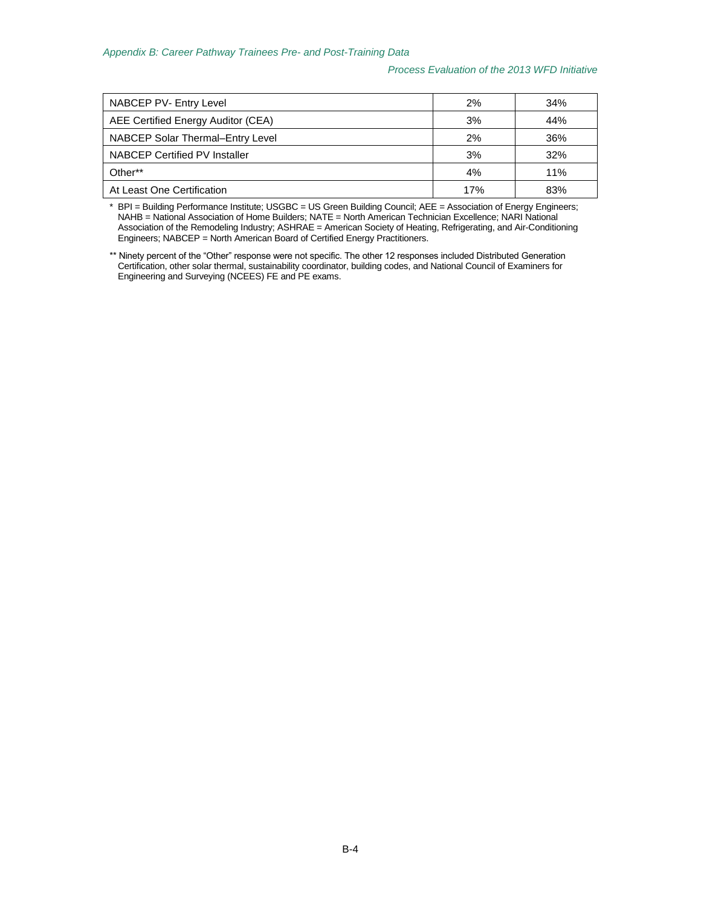| NABCEP PV- Entry Level | 2% | 34% |
|---|---|---|
| AEE Certified Energy Auditor (CEA) | 3% | 44% |
| NABCEP Solar Thermal–Entry Level | 2% | 36% |
| NABCEP Certified PV Installer | 3% | 32% |
| Other** | 4% | 11% |
| At Least One Certification | 17% | 83% |

\* BPI = Building Performance Institute; USGBC = US Green Building Council; AEE = Association of Energy Engineers; NAHB = National Association of Home Builders; NATE = North American Technician Excellence; NARI National Association of the Remodeling Industry; ASHRAE = American Society of Heating, Refrigerating, and Air-Conditioning Engineers; NABCEP = North American Board of Certified Energy Practitioners.

** Ninety percent of the "Other" response were not specific. The other 12 responses included Distributed Generation Certification, other solar thermal, sustainability coordinator, building codes, and National Council of Examiners for Engineering and Surveying (NCEES) FE and PE exams.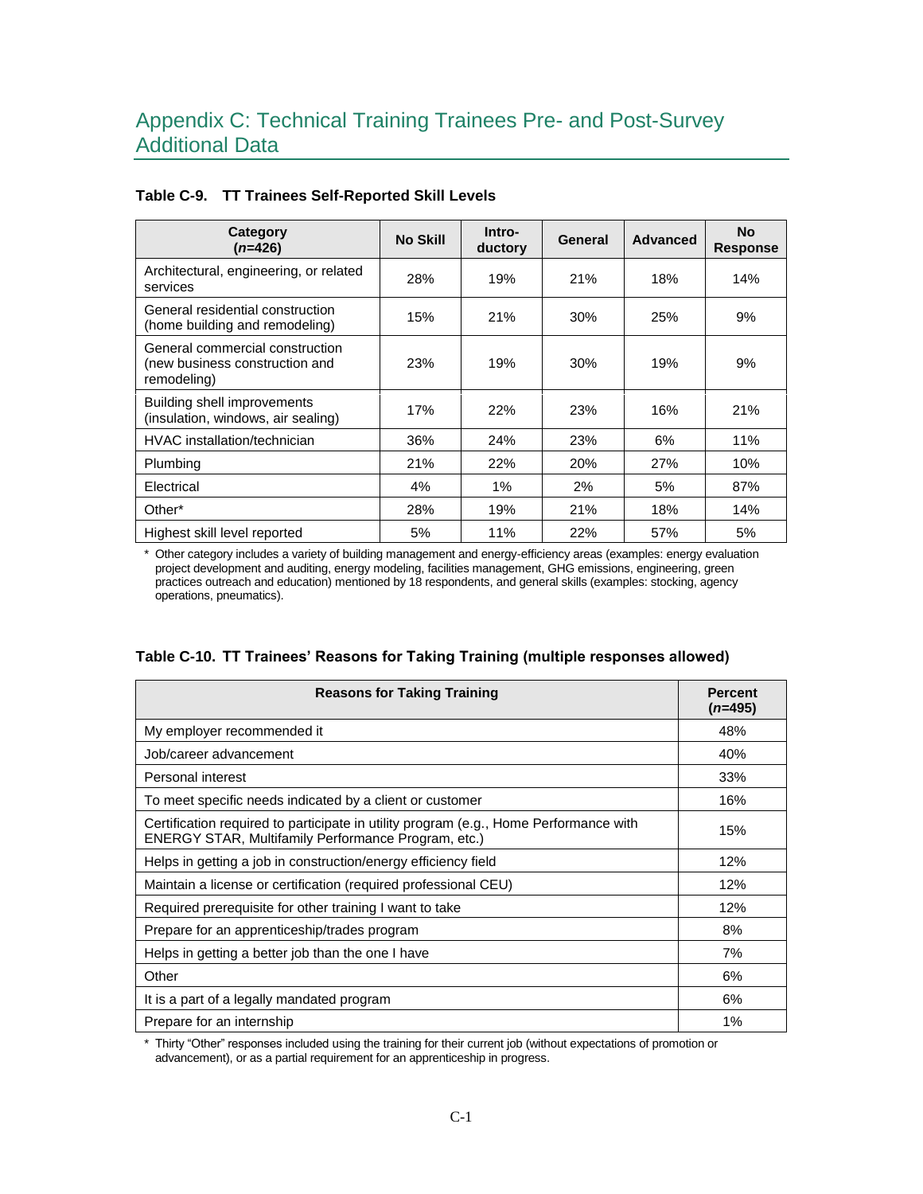# Appendix C: Technical Training Trainees Pre- and Post-Survey Additional Data

**Table C-9. TT Trainees Self-Reported Skill Levels**

| Category (*n*=426) | No Skill | Intro-ductory | General | Advanced | No Response |
|---|---|---|---|---|---|
| Architectural, engineering, or related services | 28% | 19% | 21% | 18% | 14% |
| General residential construction (home building and remodeling) | 15% | 21% | 30% | 25% | 9% |
| General commercial construction (new business construction and remodeling) | 23% | 19% | 30% | 19% | 9% |
| Building shell improvements (insulation, windows, air sealing) | 17% | 22% | 23% | 16% | 21% |
| HVAC installation/technician | 36% | 24% | 23% | 6% | 11% |
| Plumbing | 21% | 22% | 20% | 27% | 10% |
| Electrical | 4% | 1% | 2% | 5% | 87% |
| Other* | 28% | 19% | 21% | 18% | 14% |
| Highest skill level reported | 5% | 11% | 22% | 57% | 5% |

\* Other category includes a variety of building management and energy-efficiency areas (examples: energy evaluation project development and auditing, energy modeling, facilities management, GHG emissions, engineering, green practices outreach and education) mentioned by 18 respondents, and general skills (examples: stocking, agency operations, pneumatics).

**Table C-10. TT Trainees' Reasons for Taking Training (multiple responses allowed)**

| Reasons for Taking Training | Percent (*n*=495) |
|---|---|
| My employer recommended it | 48% |
| Job/career advancement | 40% |
| Personal interest | 33% |
| To meet specific needs indicated by a client or customer | 16% |
| Certification required to participate in utility program (e.g., Home Performance with ENERGY STAR, Multifamily Performance Program, etc.) | 15% |
| Helps in getting a job in construction/energy efficiency field | 12% |
| Maintain a license or certification (required professional CEU) | 12% |
| Required prerequisite for other training I want to take | 12% |
| Prepare for an apprenticeship/trades program | 8% |
| Helps in getting a better job than the one I have | 7% |
| Other | 6% |
| It is a part of a legally mandated program | 6% |
| Prepare for an internship | 1% |

\* Thirty "Other" responses included using the training for their current job (without expectations of promotion or advancement), or as a partial requirement for an apprenticeship in progress.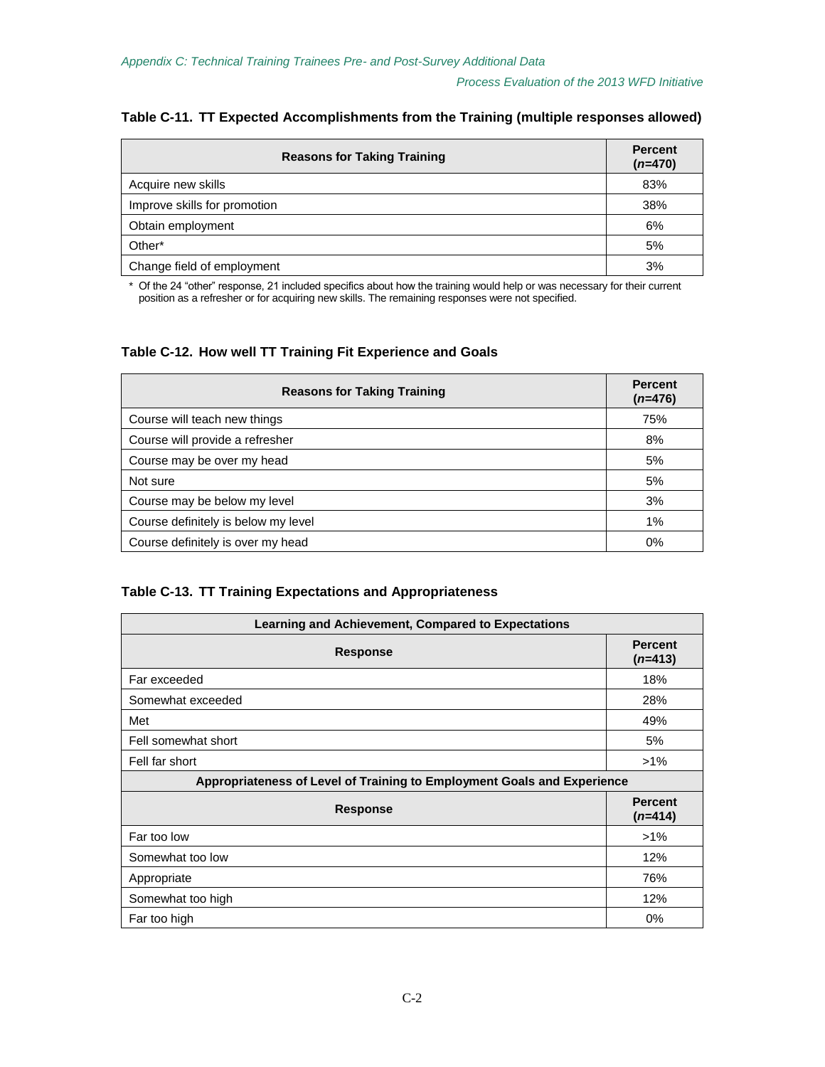**Table C-11. TT Expected Accomplishments from the Training (multiple responses allowed)**

| Reasons for Taking Training | Percent (*n*=470) |
|---|---|
| Acquire new skills | 83% |
| Improve skills for promotion | 38% |
| Obtain employment | 6% |
| Other* | 5% |
| Change field of employment | 3% |

\* Of the 24 "other" response, 21 included specifics about how the training would help or was necessary for their current position as a refresher or for acquiring new skills. The remaining responses were not specified.

**Table C-12. How well TT Training Fit Experience and Goals**

| Reasons for Taking Training | Percent (*n*=476) |
|---|---|
| Course will teach new things | 75% |
| Course will provide a refresher | 8% |
| Course may be over my head | 5% |
| Not sure | 5% |
| Course may be below my level | 3% |
| Course definitely is below my level | 1% |
| Course definitely is over my head | 0% |

**Table C-13. TT Training Expectations and Appropriateness**

| Learning and Achievement, Compared to Expectations | |
|---|---|
| **Response** | **Percent (*n*=413)** |
| Far exceeded | 18% |
| Somewhat exceeded | 28% |
| Met | 49% |
| Fell somewhat short | 5% |
| Fell far short | >1% |
| **Appropriateness of Level of Training to Employment Goals and Experience** | |
| **Response** | **Percent (*n*=414)** |
| Far too low | >1% |
| Somewhat too low | 12% |
| Appropriate | 76% |
| Somewhat too high | 12% |
| Far too high | 0% |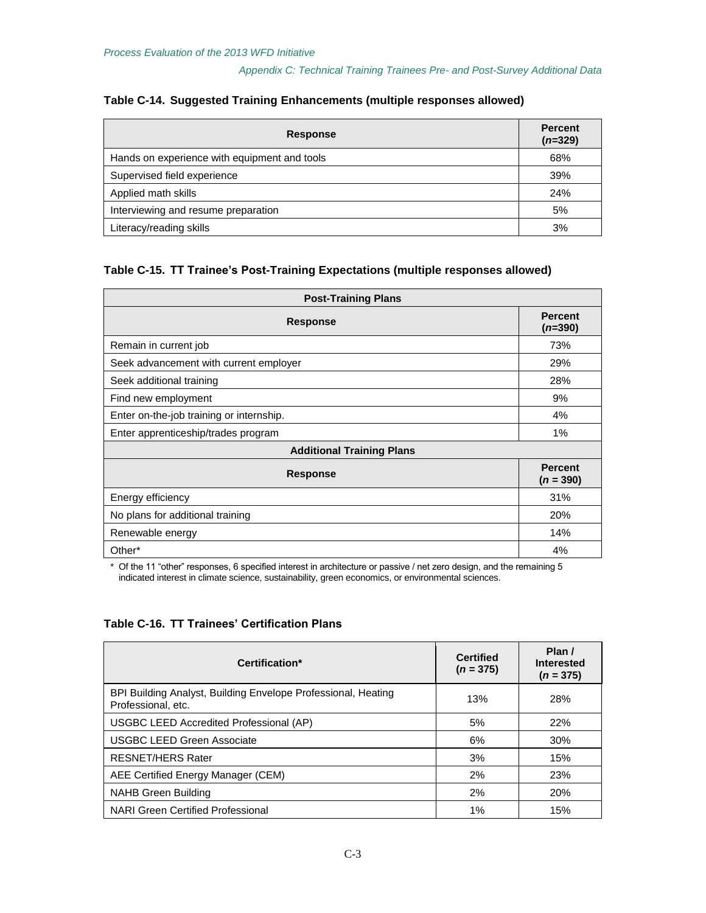**Table C-14. Suggested Training Enhancements (multiple responses allowed)**

| Response | Percent (*n*=329) |
|---|---|
| Hands on experience with equipment and tools | 68% |
| Supervised field experience | 39% |
| Applied math skills | 24% |
| Interviewing and resume preparation | 5% |
| Literacy/reading skills | 3% |

**Table C-15. TT Trainee's Post-Training Expectations (multiple responses allowed)**

| Post-Training Plans | |
|---|---|
| **Response** | **Percent (*n*=390)** |
| Remain in current job | 73% |
| Seek advancement with current employer | 29% |
| Seek additional training | 28% |
| Find new employment | 9% |
| Enter on-the-job training or internship. | 4% |
| Enter apprenticeship/trades program | 1% |
| **Additional Training Plans** | |
| **Response** | **Percent (*n* = 390)** |
| Energy efficiency | 31% |
| No plans for additional training | 20% |
| Renewable energy | 14% |
| Other* | 4% |

\* Of the 11 "other" responses, 6 specified interest in architecture or passive / net zero design, and the remaining 5 indicated interest in climate science, sustainability, green economics, or environmental sciences.

**Table C-16. TT Trainees' Certification Plans**

| Certification* | Certified (*n* = 375) | Plan / Interested (*n* = 375) |
|---|---|---|
| BPI Building Analyst, Building Envelope Professional, Heating Professional, etc. | 13% | 28% |
| USGBC LEED Accredited Professional (AP) | 5% | 22% |
| USGBC LEED Green Associate | 6% | 30% |
| RESNET/HERS Rater | 3% | 15% |
| AEE Certified Energy Manager (CEM) | 2% | 23% |
| NAHB Green Building | 2% | 20% |
| NARI Green Certified Professional | 1% | 15% |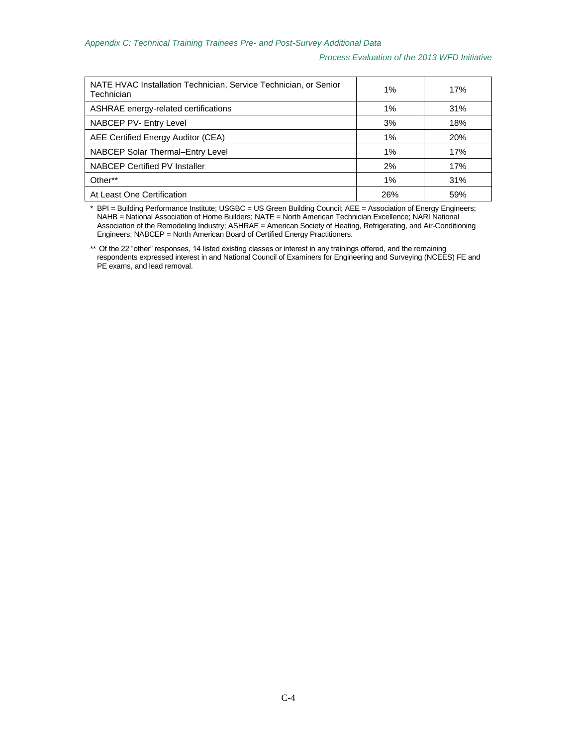| | | |
|---|---|---|
| NATE HVAC Installation Technician, Service Technician, or Senior Technician | 1% | 17% |
| ASHRAE energy-related certifications | 1% | 31% |
| NABCEP PV- Entry Level | 3% | 18% |
| AEE Certified Energy Auditor (CEA) | 1% | 20% |
| NABCEP Solar Thermal–Entry Level | 1% | 17% |
| NABCEP Certified PV Installer | 2% | 17% |
| Other** | 1% | 31% |
| At Least One Certification | 26% | 59% |

\* BPI = Building Performance Institute; USGBC = US Green Building Council; AEE = Association of Energy Engineers; NAHB = National Association of Home Builders; NATE = North American Technician Excellence; NARI National Association of the Remodeling Industry; ASHRAE = American Society of Heating, Refrigerating, and Air-Conditioning Engineers; NABCEP = North American Board of Certified Energy Practitioners.

** Of the 22 "other" responses, 14 listed existing classes or interest in any trainings offered, and the remaining respondents expressed interest in and National Council of Examiners for Engineering and Surveying (NCEES) FE and PE exams, and lead removal.